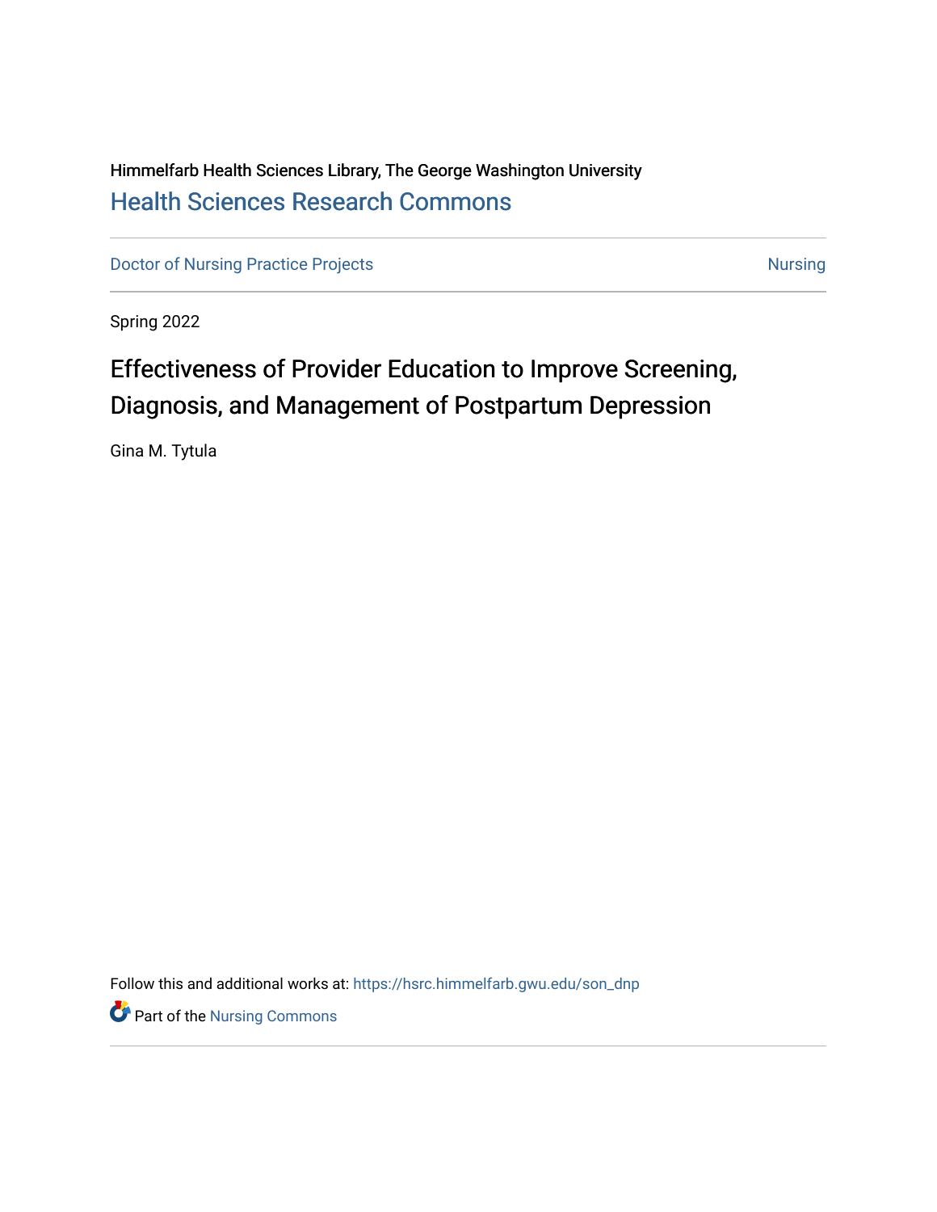Himmelfarb Health Sciences Library, The George Washington University

[Health Sciences Research Commons](https://hsrc.himmelfarb.gwu.edu/)

Doctor of Nursing Practice Projects | Nursing

Spring 2022

# Effectiveness of Provider Education to Improve Screening, Diagnosis, and Management of Postpartum Depression

Gina M. Tytula

Follow this and additional works at: https://hsrc.himmelfarb.gwu.edu/son_dnp

Part of the Nursing Commons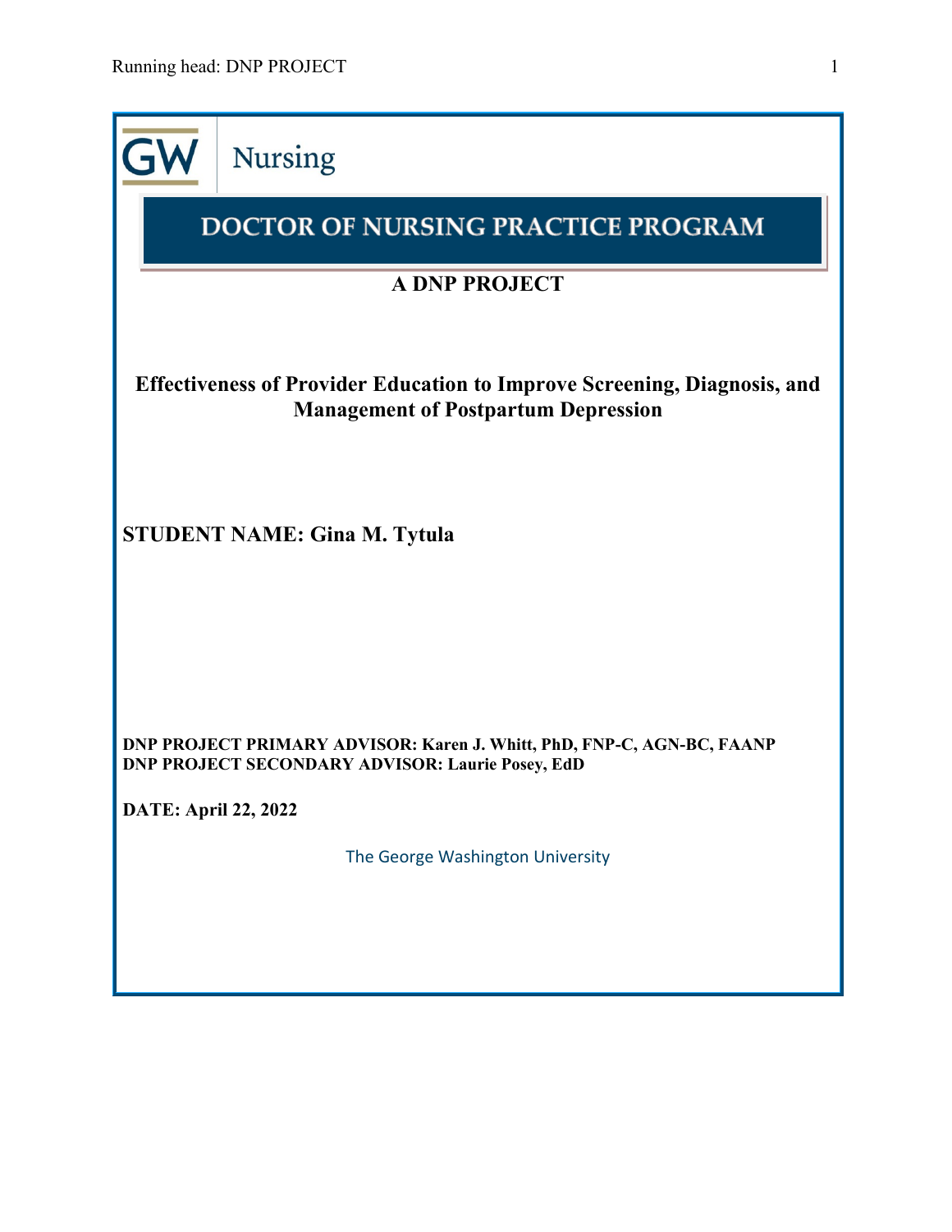GW Nursing

# DOCTOR OF NURSING PRACTICE PROGRAM

## A DNP PROJECT

### Effectiveness of Provider Education to Improve Screening, Diagnosis, and Management of Postpartum Depression

**STUDENT NAME: Gina M. Tytula**

**DNP PROJECT PRIMARY ADVISOR: Karen J. Whitt, PhD, FNP-C, AGN-BC, FAANP**
**DNP PROJECT SECONDARY ADVISOR: Laurie Posey, EdD**

**DATE: April 22, 2022**

The George Washington University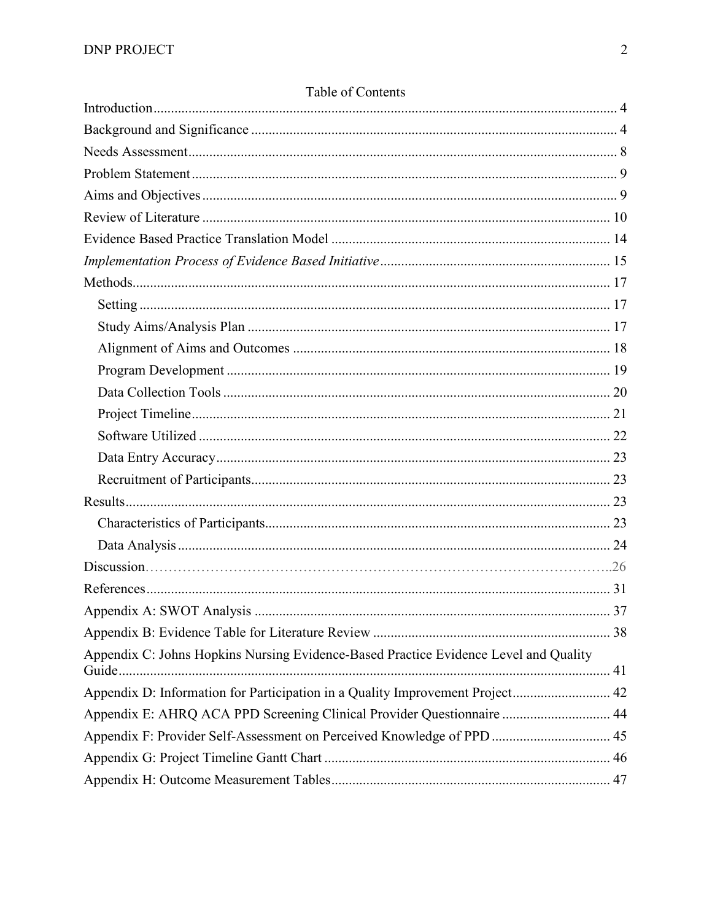Table of Contents

Introduction .................................................................................................................... 4

Background and Significance ........................................................................................ 4

Needs Assessment .......................................................................................................... 8

Problem Statement .......................................................................................................... 9

Aims and Objectives ...................................................................................................... 9

Review of Literature ..................................................................................................... 10

Evidence Based Practice Translation Model ............................................................... 14

*Implementation Process of Evidence Based Initiative* ................................................ 15

Methods ........................................................................................................................ 17

- Setting ...................................................................................................................... 17
- Study Aims/Analysis Plan ....................................................................................... 17
- Alignment of Aims and Outcomes .......................................................................... 18
- Program Development ............................................................................................. 19
- Data Collection Tools .............................................................................................. 20
- Project Timeline ....................................................................................................... 21
- Software Utilized ..................................................................................................... 22
- Data Entry Accuracy ................................................................................................ 23
- Recruitment of Participants ..................................................................................... 23

Results ........................................................................................................................... 23

- Characteristics of Participants ................................................................................. 23
- Data Analysis ........................................................................................................... 24

Discussion ..................................................................................................................... 26

References ..................................................................................................................... 31

Appendix A: SWOT Analysis ...................................................................................... 37

Appendix B: Evidence Table for Literature Review .................................................... 38

Appendix C: Johns Hopkins Nursing Evidence-Based Practice Evidence Level and Quality Guide ........................................................................................................................... 41

Appendix D: Information for Participation in a Quality Improvement Project ............ 42

Appendix E: AHRQ ACA PPD Screening Clinical Provider Questionnaire ................ 44

Appendix F: Provider Self-Assessment on Perceived Knowledge of PPD .................. 45

Appendix G: Project Timeline Gantt Chart .................................................................. 46

Appendix H: Outcome Measurement Tables ................................................................ 47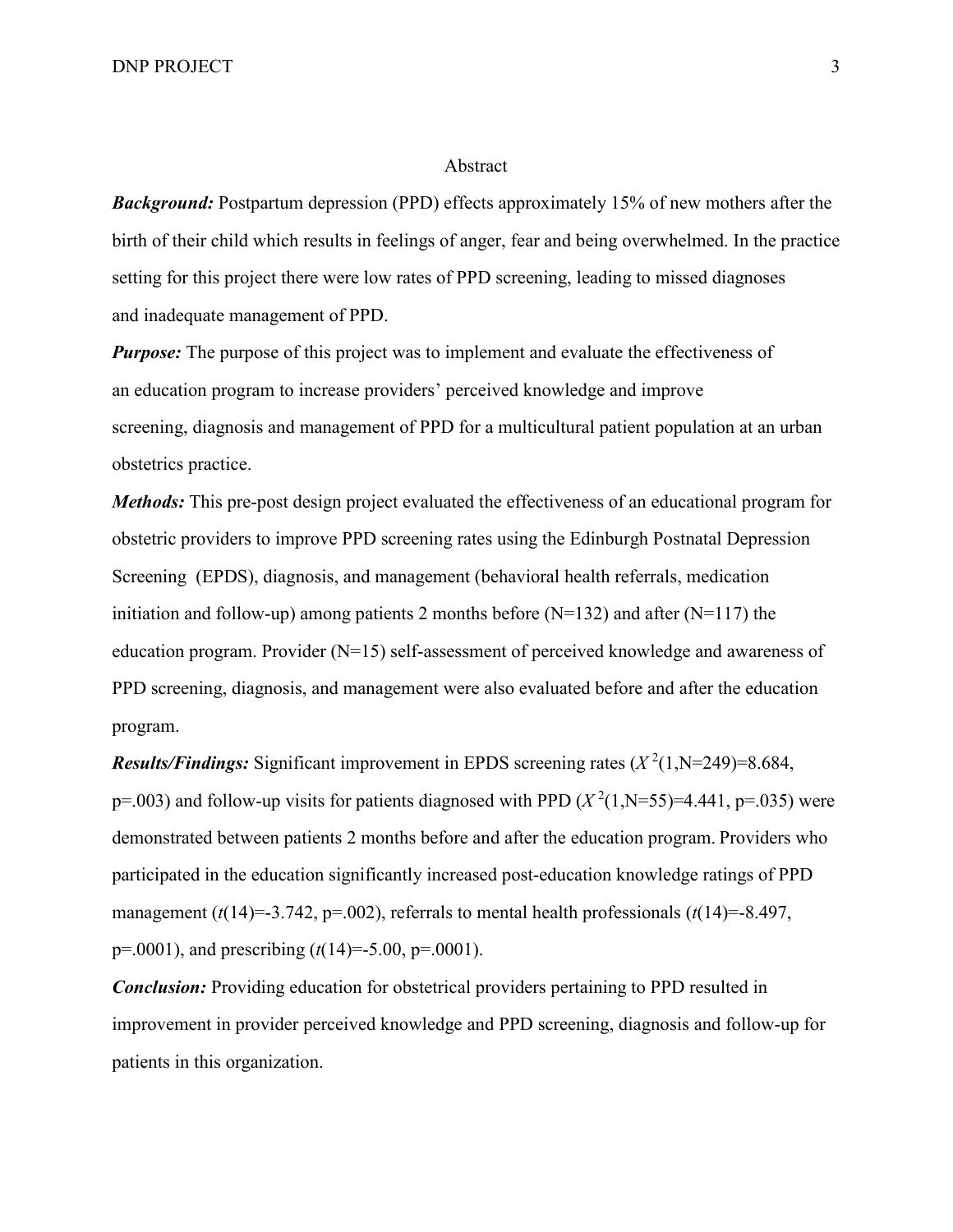# Abstract

***Background:*** Postpartum depression (PPD) effects approximately 15% of new mothers after the birth of their child which results in feelings of anger, fear and being overwhelmed. In the practice setting for this project there were low rates of PPD screening, leading to missed diagnoses and inadequate management of PPD.

***Purpose:*** The purpose of this project was to implement and evaluate the effectiveness of an education program to increase providers' perceived knowledge and improve screening, diagnosis and management of PPD for a multicultural patient population at an urban obstetrics practice.

***Methods:*** This pre-post design project evaluated the effectiveness of an educational program for obstetric providers to improve PPD screening rates using the Edinburgh Postnatal Depression Screening (EPDS), diagnosis, and management (behavioral health referrals, medication initiation and follow-up) among patients 2 months before (N=132) and after (N=117) the education program. Provider (N=15) self-assessment of perceived knowledge and awareness of PPD screening, diagnosis, and management were also evaluated before and after the education program.

***Results/Findings:*** Significant improvement in EPDS screening rates ($X^2(1,N=249)=8.684$, $p=.003$) and follow-up visits for patients diagnosed with PPD ($X^2(1,N=55)=4.441$, $p=.035$) were demonstrated between patients 2 months before and after the education program. Providers who participated in the education significantly increased post-education knowledge ratings of PPD management ($t(14)=-3.742$, $p=.002$), referrals to mental health professionals ($t(14)=-8.497$, $p=.0001$), and prescribing ($t(14)=-5.00$, $p=.0001$).

***Conclusion:*** Providing education for obstetrical providers pertaining to PPD resulted in improvement in provider perceived knowledge and PPD screening, diagnosis and follow-up for patients in this organization.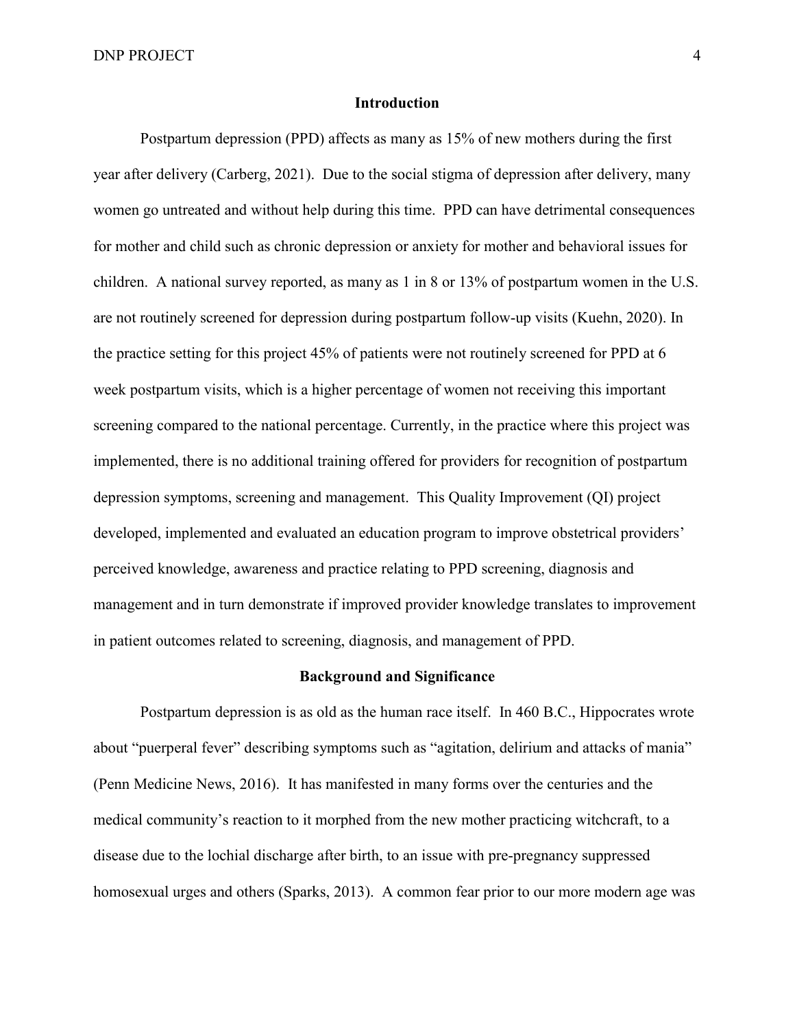## Introduction

Postpartum depression (PPD) affects as many as 15% of new mothers during the first year after delivery (Carberg, 2021). Due to the social stigma of depression after delivery, many women go untreated and without help during this time. PPD can have detrimental consequences for mother and child such as chronic depression or anxiety for mother and behavioral issues for children. A national survey reported, as many as 1 in 8 or 13% of postpartum women in the U.S. are not routinely screened for depression during postpartum follow-up visits (Kuehn, 2020). In the practice setting for this project 45% of patients were not routinely screened for PPD at 6 week postpartum visits, which is a higher percentage of women not receiving this important screening compared to the national percentage. Currently, in the practice where this project was implemented, there is no additional training offered for providers for recognition of postpartum depression symptoms, screening and management. This Quality Improvement (QI) project developed, implemented and evaluated an education program to improve obstetrical providers' perceived knowledge, awareness and practice relating to PPD screening, diagnosis and management and in turn demonstrate if improved provider knowledge translates to improvement in patient outcomes related to screening, diagnosis, and management of PPD.

## Background and Significance

Postpartum depression is as old as the human race itself. In 460 B.C., Hippocrates wrote about "puerperal fever" describing symptoms such as "agitation, delirium and attacks of mania" (Penn Medicine News, 2016). It has manifested in many forms over the centuries and the medical community's reaction to it morphed from the new mother practicing witchcraft, to a disease due to the lochial discharge after birth, to an issue with pre-pregnancy suppressed homosexual urges and others (Sparks, 2013). A common fear prior to our more modern age was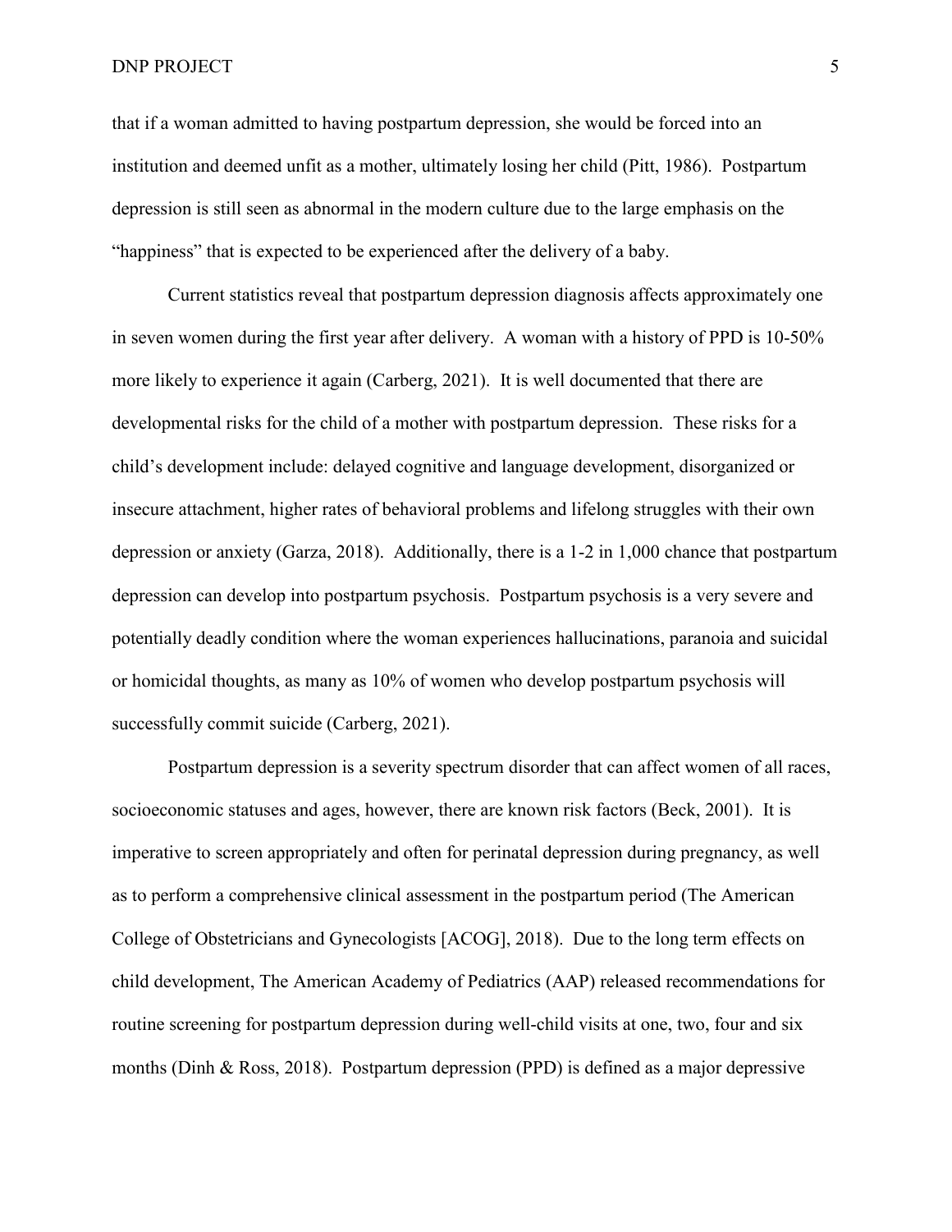that if a woman admitted to having postpartum depression, she would be forced into an institution and deemed unfit as a mother, ultimately losing her child (Pitt, 1986). Postpartum depression is still seen as abnormal in the modern culture due to the large emphasis on the "happiness" that is expected to be experienced after the delivery of a baby.

Current statistics reveal that postpartum depression diagnosis affects approximately one in seven women during the first year after delivery. A woman with a history of PPD is 10-50% more likely to experience it again (Carberg, 2021). It is well documented that there are developmental risks for the child of a mother with postpartum depression. These risks for a child's development include: delayed cognitive and language development, disorganized or insecure attachment, higher rates of behavioral problems and lifelong struggles with their own depression or anxiety (Garza, 2018). Additionally, there is a 1-2 in 1,000 chance that postpartum depression can develop into postpartum psychosis. Postpartum psychosis is a very severe and potentially deadly condition where the woman experiences hallucinations, paranoia and suicidal or homicidal thoughts, as many as 10% of women who develop postpartum psychosis will successfully commit suicide (Carberg, 2021).

Postpartum depression is a severity spectrum disorder that can affect women of all races, socioeconomic statuses and ages, however, there are known risk factors (Beck, 2001). It is imperative to screen appropriately and often for perinatal depression during pregnancy, as well as to perform a comprehensive clinical assessment in the postpartum period (The American College of Obstetricians and Gynecologists [ACOG], 2018). Due to the long term effects on child development, The American Academy of Pediatrics (AAP) released recommendations for routine screening for postpartum depression during well-child visits at one, two, four and six months (Dinh & Ross, 2018). Postpartum depression (PPD) is defined as a major depressive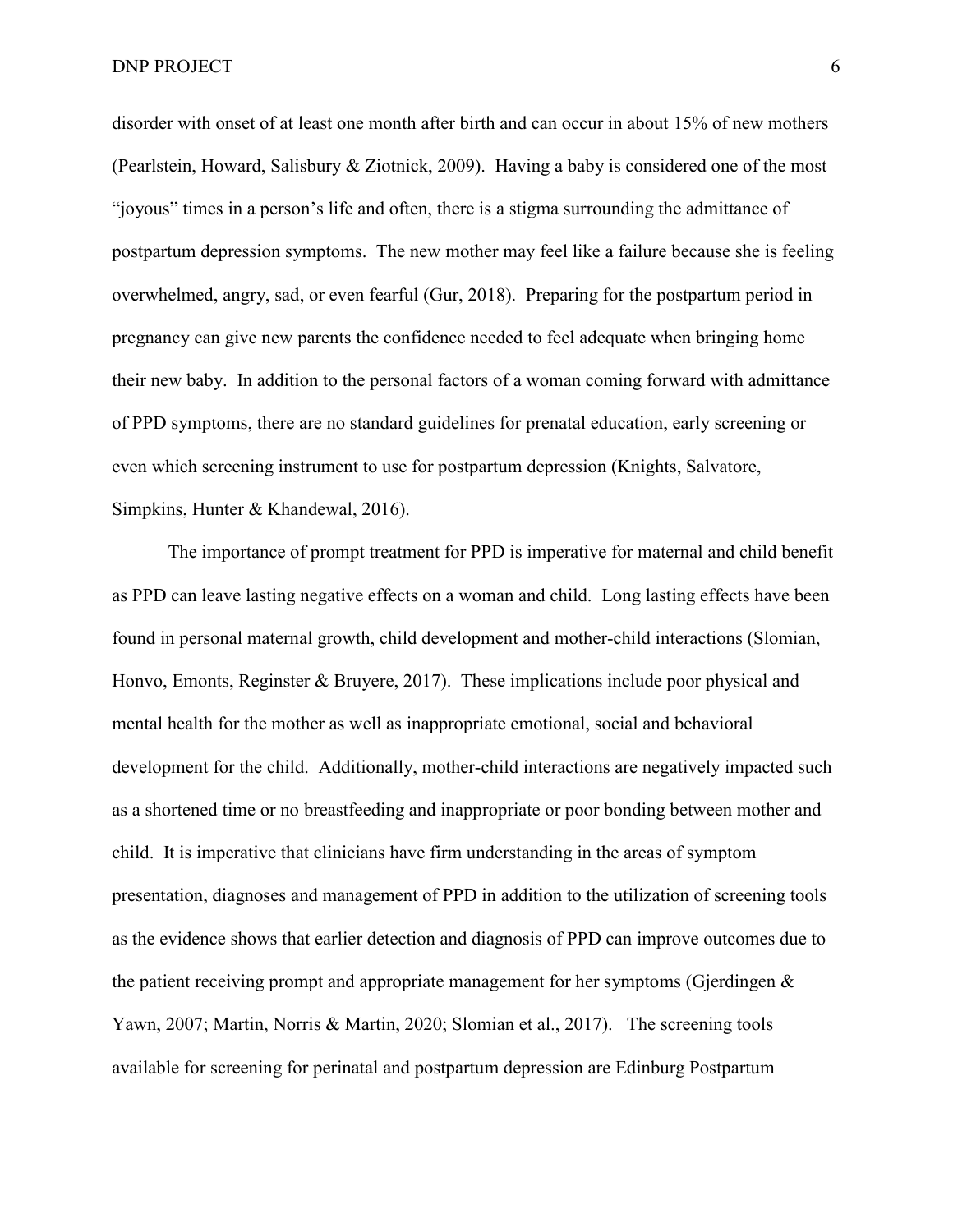disorder with onset of at least one month after birth and can occur in about 15% of new mothers (Pearlstein, Howard, Salisbury & Ziotnick, 2009). Having a baby is considered one of the most "joyous" times in a person's life and often, there is a stigma surrounding the admittance of postpartum depression symptoms. The new mother may feel like a failure because she is feeling overwhelmed, angry, sad, or even fearful (Gur, 2018). Preparing for the postpartum period in pregnancy can give new parents the confidence needed to feel adequate when bringing home their new baby. In addition to the personal factors of a woman coming forward with admittance of PPD symptoms, there are no standard guidelines for prenatal education, early screening or even which screening instrument to use for postpartum depression (Knights, Salvatore, Simpkins, Hunter & Khandewal, 2016).

The importance of prompt treatment for PPD is imperative for maternal and child benefit as PPD can leave lasting negative effects on a woman and child. Long lasting effects have been found in personal maternal growth, child development and mother-child interactions (Slomian, Honvo, Emonts, Reginster & Bruyere, 2017). These implications include poor physical and mental health for the mother as well as inappropriate emotional, social and behavioral development for the child. Additionally, mother-child interactions are negatively impacted such as a shortened time or no breastfeeding and inappropriate or poor bonding between mother and child. It is imperative that clinicians have firm understanding in the areas of symptom presentation, diagnoses and management of PPD in addition to the utilization of screening tools as the evidence shows that earlier detection and diagnosis of PPD can improve outcomes due to the patient receiving prompt and appropriate management for her symptoms (Gjerdingen & Yawn, 2007; Martin, Norris & Martin, 2020; Slomian et al., 2017). The screening tools available for screening for perinatal and postpartum depression are Edinburg Postpartum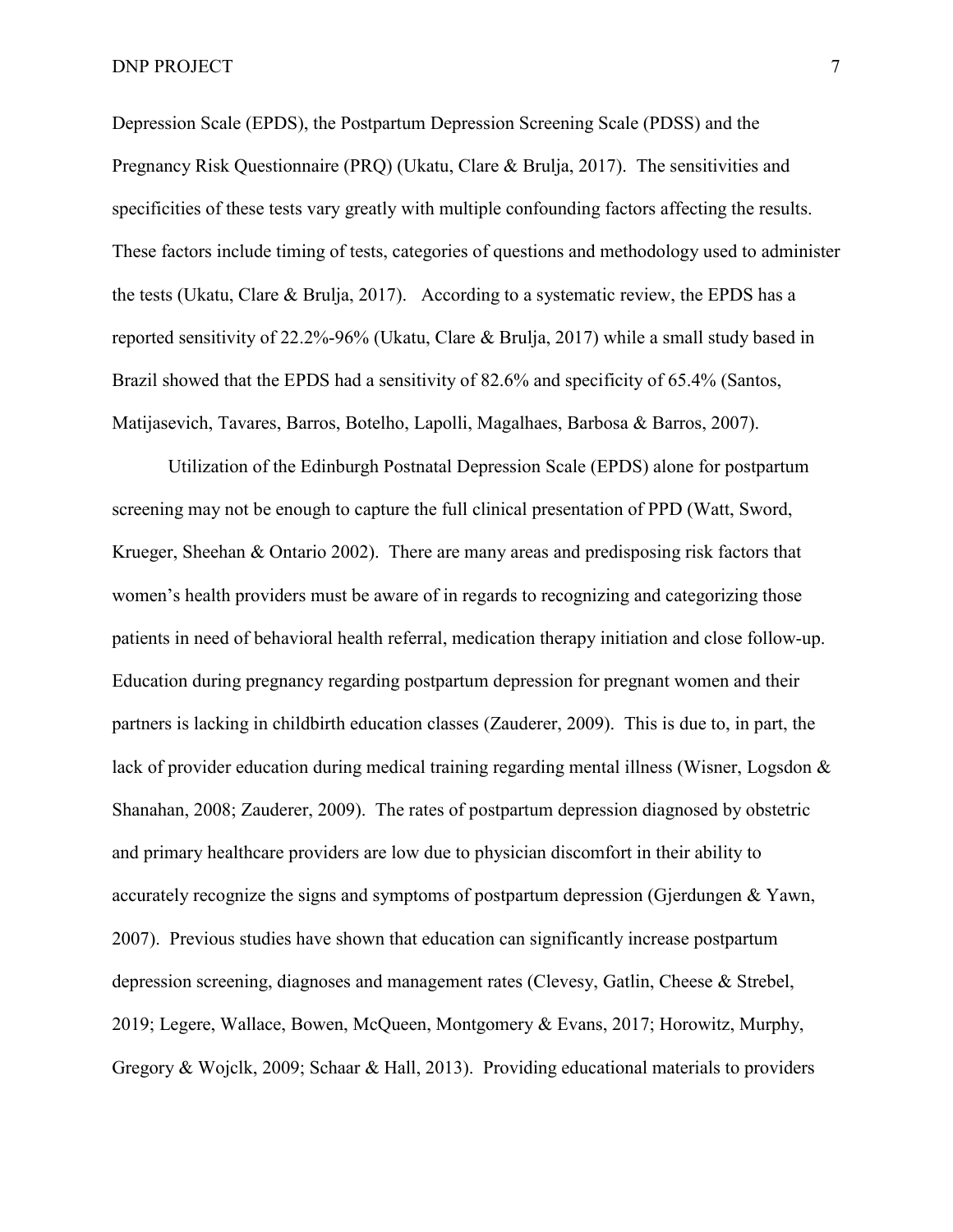Depression Scale (EPDS), the Postpartum Depression Screening Scale (PDSS) and the Pregnancy Risk Questionnaire (PRQ) (Ukatu, Clare & Brulja, 2017). The sensitivities and specificities of these tests vary greatly with multiple confounding factors affecting the results. These factors include timing of tests, categories of questions and methodology used to administer the tests (Ukatu, Clare & Brulja, 2017). According to a systematic review, the EPDS has a reported sensitivity of 22.2%-96% (Ukatu, Clare & Brulja, 2017) while a small study based in Brazil showed that the EPDS had a sensitivity of 82.6% and specificity of 65.4% (Santos, Matijasevich, Tavares, Barros, Botelho, Lapolli, Magalhaes, Barbosa & Barros, 2007).

Utilization of the Edinburgh Postnatal Depression Scale (EPDS) alone for postpartum screening may not be enough to capture the full clinical presentation of PPD (Watt, Sword, Krueger, Sheehan & Ontario 2002). There are many areas and predisposing risk factors that women's health providers must be aware of in regards to recognizing and categorizing those patients in need of behavioral health referral, medication therapy initiation and close follow-up. Education during pregnancy regarding postpartum depression for pregnant women and their partners is lacking in childbirth education classes (Zauderer, 2009). This is due to, in part, the lack of provider education during medical training regarding mental illness (Wisner, Logsdon & Shanahan, 2008; Zauderer, 2009). The rates of postpartum depression diagnosed by obstetric and primary healthcare providers are low due to physician discomfort in their ability to accurately recognize the signs and symptoms of postpartum depression (Gjerdungen & Yawn, 2007). Previous studies have shown that education can significantly increase postpartum depression screening, diagnoses and management rates (Clevesy, Gatlin, Cheese & Strebel, 2019; Legere, Wallace, Bowen, McQueen, Montgomery & Evans, 2017; Horowitz, Murphy, Gregory & Wojclk, 2009; Schaar & Hall, 2013). Providing educational materials to providers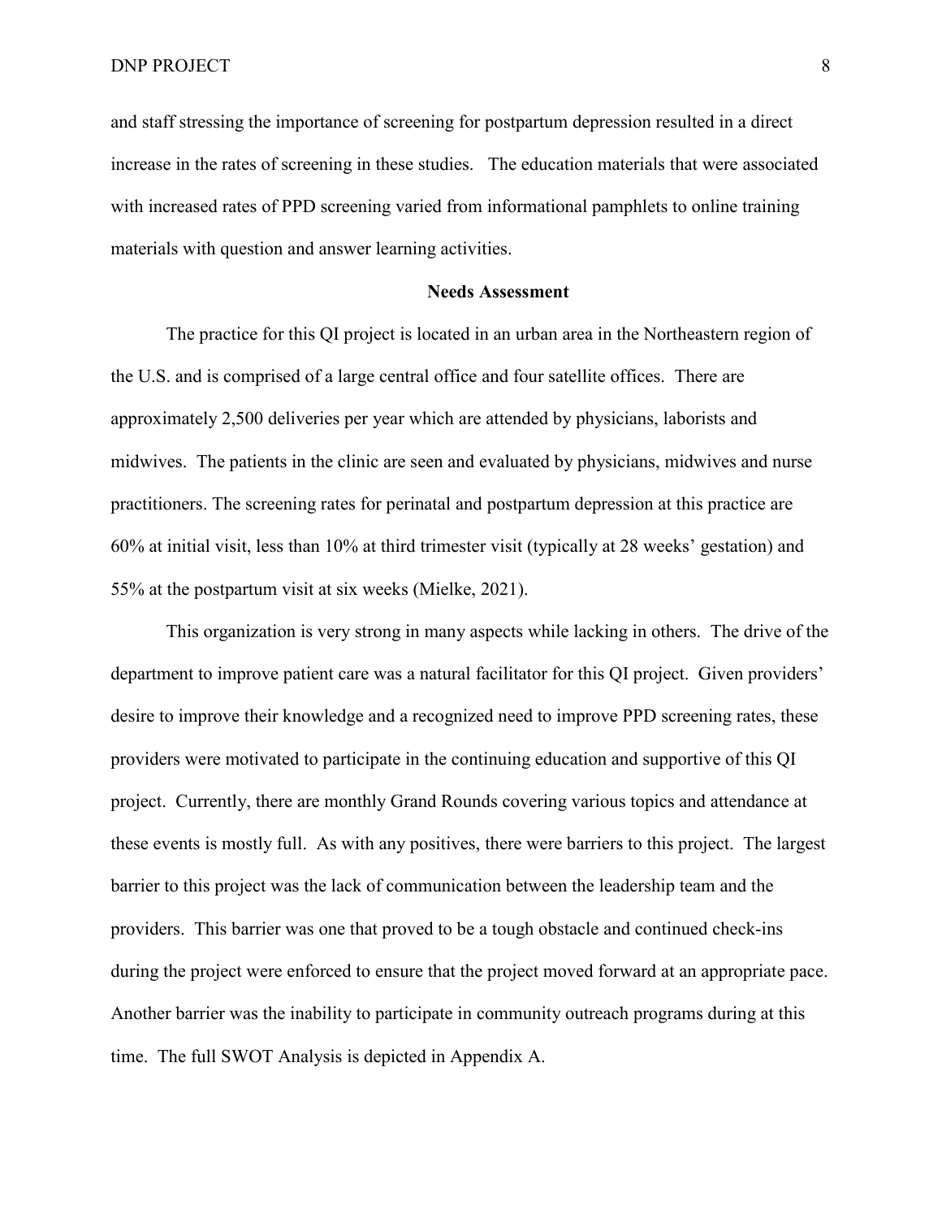and staff stressing the importance of screening for postpartum depression resulted in a direct increase in the rates of screening in these studies.   The education materials that were associated with increased rates of PPD screening varied from informational pamphlets to online training materials with question and answer learning activities.

## Needs Assessment

The practice for this QI project is located in an urban area in the Northeastern region of the U.S. and is comprised of a large central office and four satellite offices.  There are approximately 2,500 deliveries per year which are attended by physicians, laborists and midwives.  The patients in the clinic are seen and evaluated by physicians, midwives and nurse practitioners. The screening rates for perinatal and postpartum depression at this practice are 60% at initial visit, less than 10% at third trimester visit (typically at 28 weeks' gestation) and 55% at the postpartum visit at six weeks (Mielke, 2021).

This organization is very strong in many aspects while lacking in others.  The drive of the department to improve patient care was a natural facilitator for this QI project.  Given providers' desire to improve their knowledge and a recognized need to improve PPD screening rates, these providers were motivated to participate in the continuing education and supportive of this QI project.  Currently, there are monthly Grand Rounds covering various topics and attendance at these events is mostly full.  As with any positives, there were barriers to this project.  The largest barrier to this project was the lack of communication between the leadership team and the providers.  This barrier was one that proved to be a tough obstacle and continued check-ins during the project were enforced to ensure that the project moved forward at an appropriate pace. Another barrier was the inability to participate in community outreach programs during at this time.  The full SWOT Analysis is depicted in Appendix A.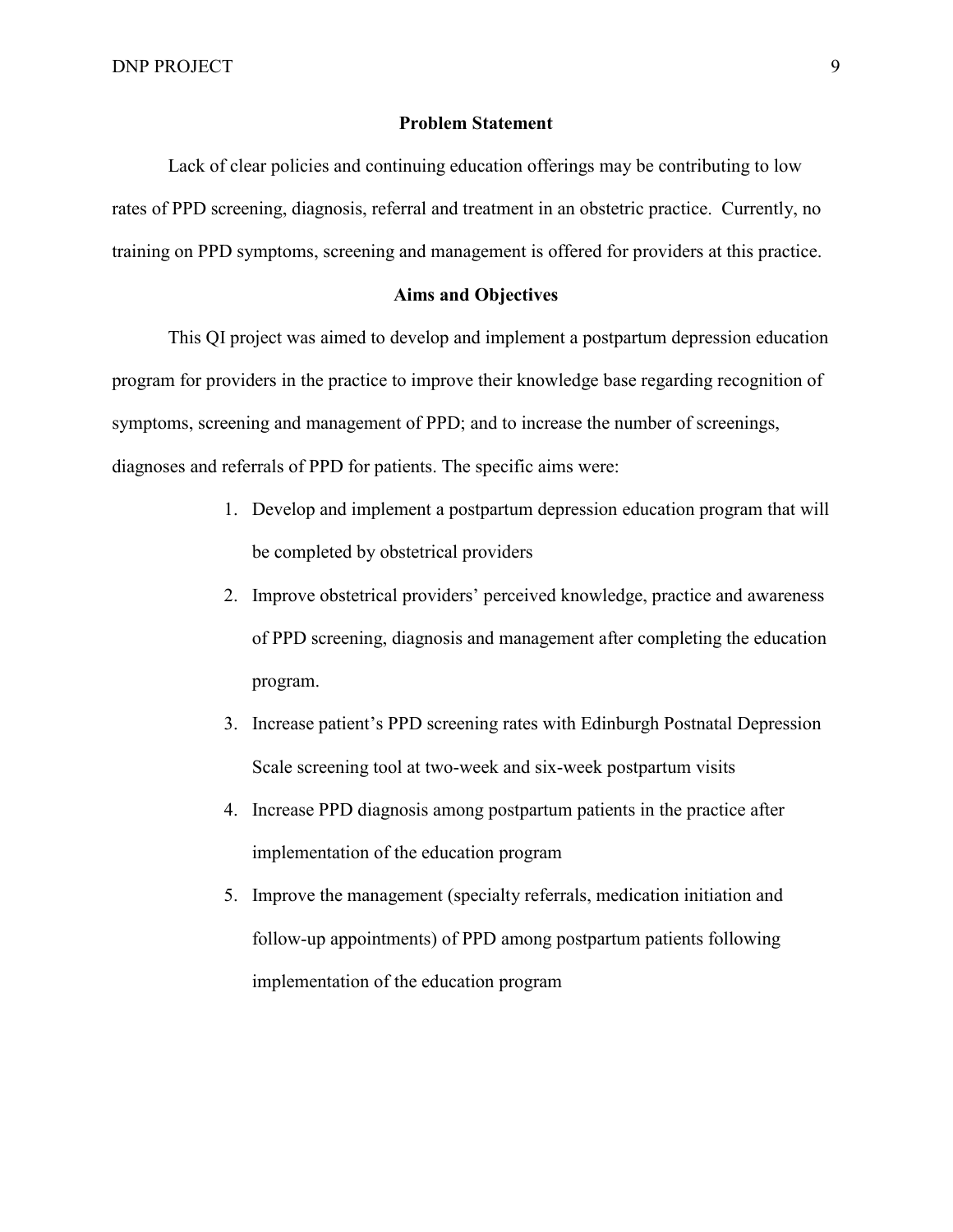## Problem Statement

Lack of clear policies and continuing education offerings may be contributing to low rates of PPD screening, diagnosis, referral and treatment in an obstetric practice. Currently, no training on PPD symptoms, screening and management is offered for providers at this practice.

## Aims and Objectives

This QI project was aimed to develop and implement a postpartum depression education program for providers in the practice to improve their knowledge base regarding recognition of symptoms, screening and management of PPD; and to increase the number of screenings, diagnoses and referrals of PPD for patients. The specific aims were:

1. Develop and implement a postpartum depression education program that will be completed by obstetrical providers
2. Improve obstetrical providers' perceived knowledge, practice and awareness of PPD screening, diagnosis and management after completing the education program.
3. Increase patient's PPD screening rates with Edinburgh Postnatal Depression Scale screening tool at two-week and six-week postpartum visits
4. Increase PPD diagnosis among postpartum patients in the practice after implementation of the education program
5. Improve the management (specialty referrals, medication initiation and follow-up appointments) of PPD among postpartum patients following implementation of the education program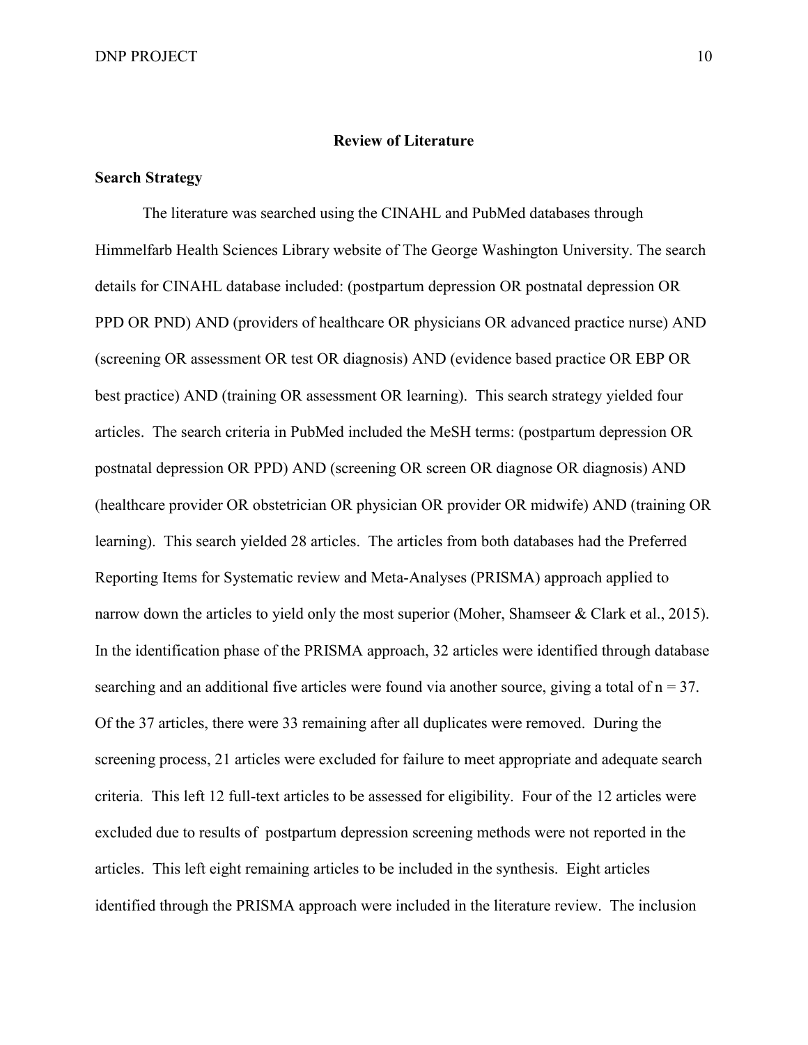## Review of Literature

### Search Strategy

The literature was searched using the CINAHL and PubMed databases through Himmelfarb Health Sciences Library website of The George Washington University. The search details for CINAHL database included: (postpartum depression OR postnatal depression OR PPD OR PND) AND (providers of healthcare OR physicians OR advanced practice nurse) AND (screening OR assessment OR test OR diagnosis) AND (evidence based practice OR EBP OR best practice) AND (training OR assessment OR learning). This search strategy yielded four articles. The search criteria in PubMed included the MeSH terms: (postpartum depression OR postnatal depression OR PPD) AND (screening OR screen OR diagnose OR diagnosis) AND (healthcare provider OR obstetrician OR physician OR provider OR midwife) AND (training OR learning). This search yielded 28 articles. The articles from both databases had the Preferred Reporting Items for Systematic review and Meta-Analyses (PRISMA) approach applied to narrow down the articles to yield only the most superior (Moher, Shamseer & Clark et al., 2015). In the identification phase of the PRISMA approach, 32 articles were identified through database searching and an additional five articles were found via another source, giving a total of n = 37. Of the 37 articles, there were 33 remaining after all duplicates were removed. During the screening process, 21 articles were excluded for failure to meet appropriate and adequate search criteria. This left 12 full-text articles to be assessed for eligibility. Four of the 12 articles were excluded due to results of postpartum depression screening methods were not reported in the articles. This left eight remaining articles to be included in the synthesis. Eight articles identified through the PRISMA approach were included in the literature review. The inclusion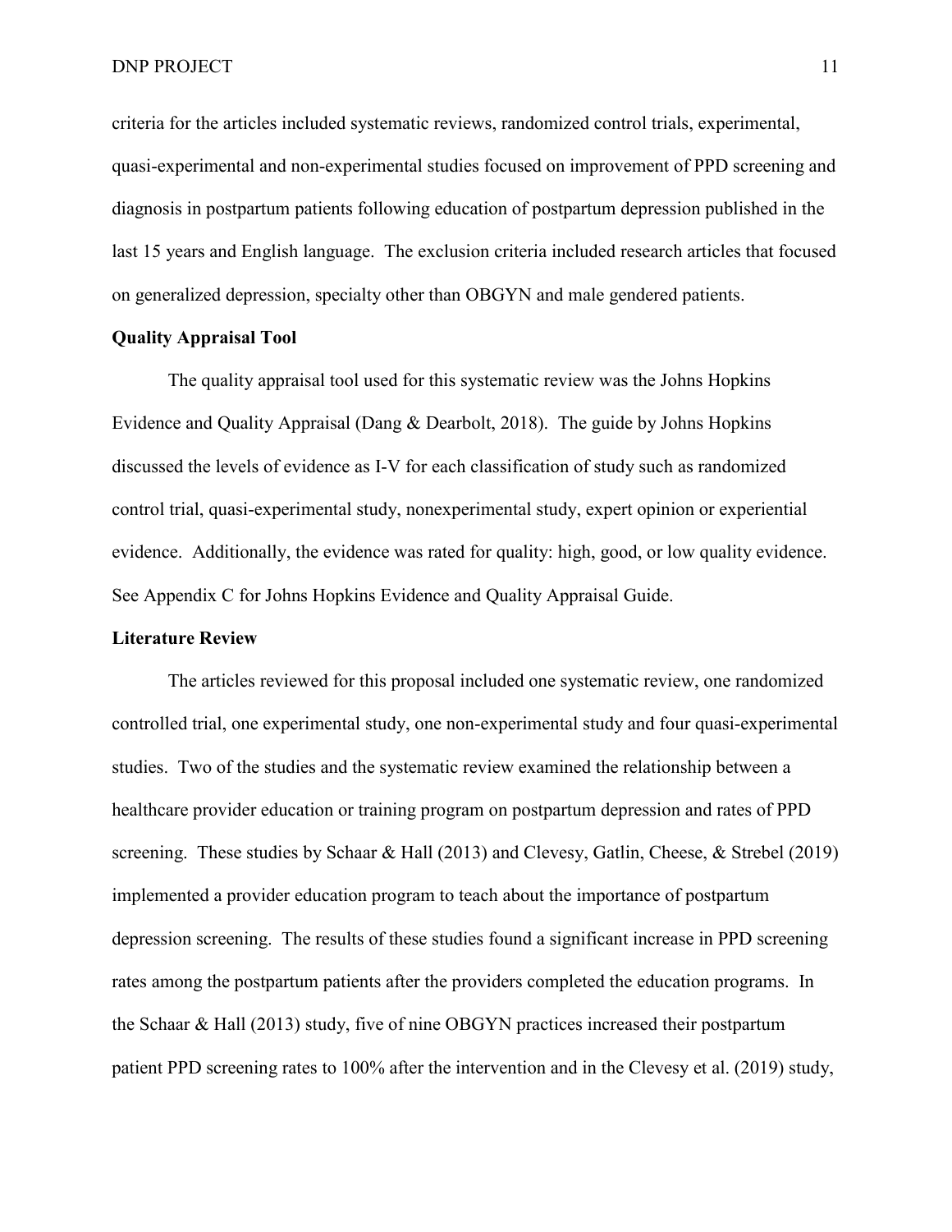criteria for the articles included systematic reviews, randomized control trials, experimental, quasi-experimental and non-experimental studies focused on improvement of PPD screening and diagnosis in postpartum patients following education of postpartum depression published in the last 15 years and English language. The exclusion criteria included research articles that focused on generalized depression, specialty other than OBGYN and male gendered patients.

**Quality Appraisal Tool**

The quality appraisal tool used for this systematic review was the Johns Hopkins Evidence and Quality Appraisal (Dang & Dearbolt, 2018). The guide by Johns Hopkins discussed the levels of evidence as I-V for each classification of study such as randomized control trial, quasi-experimental study, nonexperimental study, expert opinion or experiential evidence. Additionally, the evidence was rated for quality: high, good, or low quality evidence. See Appendix C for Johns Hopkins Evidence and Quality Appraisal Guide.

**Literature Review**

The articles reviewed for this proposal included one systematic review, one randomized controlled trial, one experimental study, one non-experimental study and four quasi-experimental studies. Two of the studies and the systematic review examined the relationship between a healthcare provider education or training program on postpartum depression and rates of PPD screening. These studies by Schaar & Hall (2013) and Clevesy, Gatlin, Cheese, & Strebel (2019) implemented a provider education program to teach about the importance of postpartum depression screening. The results of these studies found a significant increase in PPD screening rates among the postpartum patients after the providers completed the education programs. In the Schaar & Hall (2013) study, five of nine OBGYN practices increased their postpartum patient PPD screening rates to 100% after the intervention and in the Clevesy et al. (2019) study,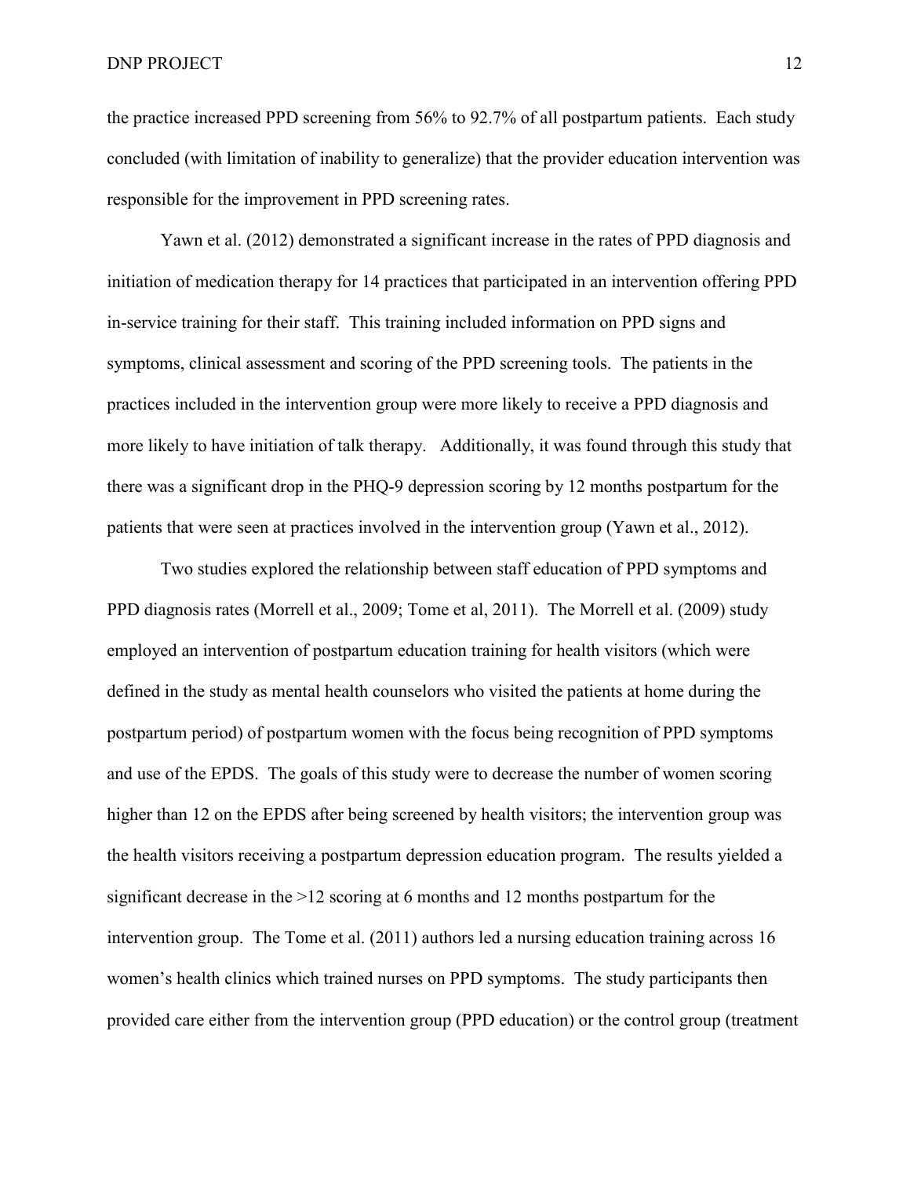the practice increased PPD screening from 56% to 92.7% of all postpartum patients. Each study concluded (with limitation of inability to generalize) that the provider education intervention was responsible for the improvement in PPD screening rates.

Yawn et al. (2012) demonstrated a significant increase in the rates of PPD diagnosis and initiation of medication therapy for 14 practices that participated in an intervention offering PPD in-service training for their staff. This training included information on PPD signs and symptoms, clinical assessment and scoring of the PPD screening tools. The patients in the practices included in the intervention group were more likely to receive a PPD diagnosis and more likely to have initiation of talk therapy. Additionally, it was found through this study that there was a significant drop in the PHQ-9 depression scoring by 12 months postpartum for the patients that were seen at practices involved in the intervention group (Yawn et al., 2012).

Two studies explored the relationship between staff education of PPD symptoms and PPD diagnosis rates (Morrell et al., 2009; Tome et al, 2011). The Morrell et al. (2009) study employed an intervention of postpartum education training for health visitors (which were defined in the study as mental health counselors who visited the patients at home during the postpartum period) of postpartum women with the focus being recognition of PPD symptoms and use of the EPDS. The goals of this study were to decrease the number of women scoring higher than 12 on the EPDS after being screened by health visitors; the intervention group was the health visitors receiving a postpartum depression education program. The results yielded a significant decrease in the >12 scoring at 6 months and 12 months postpartum for the intervention group. The Tome et al. (2011) authors led a nursing education training across 16 women's health clinics which trained nurses on PPD symptoms. The study participants then provided care either from the intervention group (PPD education) or the control group (treatment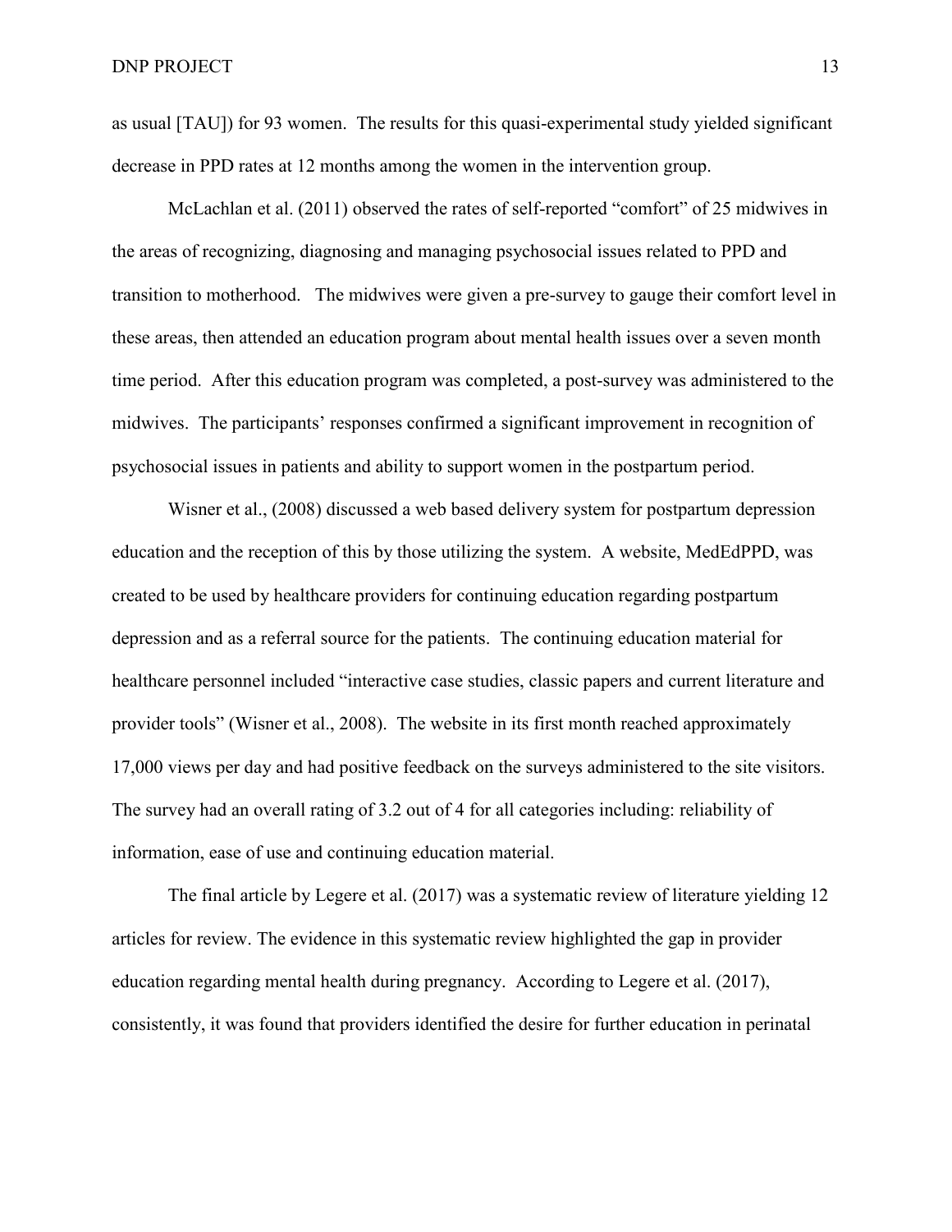as usual [TAU]) for 93 women. The results for this quasi-experimental study yielded significant decrease in PPD rates at 12 months among the women in the intervention group.

McLachlan et al. (2011) observed the rates of self-reported "comfort" of 25 midwives in the areas of recognizing, diagnosing and managing psychosocial issues related to PPD and transition to motherhood. The midwives were given a pre-survey to gauge their comfort level in these areas, then attended an education program about mental health issues over a seven month time period. After this education program was completed, a post-survey was administered to the midwives. The participants' responses confirmed a significant improvement in recognition of psychosocial issues in patients and ability to support women in the postpartum period.

Wisner et al., (2008) discussed a web based delivery system for postpartum depression education and the reception of this by those utilizing the system. A website, MedEdPPD, was created to be used by healthcare providers for continuing education regarding postpartum depression and as a referral source for the patients. The continuing education material for healthcare personnel included "interactive case studies, classic papers and current literature and provider tools" (Wisner et al., 2008). The website in its first month reached approximately 17,000 views per day and had positive feedback on the surveys administered to the site visitors. The survey had an overall rating of 3.2 out of 4 for all categories including: reliability of information, ease of use and continuing education material.

The final article by Legere et al. (2017) was a systematic review of literature yielding 12 articles for review. The evidence in this systematic review highlighted the gap in provider education regarding mental health during pregnancy. According to Legere et al. (2017), consistently, it was found that providers identified the desire for further education in perinatal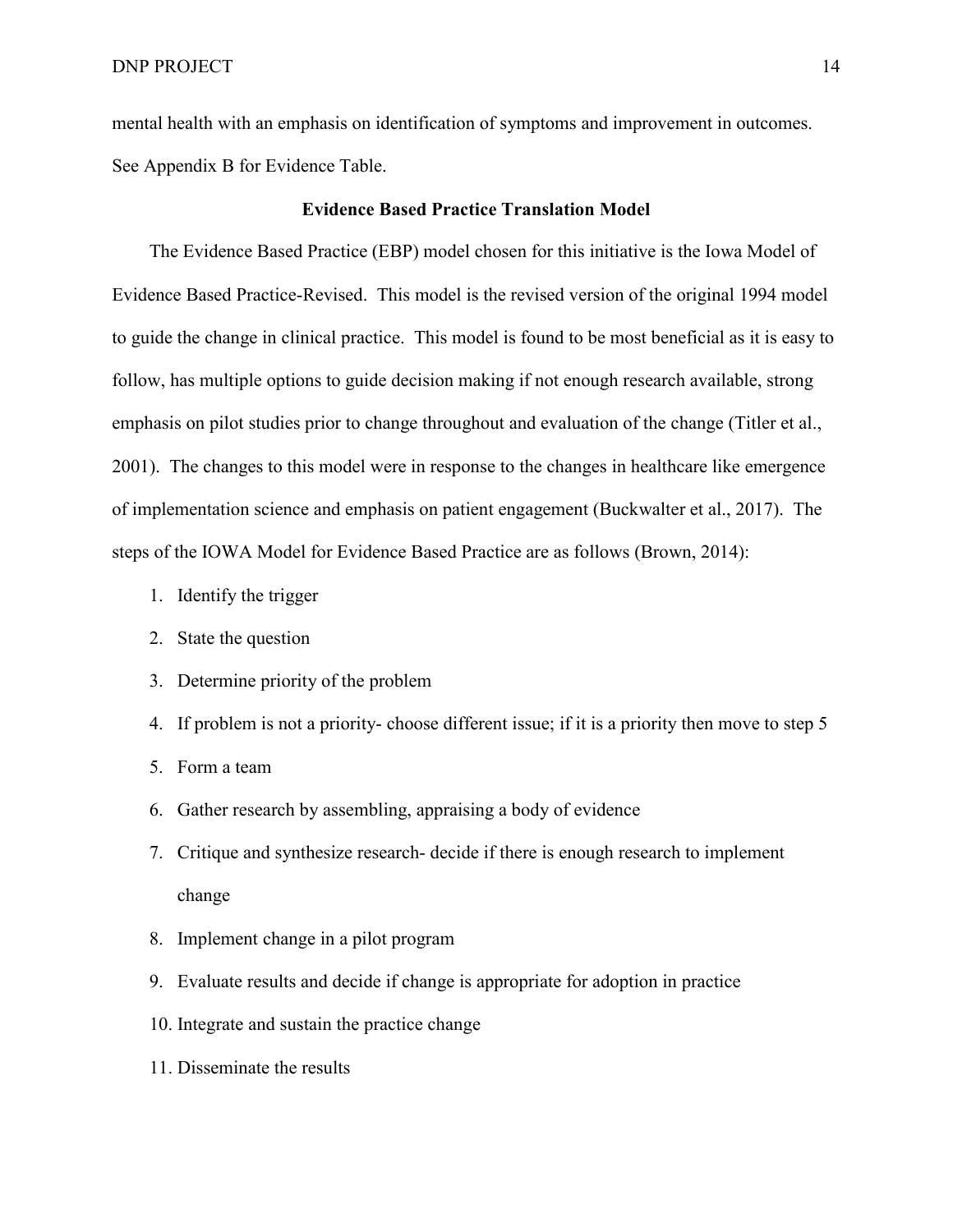mental health with an emphasis on identification of symptoms and improvement in outcomes. See Appendix B for Evidence Table.

## Evidence Based Practice Translation Model

The Evidence Based Practice (EBP) model chosen for this initiative is the Iowa Model of Evidence Based Practice-Revised. This model is the revised version of the original 1994 model to guide the change in clinical practice. This model is found to be most beneficial as it is easy to follow, has multiple options to guide decision making if not enough research available, strong emphasis on pilot studies prior to change throughout and evaluation of the change (Titler et al., 2001). The changes to this model were in response to the changes in healthcare like emergence of implementation science and emphasis on patient engagement (Buckwalter et al., 2017). The steps of the IOWA Model for Evidence Based Practice are as follows (Brown, 2014):

1. Identify the trigger
2. State the question
3. Determine priority of the problem
4. If problem is not a priority- choose different issue; if it is a priority then move to step 5
5. Form a team
6. Gather research by assembling, appraising a body of evidence
7. Critique and synthesize research- decide if there is enough research to implement change
8. Implement change in a pilot program
9. Evaluate results and decide if change is appropriate for adoption in practice
10. Integrate and sustain the practice change
11. Disseminate the results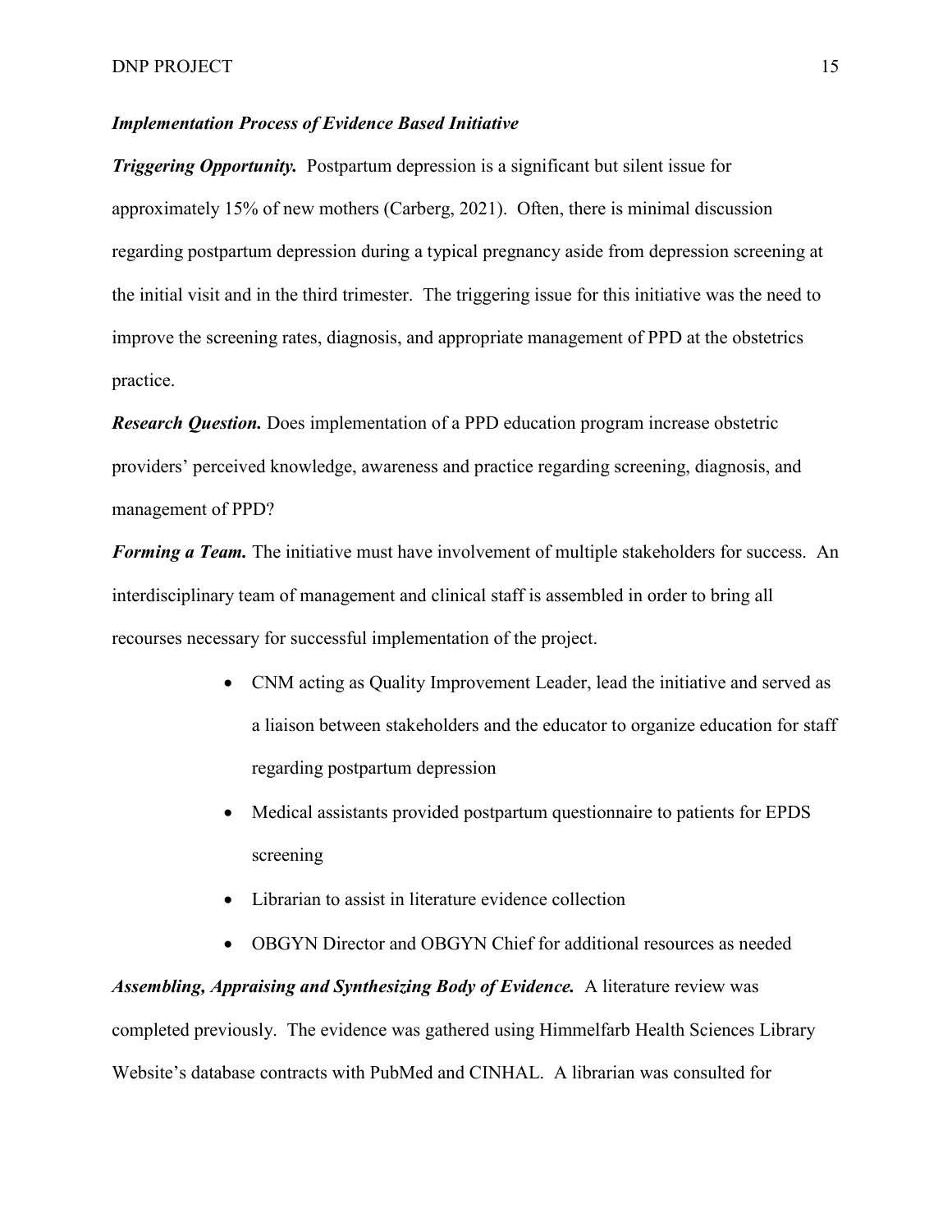***Implementation Process of Evidence Based Initiative***

***Triggering Opportunity.*** Postpartum depression is a significant but silent issue for approximately 15% of new mothers (Carberg, 2021). Often, there is minimal discussion regarding postpartum depression during a typical pregnancy aside from depression screening at the initial visit and in the third trimester. The triggering issue for this initiative was the need to improve the screening rates, diagnosis, and appropriate management of PPD at the obstetrics practice.

***Research Question.*** Does implementation of a PPD education program increase obstetric providers' perceived knowledge, awareness and practice regarding screening, diagnosis, and management of PPD?

***Forming a Team.*** The initiative must have involvement of multiple stakeholders for success. An interdisciplinary team of management and clinical staff is assembled in order to bring all recourses necessary for successful implementation of the project.

- CNM acting as Quality Improvement Leader, lead the initiative and served as a liaison between stakeholders and the educator to organize education for staff regarding postpartum depression
- Medical assistants provided postpartum questionnaire to patients for EPDS screening
- Librarian to assist in literature evidence collection
- OBGYN Director and OBGYN Chief for additional resources as needed

***Assembling, Appraising and Synthesizing Body of Evidence.*** A literature review was completed previously. The evidence was gathered using Himmelfarb Health Sciences Library Website's database contracts with PubMed and CINHAL. A librarian was consulted for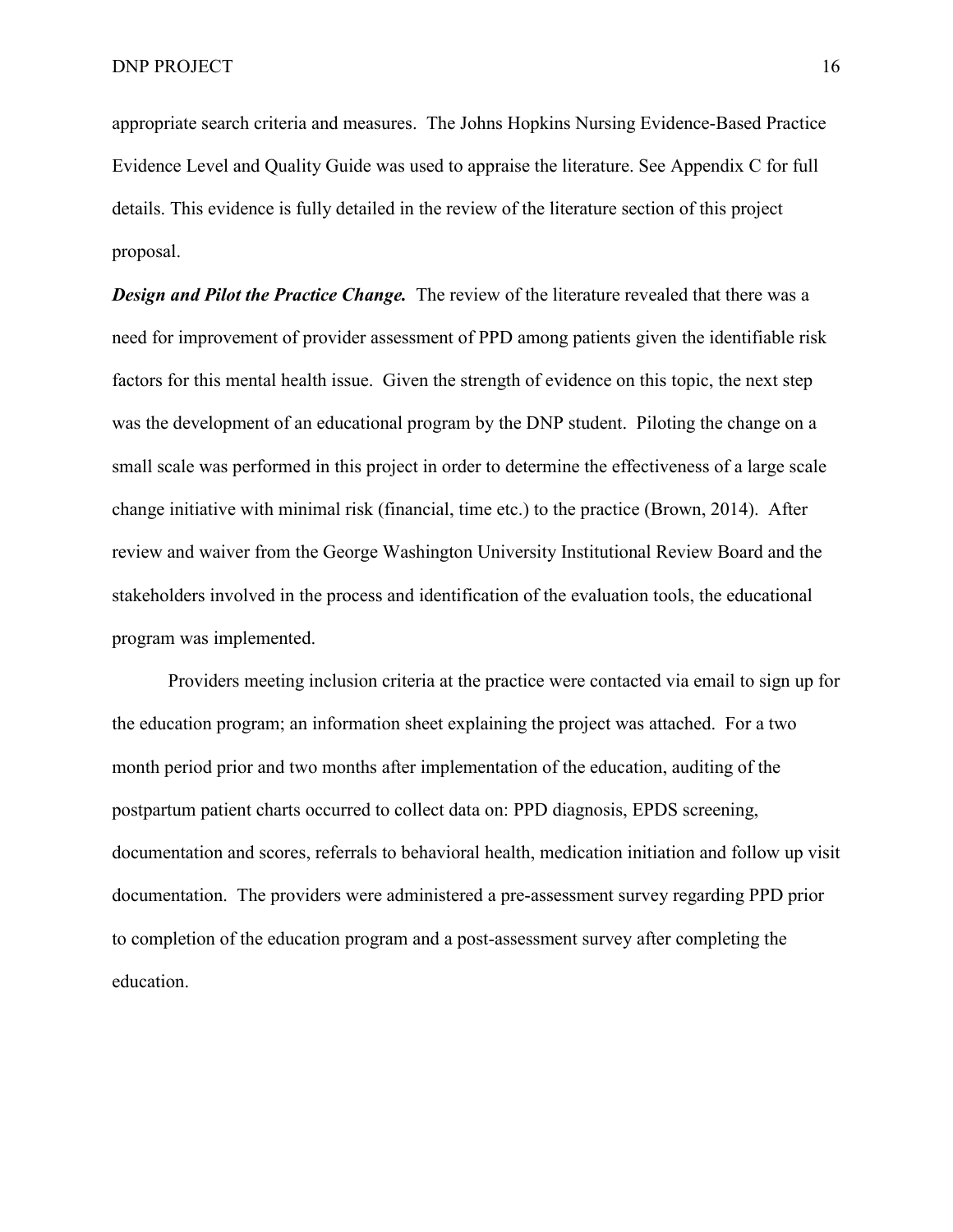appropriate search criteria and measures. The Johns Hopkins Nursing Evidence-Based Practice Evidence Level and Quality Guide was used to appraise the literature. See Appendix C for full details. This evidence is fully detailed in the review of the literature section of this project proposal.

***Design and Pilot the Practice Change.*** The review of the literature revealed that there was a need for improvement of provider assessment of PPD among patients given the identifiable risk factors for this mental health issue. Given the strength of evidence on this topic, the next step was the development of an educational program by the DNP student. Piloting the change on a small scale was performed in this project in order to determine the effectiveness of a large scale change initiative with minimal risk (financial, time etc.) to the practice (Brown, 2014). After review and waiver from the George Washington University Institutional Review Board and the stakeholders involved in the process and identification of the evaluation tools, the educational program was implemented.

Providers meeting inclusion criteria at the practice were contacted via email to sign up for the education program; an information sheet explaining the project was attached. For a two month period prior and two months after implementation of the education, auditing of the postpartum patient charts occurred to collect data on: PPD diagnosis, EPDS screening, documentation and scores, referrals to behavioral health, medication initiation and follow up visit documentation. The providers were administered a pre-assessment survey regarding PPD prior to completion of the education program and a post-assessment survey after completing the education.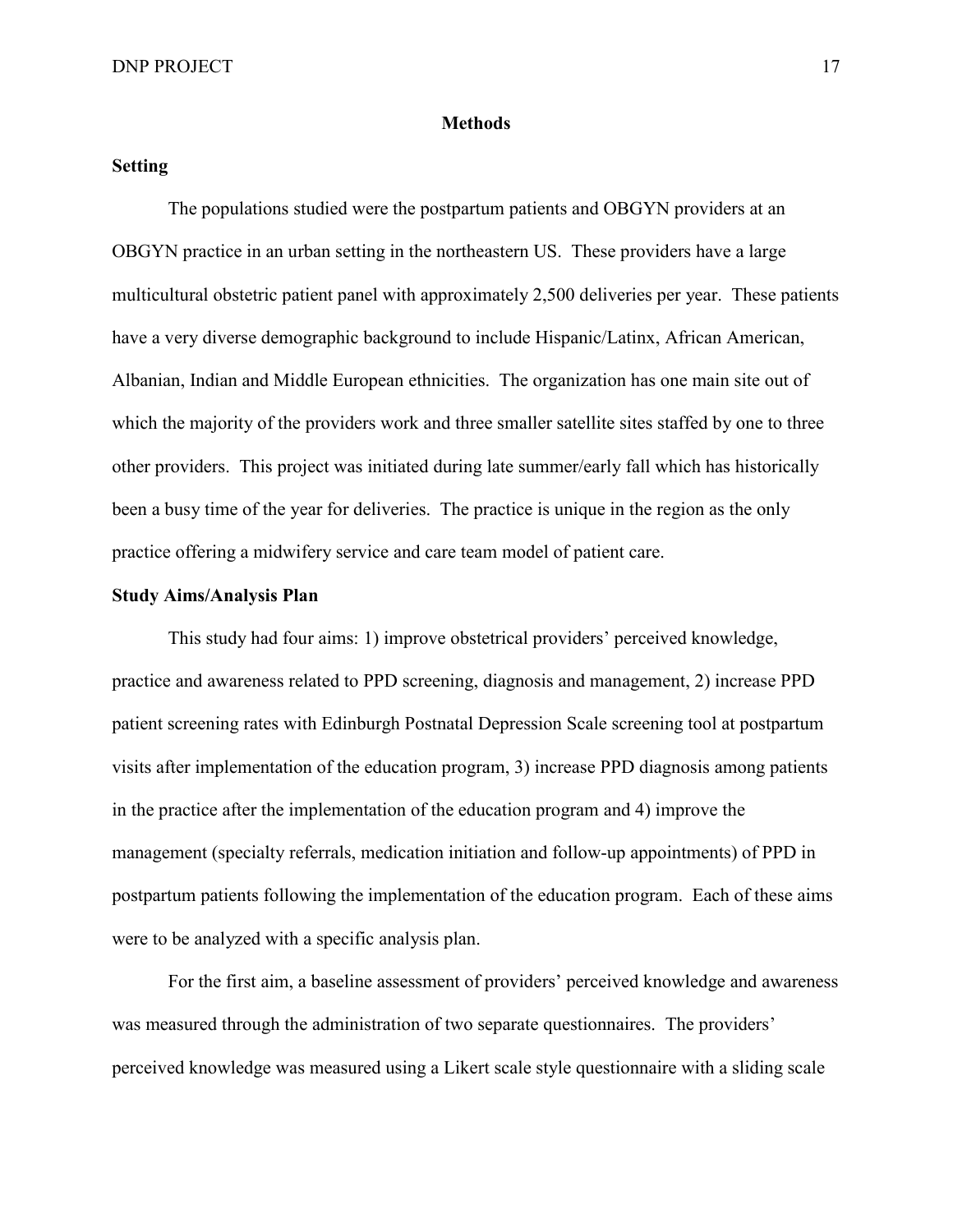## Methods

### Setting

The populations studied were the postpartum patients and OBGYN providers at an OBGYN practice in an urban setting in the northeastern US. These providers have a large multicultural obstetric patient panel with approximately 2,500 deliveries per year. These patients have a very diverse demographic background to include Hispanic/Latinx, African American, Albanian, Indian and Middle European ethnicities. The organization has one main site out of which the majority of the providers work and three smaller satellite sites staffed by one to three other providers. This project was initiated during late summer/early fall which has historically been a busy time of the year for deliveries. The practice is unique in the region as the only practice offering a midwifery service and care team model of patient care.

### Study Aims/Analysis Plan

This study had four aims: 1) improve obstetrical providers' perceived knowledge, practice and awareness related to PPD screening, diagnosis and management, 2) increase PPD patient screening rates with Edinburgh Postnatal Depression Scale screening tool at postpartum visits after implementation of the education program, 3) increase PPD diagnosis among patients in the practice after the implementation of the education program and 4) improve the management (specialty referrals, medication initiation and follow-up appointments) of PPD in postpartum patients following the implementation of the education program. Each of these aims were to be analyzed with a specific analysis plan.

For the first aim, a baseline assessment of providers' perceived knowledge and awareness was measured through the administration of two separate questionnaires. The providers' perceived knowledge was measured using a Likert scale style questionnaire with a sliding scale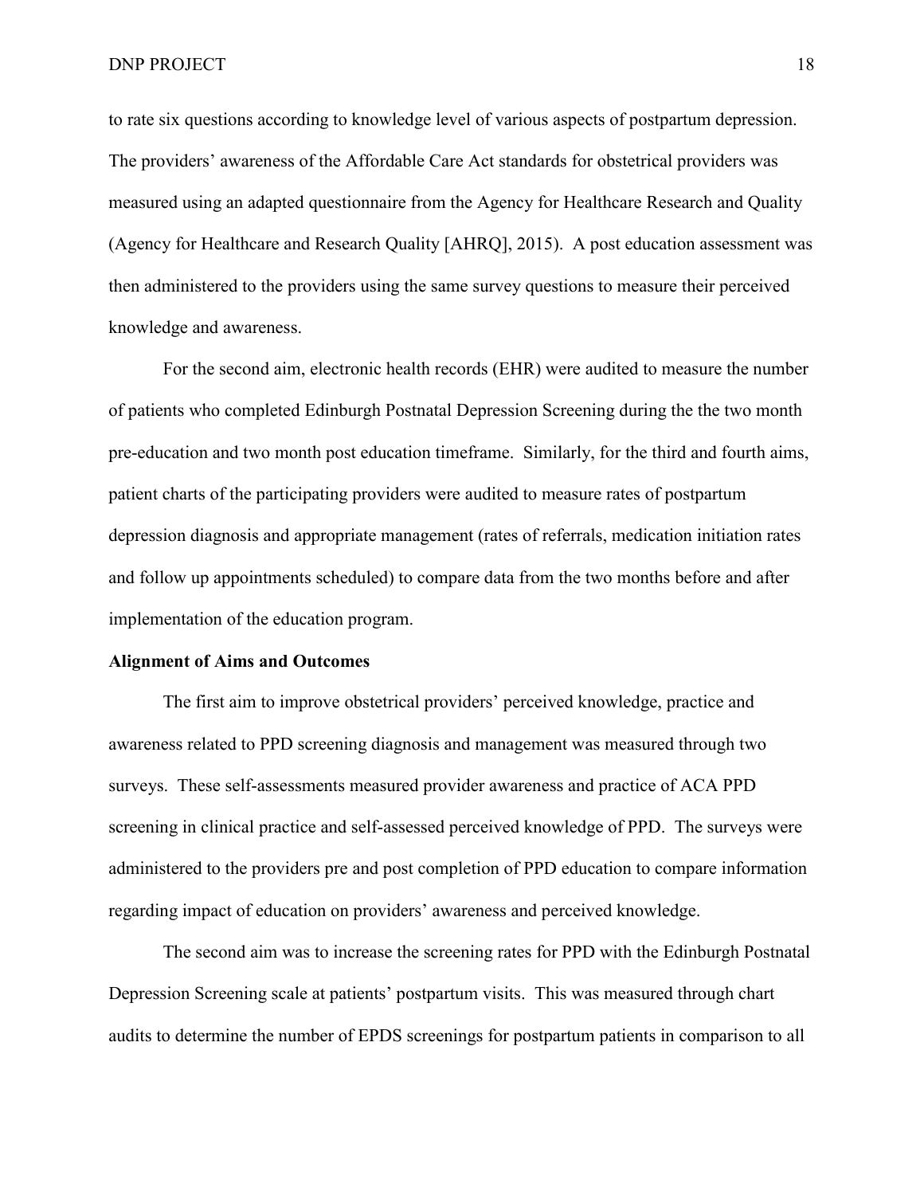to rate six questions according to knowledge level of various aspects of postpartum depression. The providers' awareness of the Affordable Care Act standards for obstetrical providers was measured using an adapted questionnaire from the Agency for Healthcare Research and Quality (Agency for Healthcare and Research Quality [AHRQ], 2015). A post education assessment was then administered to the providers using the same survey questions to measure their perceived knowledge and awareness.

For the second aim, electronic health records (EHR) were audited to measure the number of patients who completed Edinburgh Postnatal Depression Screening during the the two month pre-education and two month post education timeframe. Similarly, for the third and fourth aims, patient charts of the participating providers were audited to measure rates of postpartum depression diagnosis and appropriate management (rates of referrals, medication initiation rates and follow up appointments scheduled) to compare data from the two months before and after implementation of the education program.

**Alignment of Aims and Outcomes**

The first aim to improve obstetrical providers' perceived knowledge, practice and awareness related to PPD screening diagnosis and management was measured through two surveys. These self-assessments measured provider awareness and practice of ACA PPD screening in clinical practice and self-assessed perceived knowledge of PPD. The surveys were administered to the providers pre and post completion of PPD education to compare information regarding impact of education on providers' awareness and perceived knowledge.

The second aim was to increase the screening rates for PPD with the Edinburgh Postnatal Depression Screening scale at patients' postpartum visits. This was measured through chart audits to determine the number of EPDS screenings for postpartum patients in comparison to all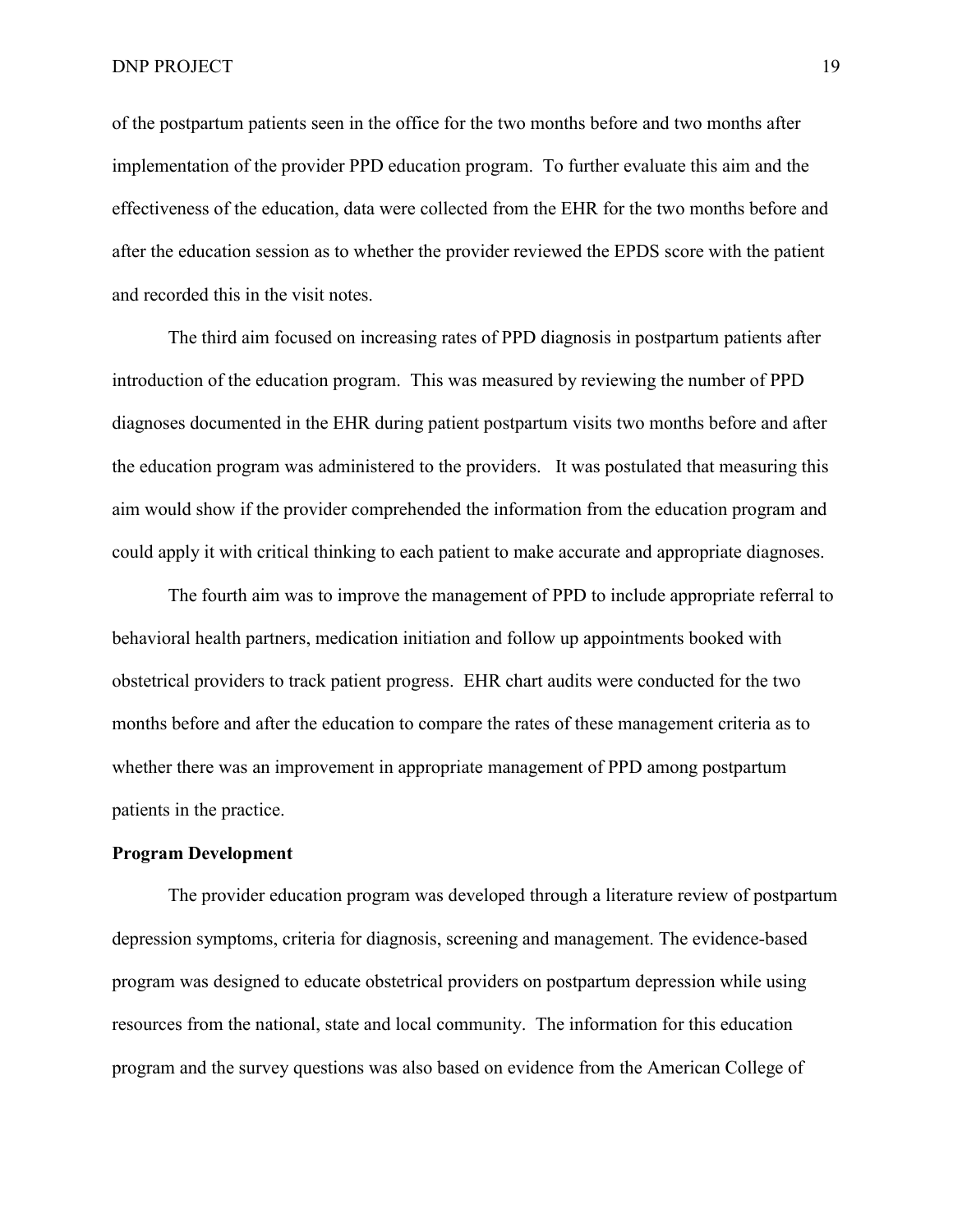of the postpartum patients seen in the office for the two months before and two months after implementation of the provider PPD education program. To further evaluate this aim and the effectiveness of the education, data were collected from the EHR for the two months before and after the education session as to whether the provider reviewed the EPDS score with the patient and recorded this in the visit notes.

The third aim focused on increasing rates of PPD diagnosis in postpartum patients after introduction of the education program. This was measured by reviewing the number of PPD diagnoses documented in the EHR during patient postpartum visits two months before and after the education program was administered to the providers. It was postulated that measuring this aim would show if the provider comprehended the information from the education program and could apply it with critical thinking to each patient to make accurate and appropriate diagnoses.

The fourth aim was to improve the management of PPD to include appropriate referral to behavioral health partners, medication initiation and follow up appointments booked with obstetrical providers to track patient progress. EHR chart audits were conducted for the two months before and after the education to compare the rates of these management criteria as to whether there was an improvement in appropriate management of PPD among postpartum patients in the practice.

**Program Development**

The provider education program was developed through a literature review of postpartum depression symptoms, criteria for diagnosis, screening and management. The evidence-based program was designed to educate obstetrical providers on postpartum depression while using resources from the national, state and local community. The information for this education program and the survey questions was also based on evidence from the American College of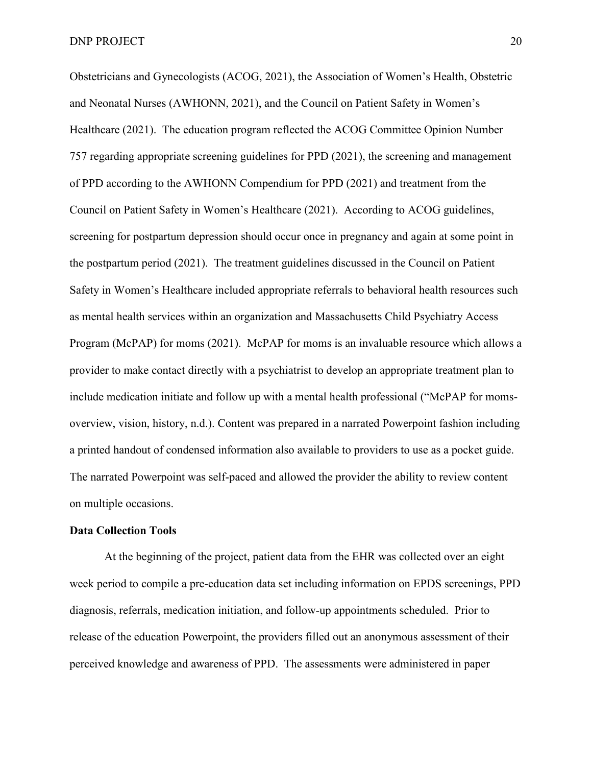Obstetricians and Gynecologists (ACOG, 2021), the Association of Women's Health, Obstetric and Neonatal Nurses (AWHONN, 2021), and the Council on Patient Safety in Women's Healthcare (2021). The education program reflected the ACOG Committee Opinion Number 757 regarding appropriate screening guidelines for PPD (2021), the screening and management of PPD according to the AWHONN Compendium for PPD (2021) and treatment from the Council on Patient Safety in Women's Healthcare (2021). According to ACOG guidelines, screening for postpartum depression should occur once in pregnancy and again at some point in the postpartum period (2021). The treatment guidelines discussed in the Council on Patient Safety in Women's Healthcare included appropriate referrals to behavioral health resources such as mental health services within an organization and Massachusetts Child Psychiatry Access Program (McPAP) for moms (2021). McPAP for moms is an invaluable resource which allows a provider to make contact directly with a psychiatrist to develop an appropriate treatment plan to include medication initiate and follow up with a mental health professional ("McPAP for moms-overview, vision, history, n.d.). Content was prepared in a narrated Powerpoint fashion including a printed handout of condensed information also available to providers to use as a pocket guide. The narrated Powerpoint was self-paced and allowed the provider the ability to review content on multiple occasions.

**Data Collection Tools**

At the beginning of the project, patient data from the EHR was collected over an eight week period to compile a pre-education data set including information on EPDS screenings, PPD diagnosis, referrals, medication initiation, and follow-up appointments scheduled. Prior to release of the education Powerpoint, the providers filled out an anonymous assessment of their perceived knowledge and awareness of PPD. The assessments were administered in paper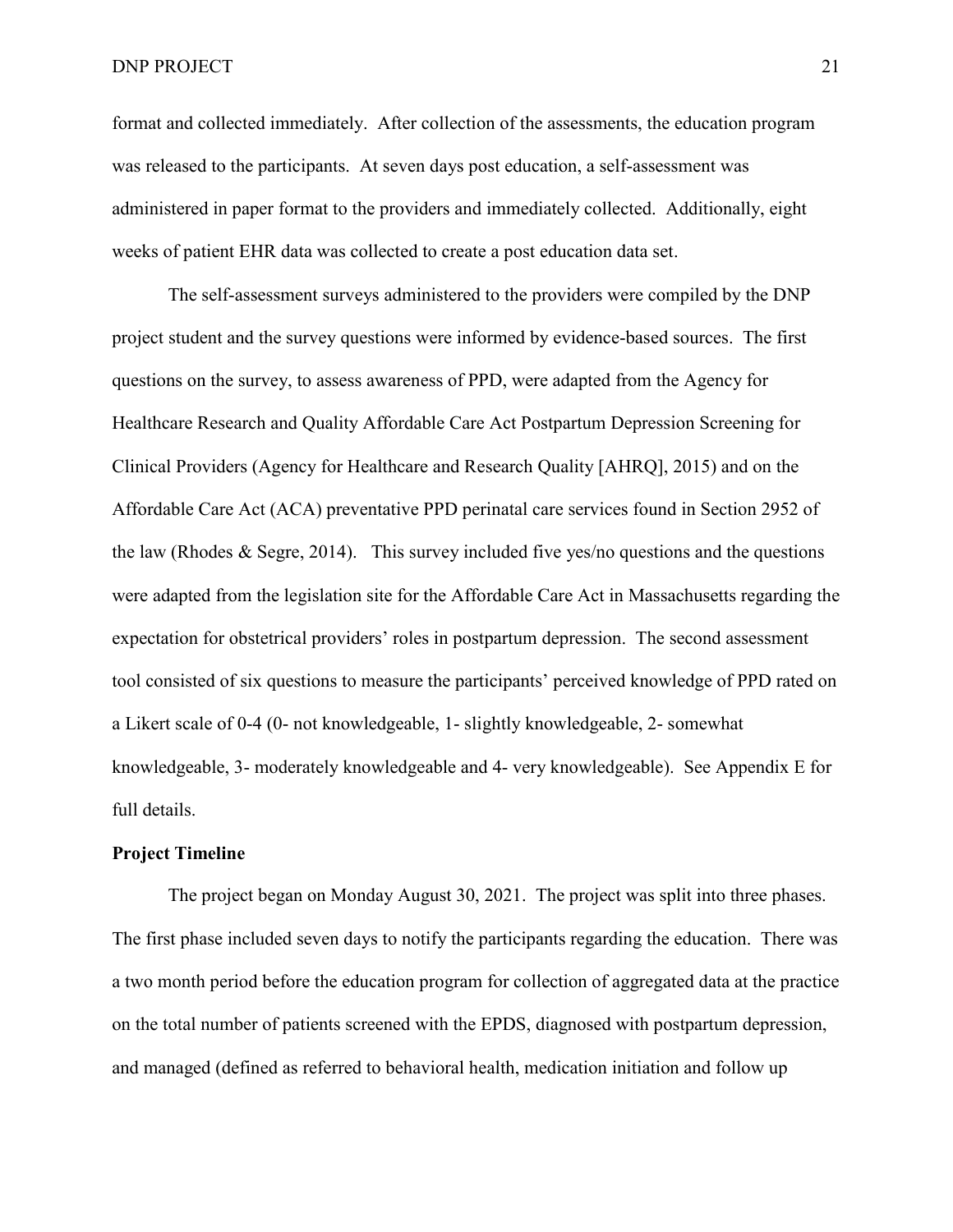format and collected immediately. After collection of the assessments, the education program was released to the participants. At seven days post education, a self-assessment was administered in paper format to the providers and immediately collected. Additionally, eight weeks of patient EHR data was collected to create a post education data set.

The self-assessment surveys administered to the providers were compiled by the DNP project student and the survey questions were informed by evidence-based sources. The first questions on the survey, to assess awareness of PPD, were adapted from the Agency for Healthcare Research and Quality Affordable Care Act Postpartum Depression Screening for Clinical Providers (Agency for Healthcare and Research Quality [AHRQ], 2015) and on the Affordable Care Act (ACA) preventative PPD perinatal care services found in Section 2952 of the law (Rhodes & Segre, 2014). This survey included five yes/no questions and the questions were adapted from the legislation site for the Affordable Care Act in Massachusetts regarding the expectation for obstetrical providers' roles in postpartum depression. The second assessment tool consisted of six questions to measure the participants' perceived knowledge of PPD rated on a Likert scale of 0-4 (0- not knowledgeable, 1- slightly knowledgeable, 2- somewhat knowledgeable, 3- moderately knowledgeable and 4- very knowledgeable). See Appendix E for full details.

**Project Timeline**

The project began on Monday August 30, 2021. The project was split into three phases. The first phase included seven days to notify the participants regarding the education. There was a two month period before the education program for collection of aggregated data at the practice on the total number of patients screened with the EPDS, diagnosed with postpartum depression, and managed (defined as referred to behavioral health, medication initiation and follow up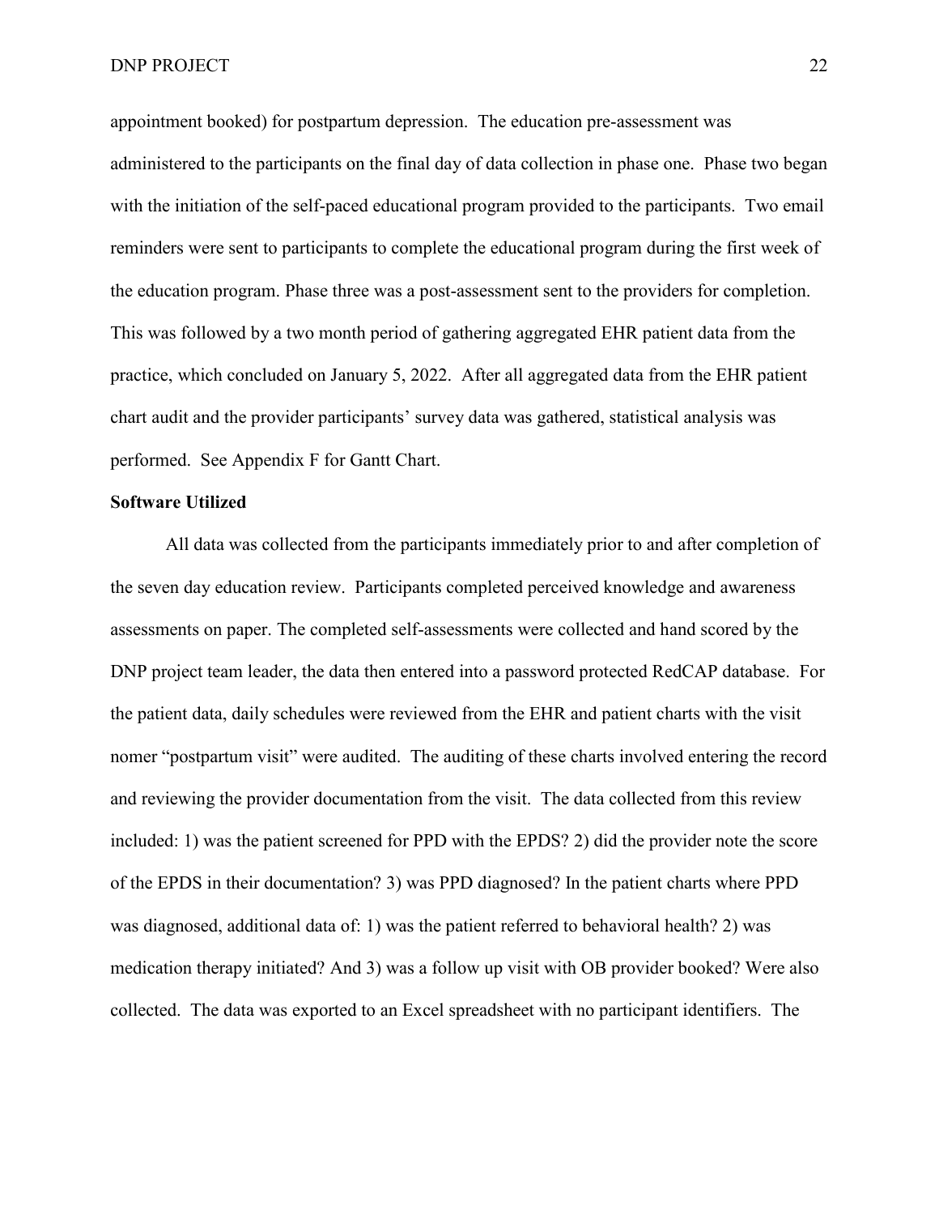appointment booked) for postpartum depression. The education pre-assessment was administered to the participants on the final day of data collection in phase one. Phase two began with the initiation of the self-paced educational program provided to the participants. Two email reminders were sent to participants to complete the educational program during the first week of the education program. Phase three was a post-assessment sent to the providers for completion. This was followed by a two month period of gathering aggregated EHR patient data from the practice, which concluded on January 5, 2022. After all aggregated data from the EHR patient chart audit and the provider participants' survey data was gathered, statistical analysis was performed. See Appendix F for Gantt Chart.

**Software Utilized**

All data was collected from the participants immediately prior to and after completion of the seven day education review. Participants completed perceived knowledge and awareness assessments on paper. The completed self-assessments were collected and hand scored by the DNP project team leader, the data then entered into a password protected RedCAP database. For the patient data, daily schedules were reviewed from the EHR and patient charts with the visit nomer "postpartum visit" were audited. The auditing of these charts involved entering the record and reviewing the provider documentation from the visit. The data collected from this review included: 1) was the patient screened for PPD with the EPDS? 2) did the provider note the score of the EPDS in their documentation? 3) was PPD diagnosed? In the patient charts where PPD was diagnosed, additional data of: 1) was the patient referred to behavioral health? 2) was medication therapy initiated? And 3) was a follow up visit with OB provider booked? Were also collected. The data was exported to an Excel spreadsheet with no participant identifiers. The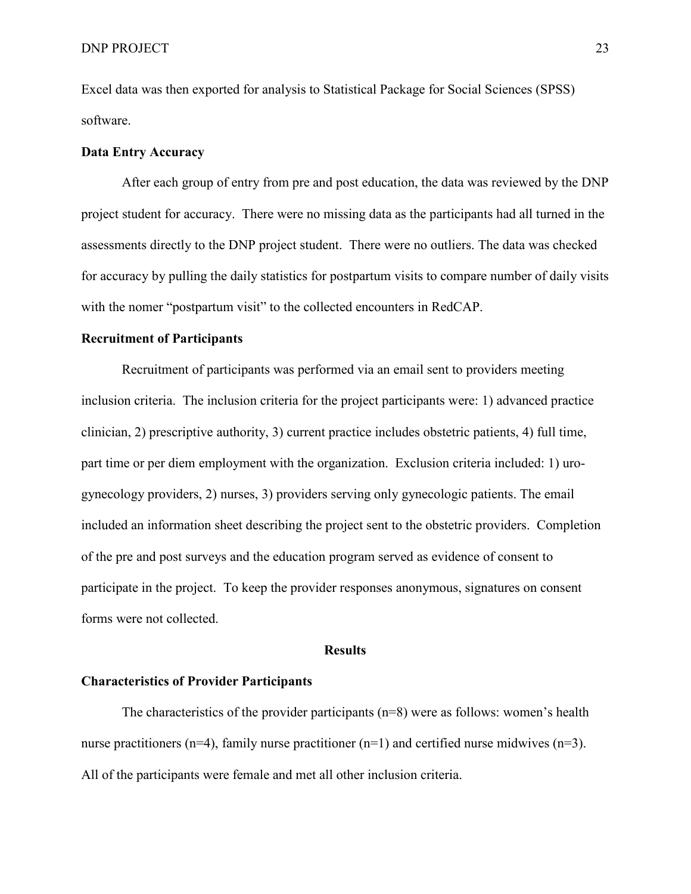Excel data was then exported for analysis to Statistical Package for Social Sciences (SPSS) software.

**Data Entry Accuracy**

After each group of entry from pre and post education, the data was reviewed by the DNP project student for accuracy. There were no missing data as the participants had all turned in the assessments directly to the DNP project student. There were no outliers. The data was checked for accuracy by pulling the daily statistics for postpartum visits to compare number of daily visits with the nomer "postpartum visit" to the collected encounters in RedCAP.

**Recruitment of Participants**

Recruitment of participants was performed via an email sent to providers meeting inclusion criteria. The inclusion criteria for the project participants were: 1) advanced practice clinician, 2) prescriptive authority, 3) current practice includes obstetric patients, 4) full time, part time or per diem employment with the organization. Exclusion criteria included: 1) uro-gynecology providers, 2) nurses, 3) providers serving only gynecologic patients. The email included an information sheet describing the project sent to the obstetric providers. Completion of the pre and post surveys and the education program served as evidence of consent to participate in the project. To keep the provider responses anonymous, signatures on consent forms were not collected.

## Results

**Characteristics of Provider Participants**

The characteristics of the provider participants (n=8) were as follows: women's health nurse practitioners (n=4), family nurse practitioner (n=1) and certified nurse midwives (n=3). All of the participants were female and met all other inclusion criteria.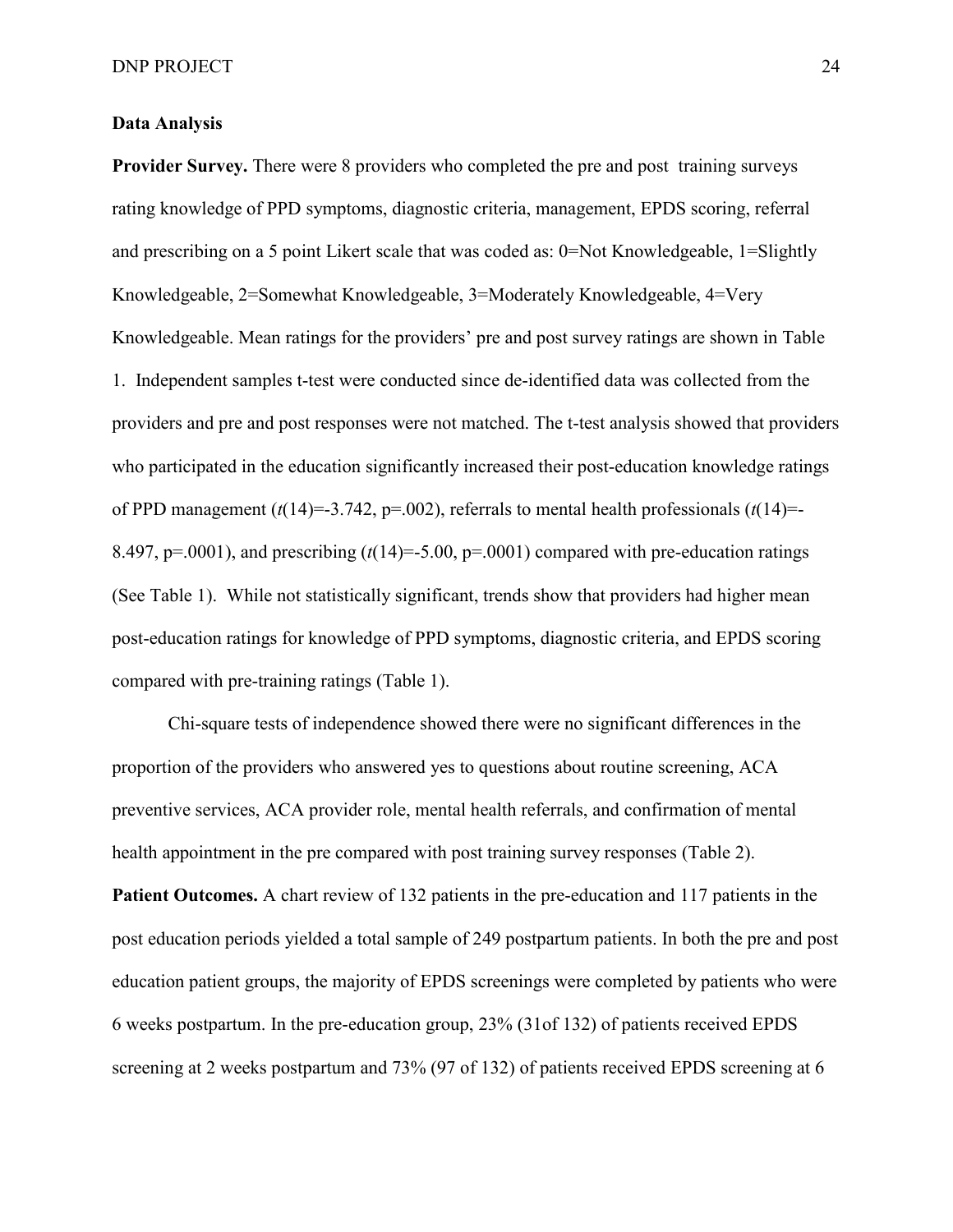**Data Analysis**

**Provider Survey.** There were 8 providers who completed the pre and post training surveys rating knowledge of PPD symptoms, diagnostic criteria, management, EPDS scoring, referral and prescribing on a 5 point Likert scale that was coded as: 0=Not Knowledgeable, 1=Slightly Knowledgeable, 2=Somewhat Knowledgeable, 3=Moderately Knowledgeable, 4=Very Knowledgeable. Mean ratings for the providers' pre and post survey ratings are shown in Table 1. Independent samples t-test were conducted since de-identified data was collected from the providers and pre and post responses were not matched. The t-test analysis showed that providers who participated in the education significantly increased their post-education knowledge ratings of PPD management ($t(14)=-3.742$, $p=.002$), referrals to mental health professionals ($t(14)=-8.497$, $p=.0001$), and prescribing ($t(14)=-5.00$, $p=.0001$) compared with pre-education ratings (See Table 1). While not statistically significant, trends show that providers had higher mean post-education ratings for knowledge of PPD symptoms, diagnostic criteria, and EPDS scoring compared with pre-training ratings (Table 1).

Chi-square tests of independence showed there were no significant differences in the proportion of the providers who answered yes to questions about routine screening, ACA preventive services, ACA provider role, mental health referrals, and confirmation of mental health appointment in the pre compared with post training survey responses (Table 2).

**Patient Outcomes.** A chart review of 132 patients in the pre-education and 117 patients in the post education periods yielded a total sample of 249 postpartum patients. In both the pre and post education patient groups, the majority of EPDS screenings were completed by patients who were 6 weeks postpartum. In the pre-education group, 23% (31of 132) of patients received EPDS screening at 2 weeks postpartum and 73% (97 of 132) of patients received EPDS screening at 6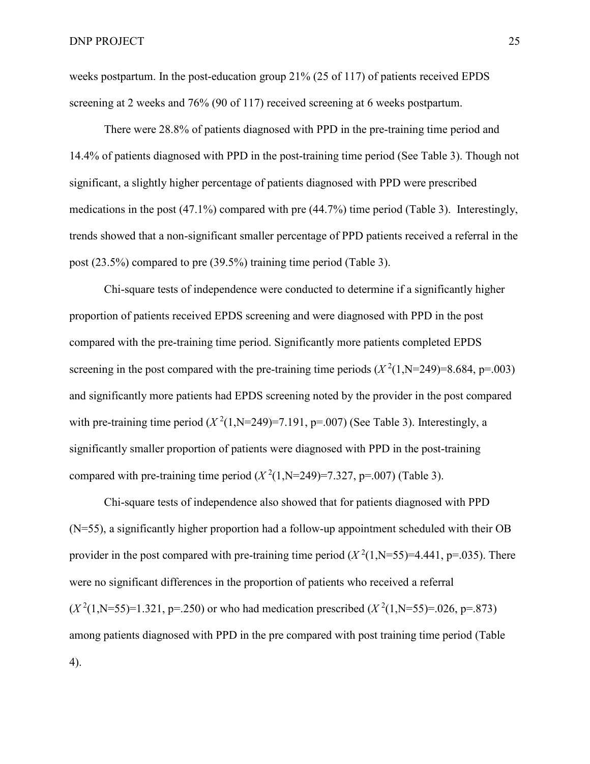weeks postpartum. In the post-education group 21% (25 of 117) of patients received EPDS screening at 2 weeks and 76% (90 of 117) received screening at 6 weeks postpartum.

There were 28.8% of patients diagnosed with PPD in the pre-training time period and 14.4% of patients diagnosed with PPD in the post-training time period (See Table 3). Though not significant, a slightly higher percentage of patients diagnosed with PPD were prescribed medications in the post (47.1%) compared with pre (44.7%) time period (Table 3). Interestingly, trends showed that a non-significant smaller percentage of PPD patients received a referral in the post (23.5%) compared to pre (39.5%) training time period (Table 3).

Chi-square tests of independence were conducted to determine if a significantly higher proportion of patients received EPDS screening and were diagnosed with PPD in the post compared with the pre-training time period. Significantly more patients completed EPDS screening in the post compared with the pre-training time periods ($X^2(1, N=249)=8.684$, $p=.003$) and significantly more patients had EPDS screening noted by the provider in the post compared with pre-training time period ($X^2(1, N=249)=7.191$, $p=.007$) (See Table 3). Interestingly, a significantly smaller proportion of patients were diagnosed with PPD in the post-training compared with pre-training time period ($X^2(1, N=249)=7.327$, $p=.007$) (Table 3).

Chi-square tests of independence also showed that for patients diagnosed with PPD (N=55), a significantly higher proportion had a follow-up appointment scheduled with their OB provider in the post compared with pre-training time period ($X^2(1, N=55)=4.441$, $p=.035$). There were no significant differences in the proportion of patients who received a referral ($X^2(1, N=55)=1.321$, $p=.250$) or who had medication prescribed ($X^2(1, N=55)=.026$, $p=.873$) among patients diagnosed with PPD in the pre compared with post training time period (Table 4).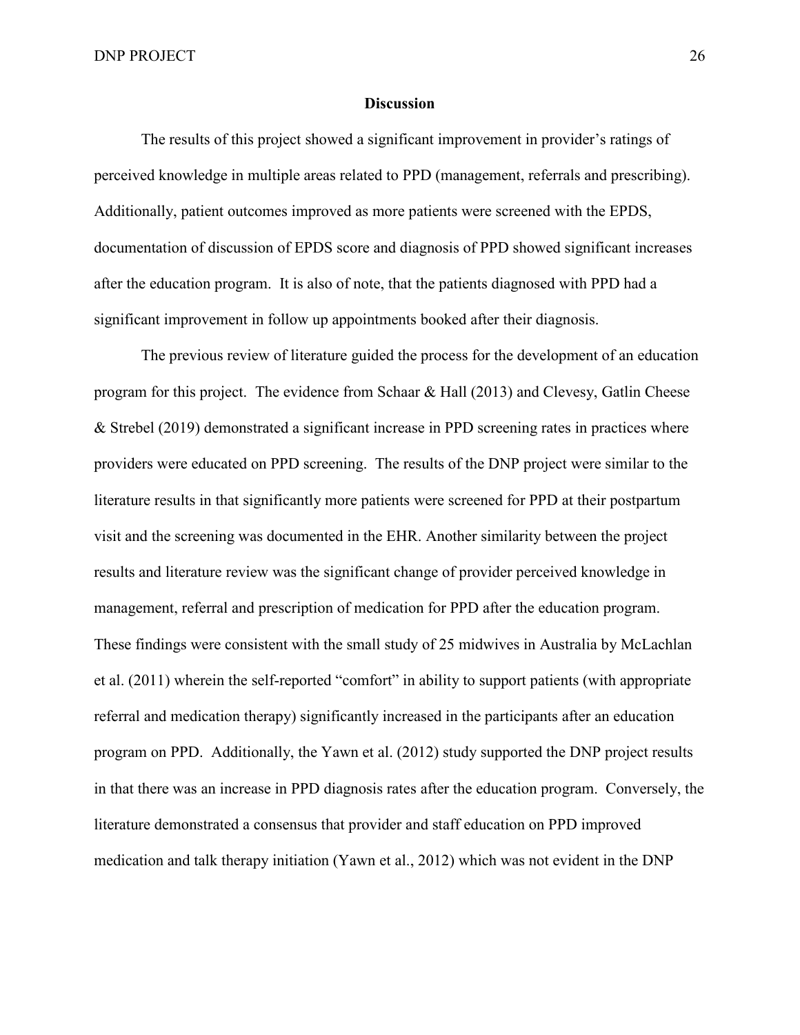## Discussion

The results of this project showed a significant improvement in provider's ratings of perceived knowledge in multiple areas related to PPD (management, referrals and prescribing). Additionally, patient outcomes improved as more patients were screened with the EPDS, documentation of discussion of EPDS score and diagnosis of PPD showed significant increases after the education program. It is also of note, that the patients diagnosed with PPD had a significant improvement in follow up appointments booked after their diagnosis.

The previous review of literature guided the process for the development of an education program for this project. The evidence from Schaar & Hall (2013) and Clevesy, Gatlin Cheese & Strebel (2019) demonstrated a significant increase in PPD screening rates in practices where providers were educated on PPD screening. The results of the DNP project were similar to the literature results in that significantly more patients were screened for PPD at their postpartum visit and the screening was documented in the EHR. Another similarity between the project results and literature review was the significant change of provider perceived knowledge in management, referral and prescription of medication for PPD after the education program. These findings were consistent with the small study of 25 midwives in Australia by McLachlan et al. (2011) wherein the self-reported "comfort" in ability to support patients (with appropriate referral and medication therapy) significantly increased in the participants after an education program on PPD. Additionally, the Yawn et al. (2012) study supported the DNP project results in that there was an increase in PPD diagnosis rates after the education program. Conversely, the literature demonstrated a consensus that provider and staff education on PPD improved medication and talk therapy initiation (Yawn et al., 2012) which was not evident in the DNP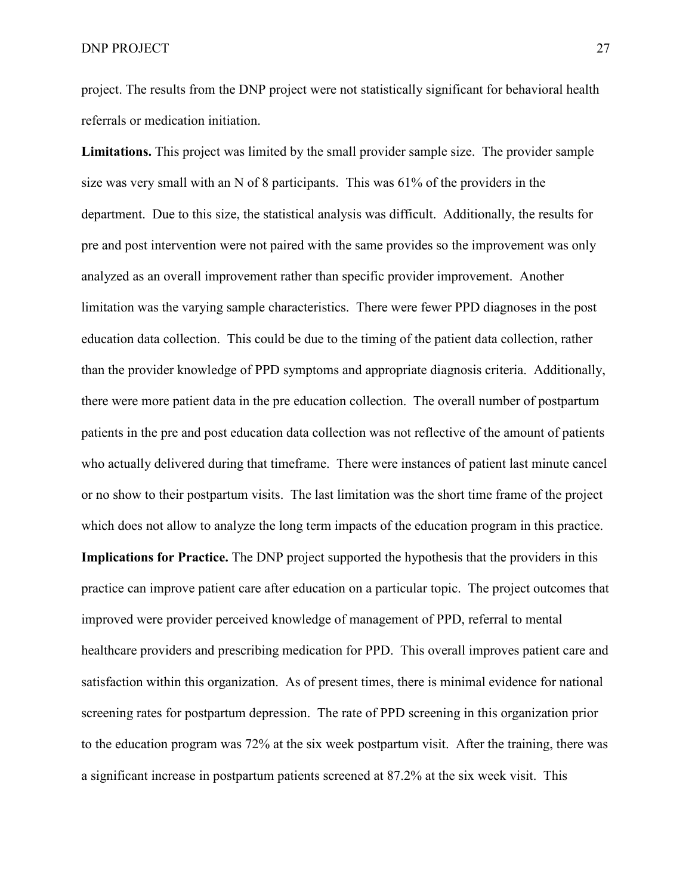project. The results from the DNP project were not statistically significant for behavioral health referrals or medication initiation.

**Limitations.** This project was limited by the small provider sample size. The provider sample size was very small with an N of 8 participants. This was 61% of the providers in the department. Due to this size, the statistical analysis was difficult. Additionally, the results for pre and post intervention were not paired with the same provides so the improvement was only analyzed as an overall improvement rather than specific provider improvement. Another limitation was the varying sample characteristics. There were fewer PPD diagnoses in the post education data collection. This could be due to the timing of the patient data collection, rather than the provider knowledge of PPD symptoms and appropriate diagnosis criteria. Additionally, there were more patient data in the pre education collection. The overall number of postpartum patients in the pre and post education data collection was not reflective of the amount of patients who actually delivered during that timeframe. There were instances of patient last minute cancel or no show to their postpartum visits. The last limitation was the short time frame of the project which does not allow to analyze the long term impacts of the education program in this practice.

**Implications for Practice.** The DNP project supported the hypothesis that the providers in this practice can improve patient care after education on a particular topic. The project outcomes that improved were provider perceived knowledge of management of PPD, referral to mental healthcare providers and prescribing medication for PPD. This overall improves patient care and satisfaction within this organization. As of present times, there is minimal evidence for national screening rates for postpartum depression. The rate of PPD screening in this organization prior to the education program was 72% at the six week postpartum visit. After the training, there was a significant increase in postpartum patients screened at 87.2% at the six week visit. This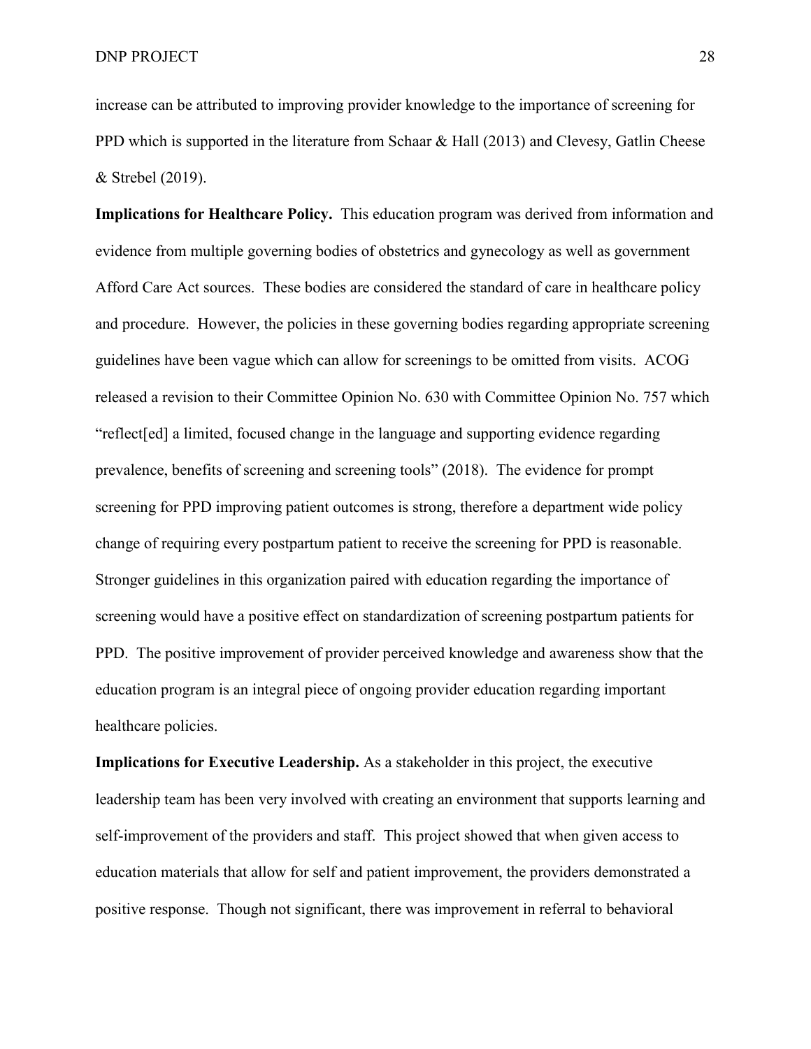increase can be attributed to improving provider knowledge to the importance of screening for PPD which is supported in the literature from Schaar & Hall (2013) and Clevesy, Gatlin Cheese & Strebel (2019).

**Implications for Healthcare Policy.** This education program was derived from information and evidence from multiple governing bodies of obstetrics and gynecology as well as government Afford Care Act sources. These bodies are considered the standard of care in healthcare policy and procedure. However, the policies in these governing bodies regarding appropriate screening guidelines have been vague which can allow for screenings to be omitted from visits. ACOG released a revision to their Committee Opinion No. 630 with Committee Opinion No. 757 which "reflect[ed] a limited, focused change in the language and supporting evidence regarding prevalence, benefits of screening and screening tools" (2018). The evidence for prompt screening for PPD improving patient outcomes is strong, therefore a department wide policy change of requiring every postpartum patient to receive the screening for PPD is reasonable. Stronger guidelines in this organization paired with education regarding the importance of screening would have a positive effect on standardization of screening postpartum patients for PPD. The positive improvement of provider perceived knowledge and awareness show that the education program is an integral piece of ongoing provider education regarding important healthcare policies.

**Implications for Executive Leadership.** As a stakeholder in this project, the executive leadership team has been very involved with creating an environment that supports learning and self-improvement of the providers and staff. This project showed that when given access to education materials that allow for self and patient improvement, the providers demonstrated a positive response. Though not significant, there was improvement in referral to behavioral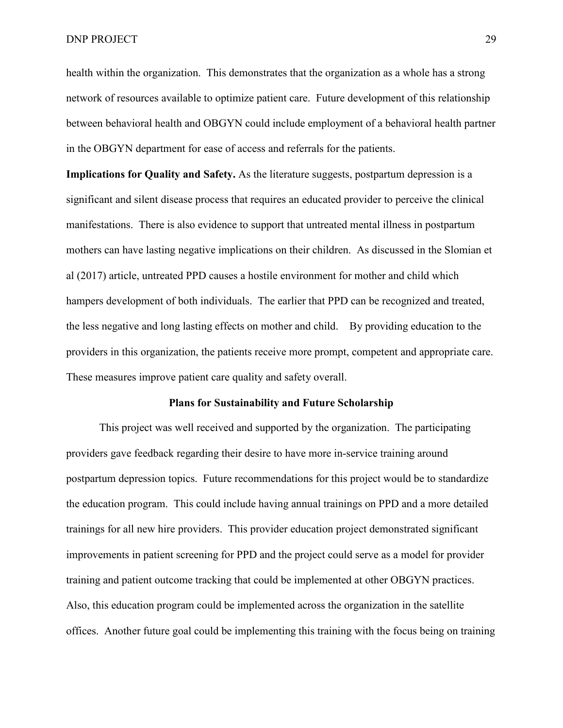health within the organization. This demonstrates that the organization as a whole has a strong network of resources available to optimize patient care. Future development of this relationship between behavioral health and OBGYN could include employment of a behavioral health partner in the OBGYN department for ease of access and referrals for the patients.

**Implications for Quality and Safety.** As the literature suggests, postpartum depression is a significant and silent disease process that requires an educated provider to perceive the clinical manifestations. There is also evidence to support that untreated mental illness in postpartum mothers can have lasting negative implications on their children. As discussed in the Slomian et al (2017) article, untreated PPD causes a hostile environment for mother and child which hampers development of both individuals. The earlier that PPD can be recognized and treated, the less negative and long lasting effects on mother and child. By providing education to the providers in this organization, the patients receive more prompt, competent and appropriate care. These measures improve patient care quality and safety overall.

## Plans for Sustainability and Future Scholarship

This project was well received and supported by the organization. The participating providers gave feedback regarding their desire to have more in-service training around postpartum depression topics. Future recommendations for this project would be to standardize the education program. This could include having annual trainings on PPD and a more detailed trainings for all new hire providers. This provider education project demonstrated significant improvements in patient screening for PPD and the project could serve as a model for provider training and patient outcome tracking that could be implemented at other OBGYN practices. Also, this education program could be implemented across the organization in the satellite offices. Another future goal could be implementing this training with the focus being on training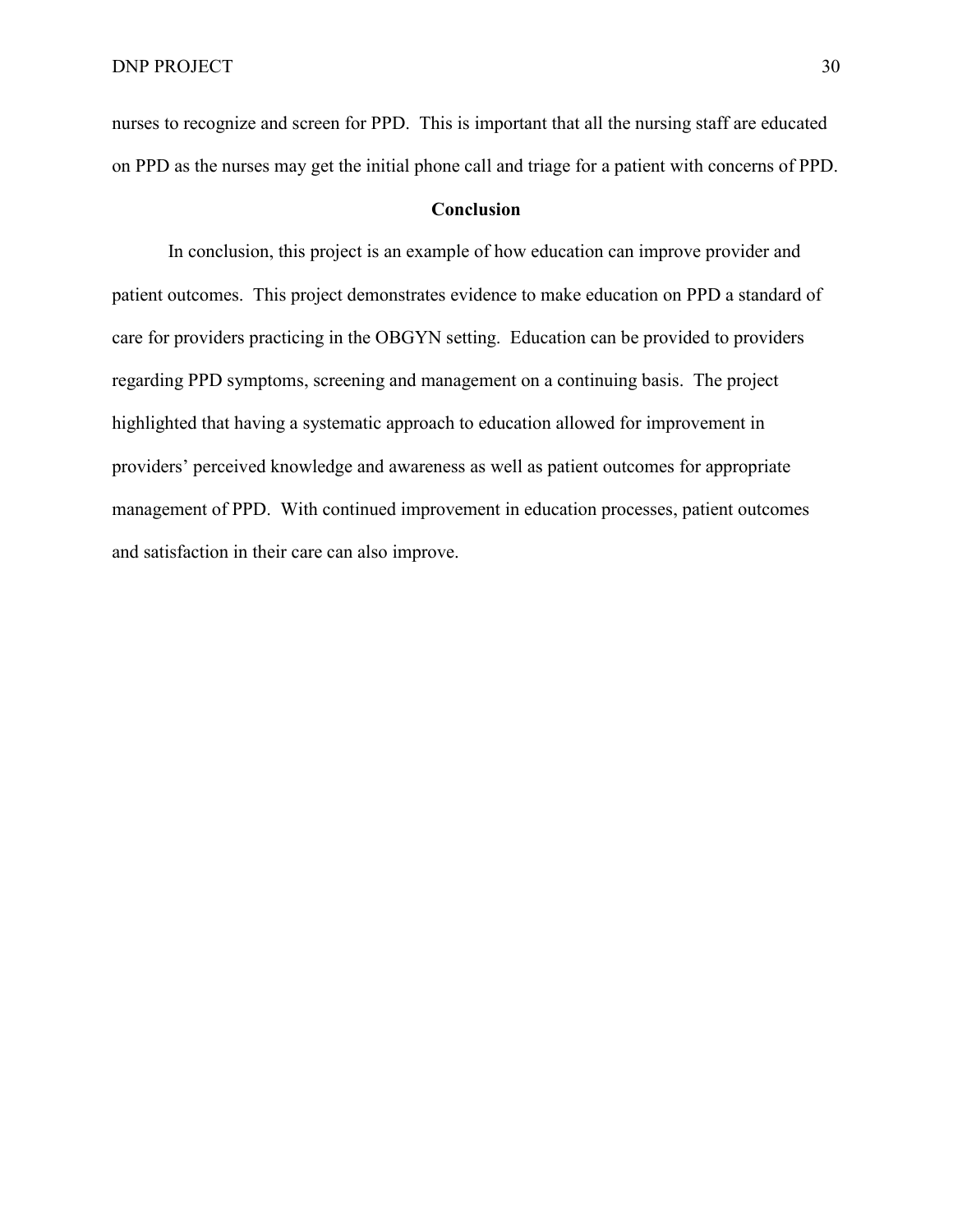nurses to recognize and screen for PPD. This is important that all the nursing staff are educated on PPD as the nurses may get the initial phone call and triage for a patient with concerns of PPD.

## Conclusion

In conclusion, this project is an example of how education can improve provider and patient outcomes. This project demonstrates evidence to make education on PPD a standard of care for providers practicing in the OBGYN setting. Education can be provided to providers regarding PPD symptoms, screening and management on a continuing basis. The project highlighted that having a systematic approach to education allowed for improvement in providers' perceived knowledge and awareness as well as patient outcomes for appropriate management of PPD. With continued improvement in education processes, patient outcomes and satisfaction in their care can also improve.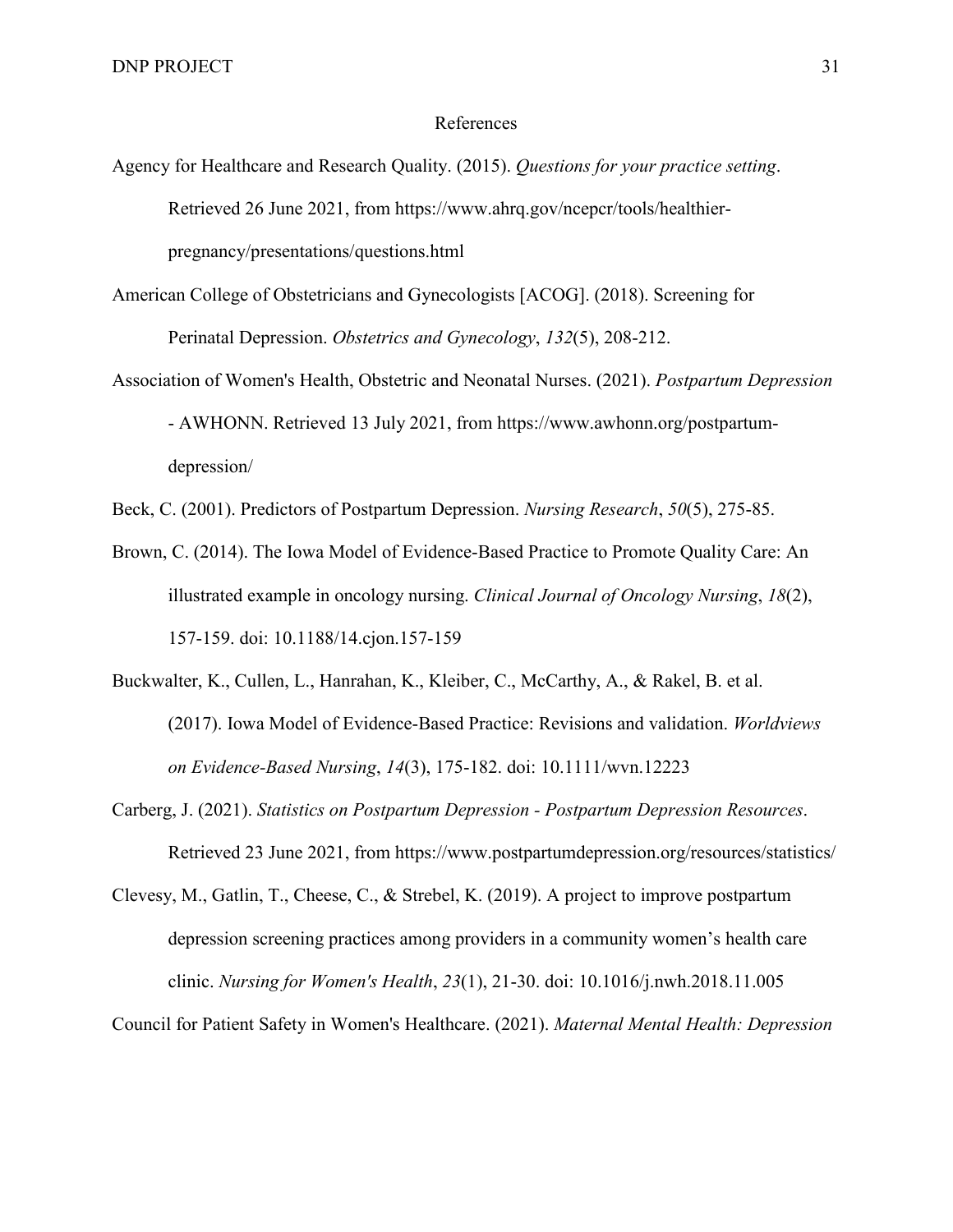# References

Agency for Healthcare and Research Quality. (2015). *Questions for your practice setting*. Retrieved 26 June 2021, from https://www.ahrq.gov/ncepcr/tools/healthier-pregnancy/presentations/questions.html

American College of Obstetricians and Gynecologists [ACOG]. (2018). Screening for Perinatal Depression. *Obstetrics and Gynecology*, *132*(5), 208-212.

Association of Women's Health, Obstetric and Neonatal Nurses. (2021). *Postpartum Depression* - AWHONN. Retrieved 13 July 2021, from https://www.awhonn.org/postpartum-depression/

Beck, C. (2001). Predictors of Postpartum Depression. *Nursing Research*, *50*(5), 275-85.

Brown, C. (2014). The Iowa Model of Evidence-Based Practice to Promote Quality Care: An illustrated example in oncology nursing. *Clinical Journal of Oncology Nursing*, *18*(2), 157-159. doi: 10.1188/14.cjon.157-159

Buckwalter, K., Cullen, L., Hanrahan, K., Kleiber, C., McCarthy, A., & Rakel, B. et al. (2017). Iowa Model of Evidence-Based Practice: Revisions and validation. *Worldviews on Evidence-Based Nursing*, *14*(3), 175-182. doi: 10.1111/wvn.12223

Carberg, J. (2021). *Statistics on Postpartum Depression - Postpartum Depression Resources*. Retrieved 23 June 2021, from https://www.postpartumdepression.org/resources/statistics/

Clevesy, M., Gatlin, T., Cheese, C., & Strebel, K. (2019). A project to improve postpartum depression screening practices among providers in a community women's health care clinic. *Nursing for Women's Health*, *23*(1), 21-30. doi: 10.1016/j.nwh.2018.11.005

Council for Patient Safety in Women's Healthcare. (2021). *Maternal Mental Health: Depression*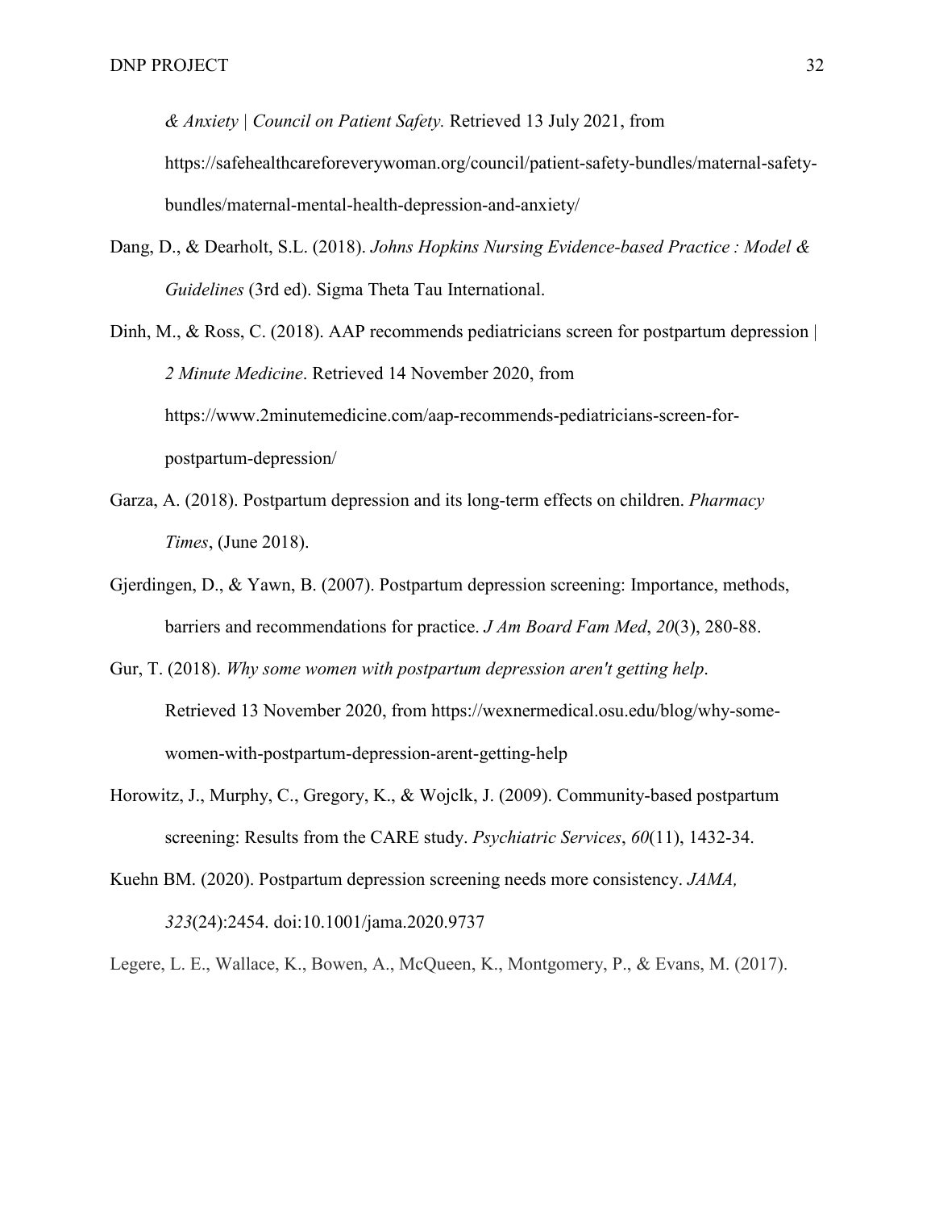*& Anxiety | Council on Patient Safety.* Retrieved 13 July 2021, from https://safehealthcareforeverywoman.org/council/patient-safety-bundles/maternal-safety-bundles/maternal-mental-health-depression-and-anxiety/

Dang, D., & Dearholt, S.L. (2018). *Johns Hopkins Nursing Evidence-based Practice : Model & Guidelines* (3rd ed). Sigma Theta Tau International.

Dinh, M., & Ross, C. (2018). AAP recommends pediatricians screen for postpartum depression | *2 Minute Medicine*. Retrieved 14 November 2020, from https://www.2minutemedicine.com/aap-recommends-pediatricians-screen-for-postpartum-depression/

Garza, A. (2018). Postpartum depression and its long-term effects on children. *Pharmacy Times*, (June 2018).

Gjerdingen, D., & Yawn, B. (2007). Postpartum depression screening: Importance, methods, barriers and recommendations for practice. *J Am Board Fam Med*, *20*(3), 280-88.

Gur, T. (2018). *Why some women with postpartum depression aren't getting help*. Retrieved 13 November 2020, from https://wexnermedical.osu.edu/blog/why-some-women-with-postpartum-depression-arent-getting-help

Horowitz, J., Murphy, C., Gregory, K., & Wojclk, J. (2009). Community-based postpartum screening: Results from the CARE study. *Psychiatric Services*, *60*(11), 1432-34.

Kuehn BM. (2020). Postpartum depression screening needs more consistency. *JAMA, 323*(24):2454. doi:10.1001/jama.2020.9737

Legere, L. E., Wallace, K., Bowen, A., McQueen, K., Montgomery, P., & Evans, M. (2017).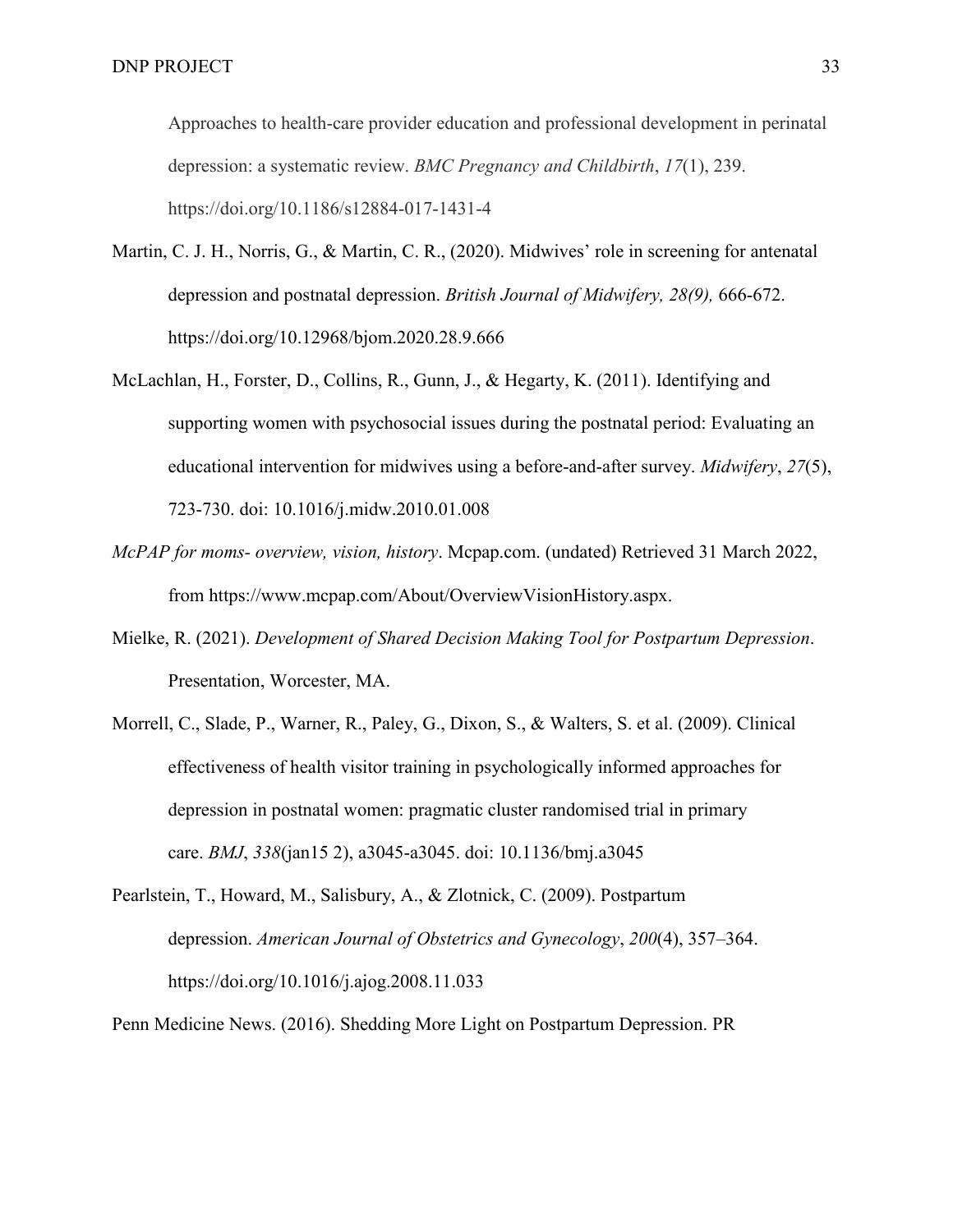Approaches to health-care provider education and professional development in perinatal depression: a systematic review. *BMC Pregnancy and Childbirth*, *17*(1), 239. https://doi.org/10.1186/s12884-017-1431-4

Martin, C. J. H., Norris, G., & Martin, C. R., (2020). Midwives' role in screening for antenatal depression and postnatal depression. *British Journal of Midwifery, 28(9),* 666-672. https://doi.org/10.12968/bjom.2020.28.9.666

McLachlan, H., Forster, D., Collins, R., Gunn, J., & Hegarty, K. (2011). Identifying and supporting women with psychosocial issues during the postnatal period: Evaluating an educational intervention for midwives using a before-and-after survey. *Midwifery*, *27*(5), 723-730. doi: 10.1016/j.midw.2010.01.008

*McPAP for moms- overview, vision, history*. Mcpap.com. (undated) Retrieved 31 March 2022, from https://www.mcpap.com/About/OverviewVisionHistory.aspx.

Mielke, R. (2021). *Development of Shared Decision Making Tool for Postpartum Depression*. Presentation, Worcester, MA.

Morrell, C., Slade, P., Warner, R., Paley, G., Dixon, S., & Walters, S. et al. (2009). Clinical effectiveness of health visitor training in psychologically informed approaches for depression in postnatal women: pragmatic cluster randomised trial in primary care. *BMJ*, *338*(jan15 2), a3045-a3045. doi: 10.1136/bmj.a3045

Pearlstein, T., Howard, M., Salisbury, A., & Zlotnick, C. (2009). Postpartum depression. *American Journal of Obstetrics and Gynecology*, *200*(4), 357–364. https://doi.org/10.1016/j.ajog.2008.11.033

Penn Medicine News. (2016). Shedding More Light on Postpartum Depression. PR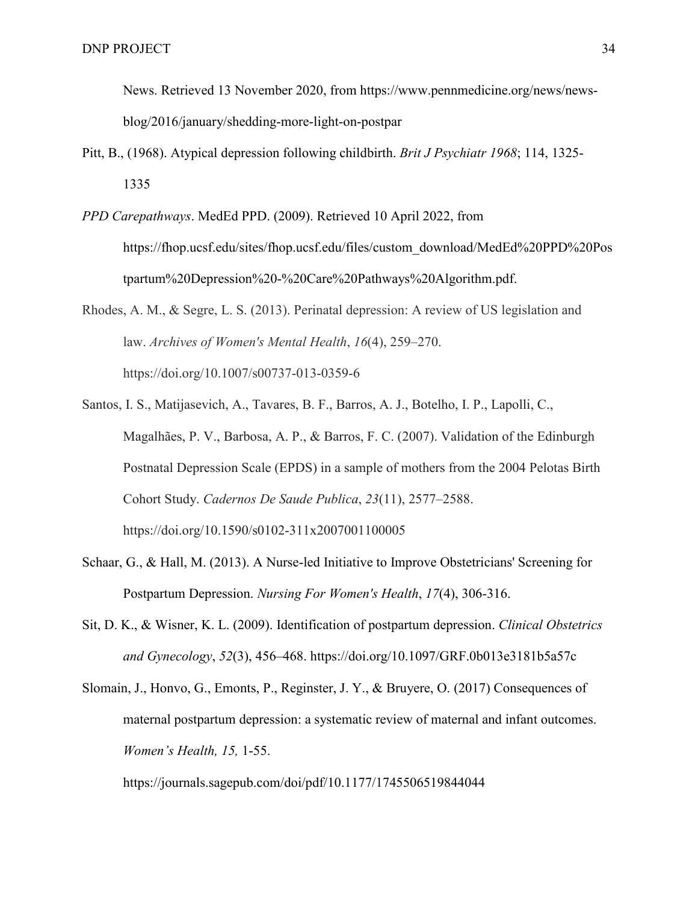News. Retrieved 13 November 2020, from https://www.pennmedicine.org/news/news-blog/2016/january/shedding-more-light-on-postpar

Pitt, B., (1968). Atypical depression following childbirth. *Brit J Psychiatr 1968*; 114, 1325-1335

*PPD Carepathways*. MedEd PPD. (2009). Retrieved 10 April 2022, from https://fhop.ucsf.edu/sites/fhop.ucsf.edu/files/custom_download/MedEd%20PPD%20Postpartum%20Depression%20-%20Care%20Pathways%20Algorithm.pdf.

Rhodes, A. M., & Segre, L. S. (2013). Perinatal depression: A review of US legislation and law. *Archives of Women's Mental Health*, *16*(4), 259–270. https://doi.org/10.1007/s00737-013-0359-6

Santos, I. S., Matijasevich, A., Tavares, B. F., Barros, A. J., Botelho, I. P., Lapolli, C., Magalhães, P. V., Barbosa, A. P., & Barros, F. C. (2007). Validation of the Edinburgh Postnatal Depression Scale (EPDS) in a sample of mothers from the 2004 Pelotas Birth Cohort Study. *Cadernos De Saude Publica*, *23*(11), 2577–2588. https://doi.org/10.1590/s0102-311x2007001100005

Schaar, G., & Hall, M. (2013). A Nurse-led Initiative to Improve Obstetricians' Screening for Postpartum Depression. *Nursing For Women's Health*, *17*(4), 306-316.

Sit, D. K., & Wisner, K. L. (2009). Identification of postpartum depression. *Clinical Obstetrics and Gynecology*, *52*(3), 456–468. https://doi.org/10.1097/GRF.0b013e3181b5a57c

Slomain, J., Honvo, G., Emonts, P., Reginster, J. Y., & Bruyere, O. (2017) Consequences of maternal postpartum depression: a systematic review of maternal and infant outcomes. *Women's Health, 15,* 1-55. https://journals.sagepub.com/doi/pdf/10.1177/1745506519844044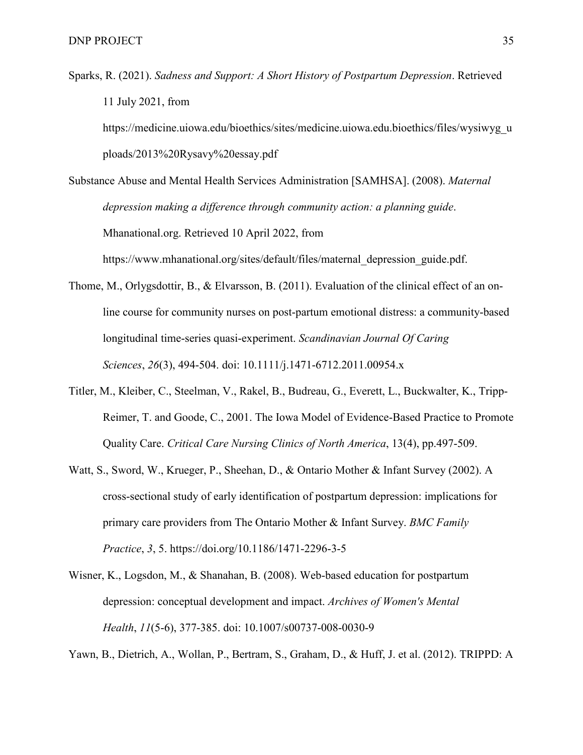Sparks, R. (2021). *Sadness and Support: A Short History of Postpartum Depression*. Retrieved 11 July 2021, from https://medicine.uiowa.edu/bioethics/sites/medicine.uiowa.edu.bioethics/files/wysiwyg_uploads/2013%20Rysavy%20essay.pdf

Substance Abuse and Mental Health Services Administration [SAMHSA]. (2008). *Maternal depression making a difference through community action: a planning guide*. Mhanational.org. Retrieved 10 April 2022, from https://www.mhanational.org/sites/default/files/maternal_depression_guide.pdf.

Thome, M., Orlygsdottir, B., & Elvarsson, B. (2011). Evaluation of the clinical effect of an on-line course for community nurses on post-partum emotional distress: a community-based longitudinal time-series quasi-experiment. *Scandinavian Journal Of Caring Sciences*, *26*(3), 494-504. doi: 10.1111/j.1471-6712.2011.00954.x

Titler, M., Kleiber, C., Steelman, V., Rakel, B., Budreau, G., Everett, L., Buckwalter, K., Tripp-Reimer, T. and Goode, C., 2001. The Iowa Model of Evidence-Based Practice to Promote Quality Care. *Critical Care Nursing Clinics of North America*, 13(4), pp.497-509.

Watt, S., Sword, W., Krueger, P., Sheehan, D., & Ontario Mother & Infant Survey (2002). A cross-sectional study of early identification of postpartum depression: implications for primary care providers from The Ontario Mother & Infant Survey. *BMC Family Practice*, *3*, 5. https://doi.org/10.1186/1471-2296-3-5

Wisner, K., Logsdon, M., & Shanahan, B. (2008). Web-based education for postpartum depression: conceptual development and impact. *Archives of Women's Mental Health*, *11*(5-6), 377-385. doi: 10.1007/s00737-008-0030-9

Yawn, B., Dietrich, A., Wollan, P., Bertram, S., Graham, D., & Huff, J. et al. (2012). TRIPPD: A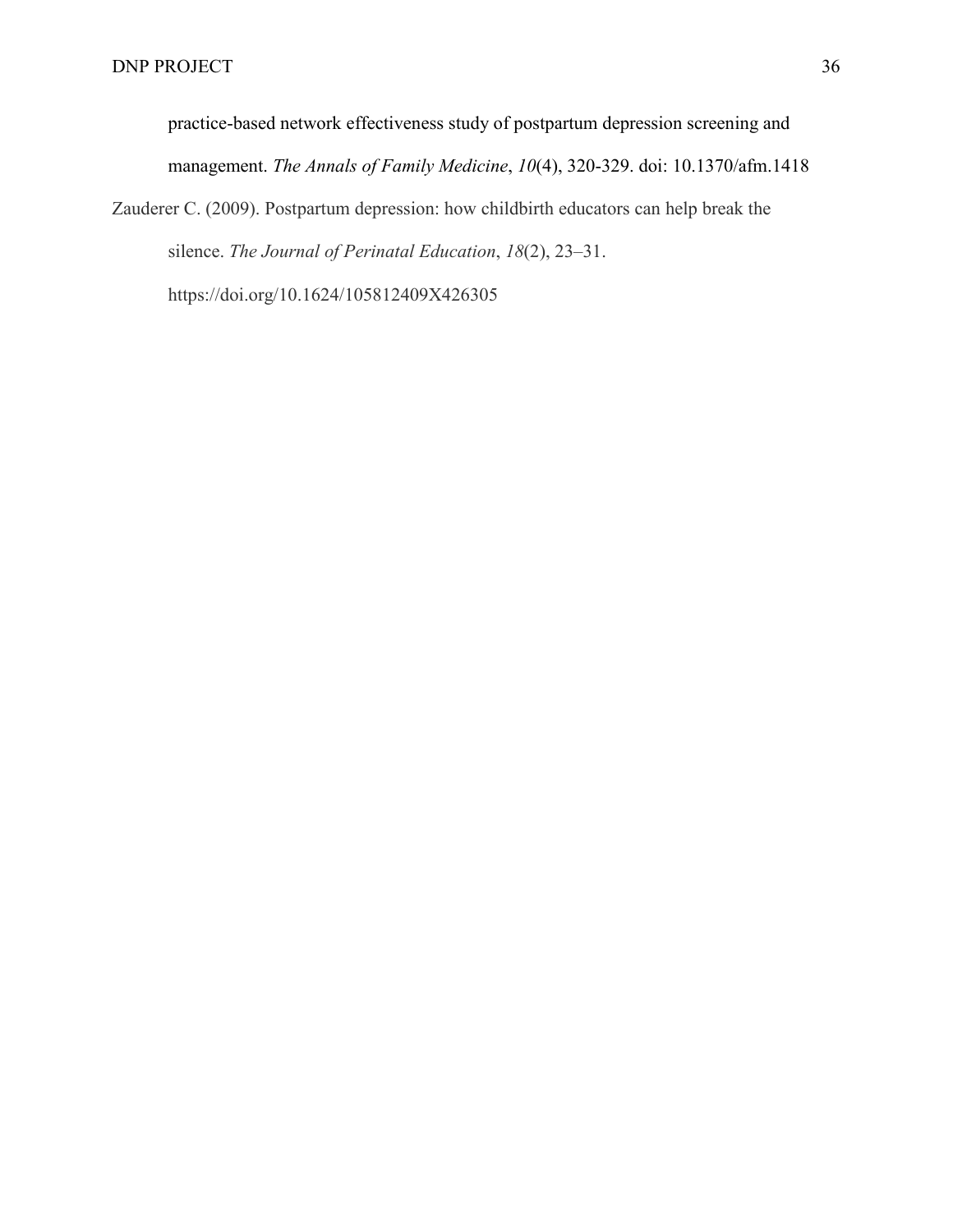practice-based network effectiveness study of postpartum depression screening and management. *The Annals of Family Medicine*, *10*(4), 320-329. doi: 10.1370/afm.1418

Zauderer C. (2009). Postpartum depression: how childbirth educators can help break the silence. *The Journal of Perinatal Education*, *18*(2), 23–31. https://doi.org/10.1624/105812409X426305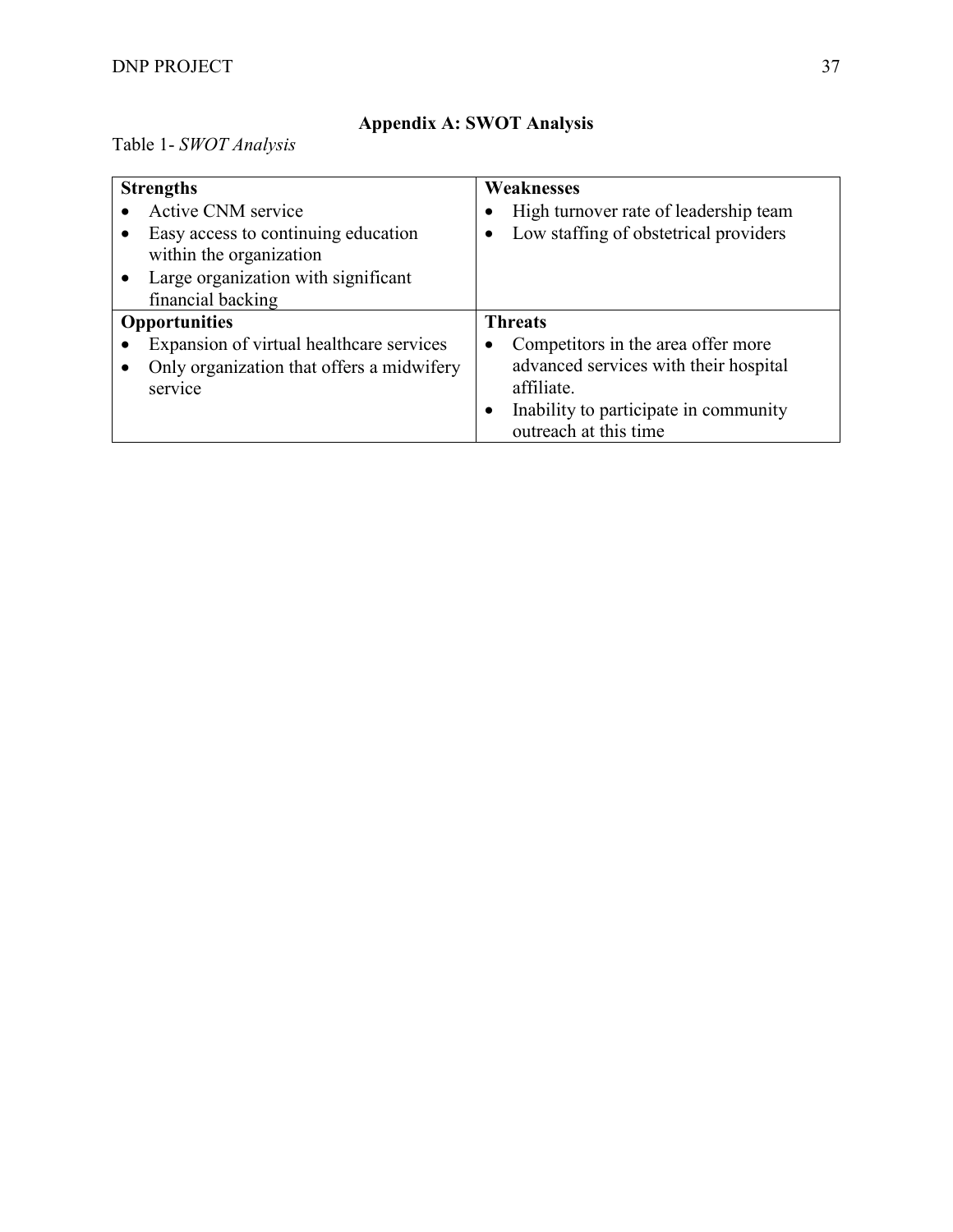## Appendix A: SWOT Analysis

Table 1- *SWOT Analysis*

| **Strengths** | **Weaknesses** |
|---|---|
| • Active CNM service<br>• Easy access to continuing education within the organization<br>• Large organization with significant financial backing | • High turnover rate of leadership team<br>• Low staffing of obstetrical providers |
| **Opportunities** | **Threats** |
| • Expansion of virtual healthcare services<br>• Only organization that offers a midwifery service | • Competitors in the area offer more advanced services with their hospital affiliate.<br>• Inability to participate in community outreach at this time |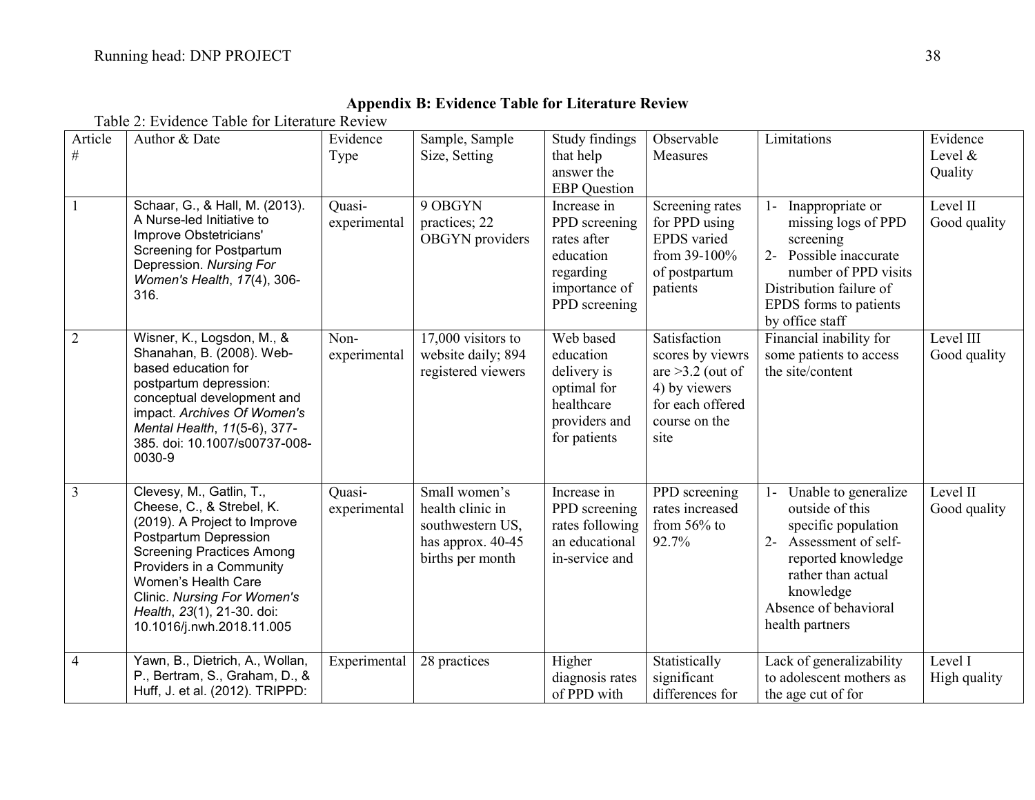## Appendix B: Evidence Table for Literature Review

Table 2: Evidence Table for Literature Review

| Article # | Author & Date | Evidence Type | Sample, Sample Size, Setting | Study findings that help answer the EBP Question | Observable Measures | Limitations | Evidence Level & Quality |
|---|---|---|---|---|---|---|---|
| 1 | Schaar, G., & Hall, M. (2013). A Nurse-led Initiative to Improve Obstetricians' Screening for Postpartum Depression. *Nursing For Women's Health*, *17*(4), 306-316. | Quasi-experimental | 9 OBGYN practices; 22 OBGYN providers | Increase in PPD screening rates after education regarding importance of PPD screening | Screening rates for PPD using EPDS varied from 39-100% of postpartum patients | 1- Inappropriate or missing logs of PPD screening<br>2- Possible inaccurate number of PPD visits<br>Distribution failure of EPDS forms to patients by office staff | Level II<br>Good quality |
| 2 | Wisner, K., Logsdon, M., & Shanahan, B. (2008). Web-based education for postpartum depression: conceptual development and impact. *Archives Of Women's Mental Health*, *11*(5-6), 377-385. doi: 10.1007/s00737-008-0030-9 | Non-experimental | 17,000 visitors to website daily; 894 registered viewers | Web based education delivery is optimal for healthcare providers and for patients | Satisfaction scores by viewrs are >3.2 (out of 4) by viewers for each offered course on the site | Financial inability for some patients to access the site/content | Level III<br>Good quality |
| 3 | Clevesy, M., Gatlin, T., Cheese, C., & Strebel, K. (2019). A Project to Improve Postpartum Depression Screening Practices Among Providers in a Community Women's Health Care Clinic. *Nursing For Women's Health*, *23*(1), 21-30. doi: 10.1016/j.nwh.2018.11.005 | Quasi-experimental | Small women's health clinic in southwestern US, has approx. 40-45 births per month | Increase in PPD screening rates following an educational in-service and | PPD screening rates increased from 56% to 92.7% | 1- Unable to generalize outside of this specific population<br>2- Assessment of self-reported knowledge rather than actual knowledge<br>Absence of behavioral health partners | Level II<br>Good quality |
| 4 | Yawn, B., Dietrich, A., Wollan, P., Bertram, S., Graham, D., & Huff, J. et al. (2012). TRIPPD: | Experimental | 28 practices | Higher diagnosis rates of PPD with | Statistically significant differences for | Lack of generalizability to adolescent mothers as the age cut of for | Level I<br>High quality |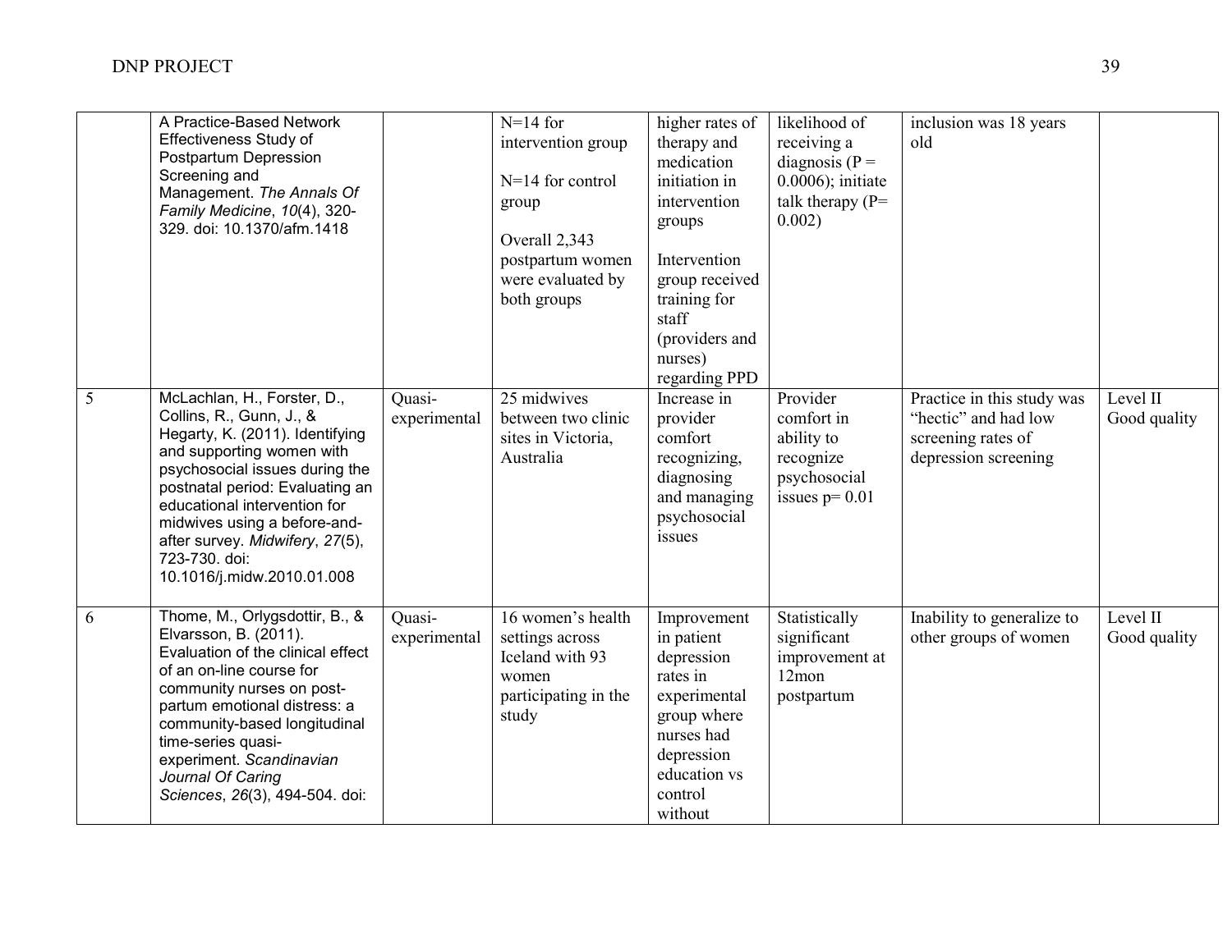| | | | | | | | |
|---|---|---|---|---|---|---|---|
| | A Practice-Based Network Effectiveness Study of Postpartum Depression Screening and Management. *The Annals Of Family Medicine*, *10*(4), 320-329. doi: 10.1370/afm.1418 | | N=14 for intervention group<br><br>N=14 for control group<br><br>Overall 2,343 postpartum women were evaluated by both groups | higher rates of therapy and medication initiation in intervention groups<br><br>Intervention group received training for staff (providers and nurses) regarding PPD | likelihood of receiving a diagnosis (P = 0.0006); initiate talk therapy (P= 0.002) | inclusion was 18 years old | |
| 5 | McLachlan, H., Forster, D., Collins, R., Gunn, J., & Hegarty, K. (2011). Identifying and supporting women with psychosocial issues during the postnatal period: Evaluating an educational intervention for midwives using a before-and-after survey. *Midwifery*, *27*(5), 723-730. doi: 10.1016/j.midw.2010.01.008 | Quasi-experimental | 25 midwives between two clinic sites in Victoria, Australia | Increase in provider comfort recognizing, diagnosing and managing psychosocial issues | Provider comfort in ability to recognize psychosocial issues p= 0.01 | Practice in this study was "hectic" and had low screening rates of depression screening | Level II Good quality |
| 6 | Thome, M., Orlygsdottir, B., & Elvarsson, B. (2011). Evaluation of the clinical effect of an on-line course for community nurses on post-partum emotional distress: a community-based longitudinal time-series quasi-experiment. *Scandinavian Journal Of Caring Sciences*, *26*(3), 494-504. doi: | Quasi-experimental | 16 women's health settings across Iceland with 93 women participating in the study | Improvement in patient depression rates in experimental group where nurses had depression education vs control without | Statistically significant improvement at 12mon postpartum | Inability to generalize to other groups of women | Level II Good quality |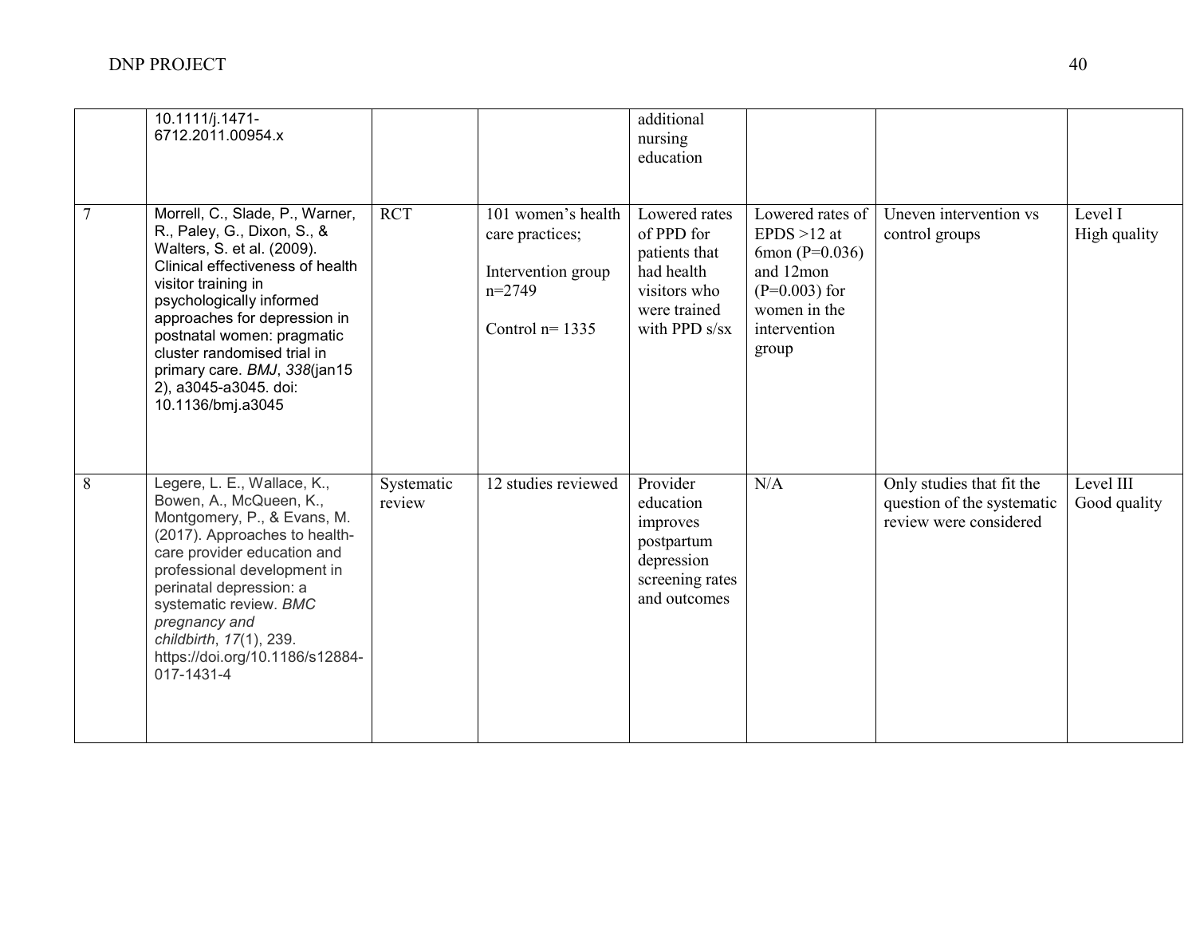| | | | | | | | |
|---|---|---|---|---|---|---|---|
| | 10.1111/j.1471-6712.2011.00954.x | | | additional nursing education | | | |
| 7 | Morrell, C., Slade, P., Warner, R., Paley, G., Dixon, S., & Walters, S. et al. (2009). Clinical effectiveness of health visitor training in psychologically informed approaches for depression in postnatal women: pragmatic cluster randomised trial in primary care. *BMJ*, *338*(jan15 2), a3045-a3045. doi: 10.1136/bmj.a3045 | RCT | 101 women's health care practices;<br><br>Intervention group n=2749<br><br>Control n= 1335 | Lowered rates of PPD for patients that had health visitors who were trained with PPD s/sx | Lowered rates of EPDS >12 at 6mon (P=0.036) and 12mon (P=0.003) for women in the intervention group | Uneven intervention vs control groups | Level I<br>High quality |
| 8 | Legere, L. E., Wallace, K., Bowen, A., McQueen, K., Montgomery, P., & Evans, M. (2017). Approaches to health-care provider education and professional development in perinatal depression: a systematic review. *BMC pregnancy and childbirth*, *17*(1), 239. https://doi.org/10.1186/s12884-017-1431-4 | Systematic review | 12 studies reviewed | Provider education improves postpartum depression screening rates and outcomes | N/A | Only studies that fit the question of the systematic review were considered | Level III<br>Good quality |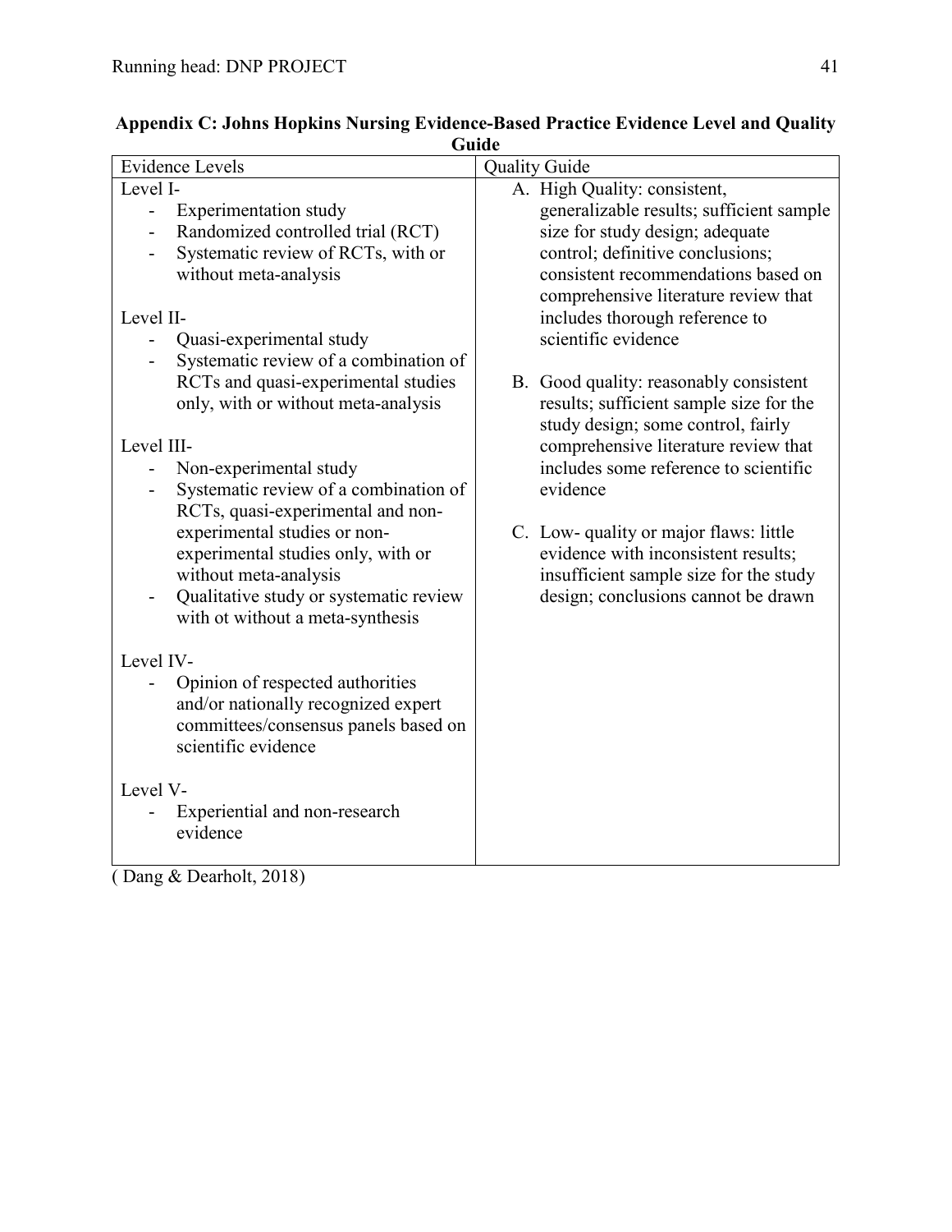**Appendix C: Johns Hopkins Nursing Evidence-Based Practice Evidence Level and Quality Guide**

| Evidence Levels | Quality Guide |
|---|---|
| Level I-<br>- Experimentation study<br>- Randomized controlled trial (RCT)<br>- Systematic review of RCTs, with or without meta-analysis<br><br>Level II-<br>- Quasi-experimental study<br>- Systematic review of a combination of RCTs and quasi-experimental studies only, with or without meta-analysis<br><br>Level III-<br>- Non-experimental study<br>- Systematic review of a combination of RCTs, quasi-experimental and non-experimental studies or non-experimental studies only, with or without meta-analysis<br>- Qualitative study or systematic review with ot without a meta-synthesis<br><br>Level IV-<br>- Opinion of respected authorities and/or nationally recognized expert committees/consensus panels based on scientific evidence<br><br>Level V-<br>- Experiential and non-research evidence | A. High Quality: consistent, generalizable results; sufficient sample size for study design; adequate control; definitive conclusions; consistent recommendations based on comprehensive literature review that includes thorough reference to scientific evidence<br><br>B. Good quality: reasonably consistent results; sufficient sample size for the study design; some control, fairly comprehensive literature review that includes some reference to scientific evidence<br><br>C. Low- quality or major flaws: little evidence with inconsistent results; insufficient sample size for the study design; conclusions cannot be drawn |

( Dang & Dearholt, 2018)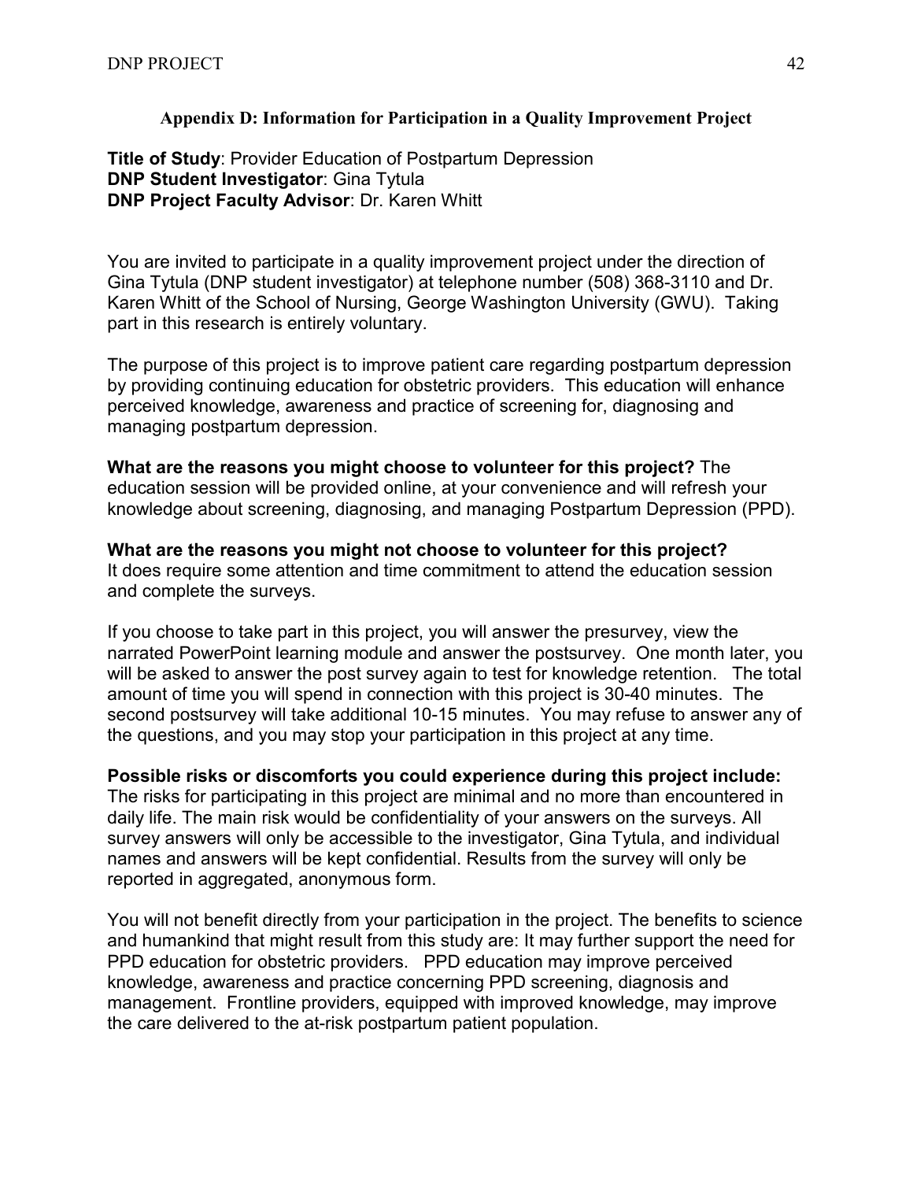### Appendix D: Information for Participation in a Quality Improvement Project

**Title of Study**: Provider Education of Postpartum Depression
**DNP Student Investigator**: Gina Tytula
**DNP Project Faculty Advisor**: Dr. Karen Whitt

You are invited to participate in a quality improvement project under the direction of Gina Tytula (DNP student investigator) at telephone number (508) 368-3110 and Dr. Karen Whitt of the School of Nursing, George Washington University (GWU). Taking part in this research is entirely voluntary.

The purpose of this project is to improve patient care regarding postpartum depression by providing continuing education for obstetric providers. This education will enhance perceived knowledge, awareness and practice of screening for, diagnosing and managing postpartum depression.

**What are the reasons you might choose to volunteer for this project?** The education session will be provided online, at your convenience and will refresh your knowledge about screening, diagnosing, and managing Postpartum Depression (PPD).

**What are the reasons you might not choose to volunteer for this project?** It does require some attention and time commitment to attend the education session and complete the surveys.

If you choose to take part in this project, you will answer the presurvey, view the narrated PowerPoint learning module and answer the postsurvey. One month later, you will be asked to answer the post survey again to test for knowledge retention. The total amount of time you will spend in connection with this project is 30-40 minutes. The second postsurvey will take additional 10-15 minutes. You may refuse to answer any of the questions, and you may stop your participation in this project at any time.

**Possible risks or discomforts you could experience during this project include:** The risks for participating in this project are minimal and no more than encountered in daily life. The main risk would be confidentiality of your answers on the surveys. All survey answers will only be accessible to the investigator, Gina Tytula, and individual names and answers will be kept confidential. Results from the survey will only be reported in aggregated, anonymous form.

You will not benefit directly from your participation in the project. The benefits to science and humankind that might result from this study are: It may further support the need for PPD education for obstetric providers. PPD education may improve perceived knowledge, awareness and practice concerning PPD screening, diagnosis and management. Frontline providers, equipped with improved knowledge, may improve the care delivered to the at-risk postpartum patient population.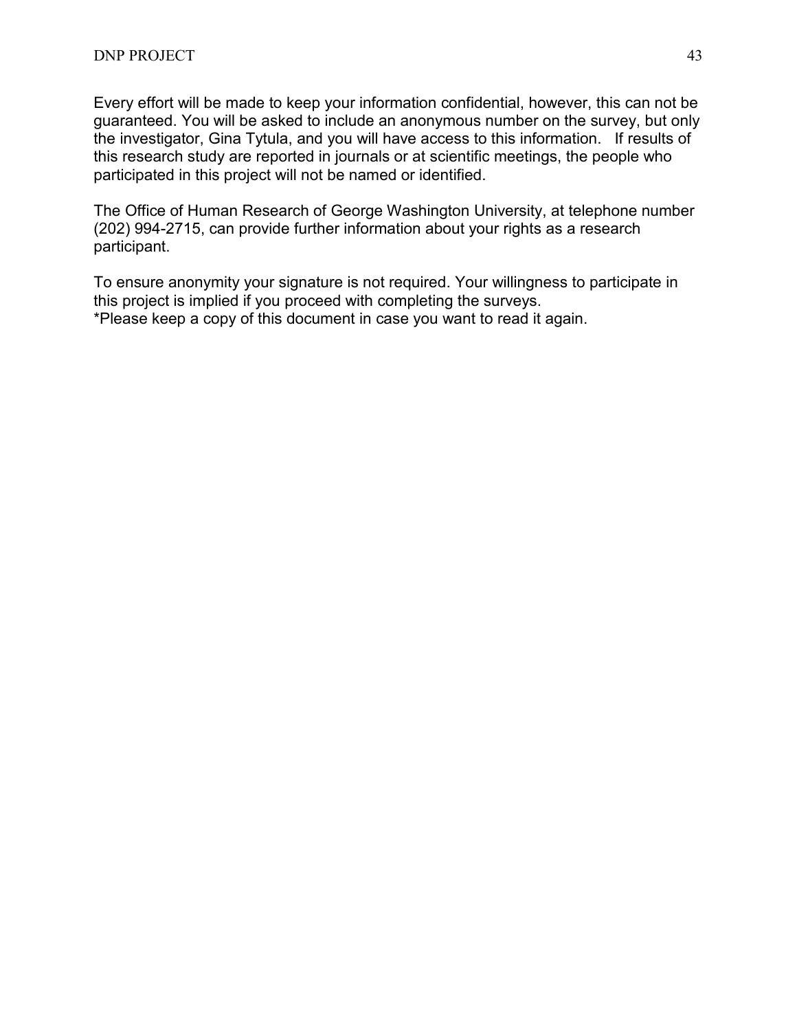Every effort will be made to keep your information confidential, however, this can not be guaranteed. You will be asked to include an anonymous number on the survey, but only the investigator, Gina Tytula, and you will have access to this information. If results of this research study are reported in journals or at scientific meetings, the people who participated in this project will not be named or identified.

The Office of Human Research of George Washington University, at telephone number (202) 994-2715, can provide further information about your rights as a research participant.

To ensure anonymity your signature is not required. Your willingness to participate in this project is implied if you proceed with completing the surveys.
*Please keep a copy of this document in case you want to read it again.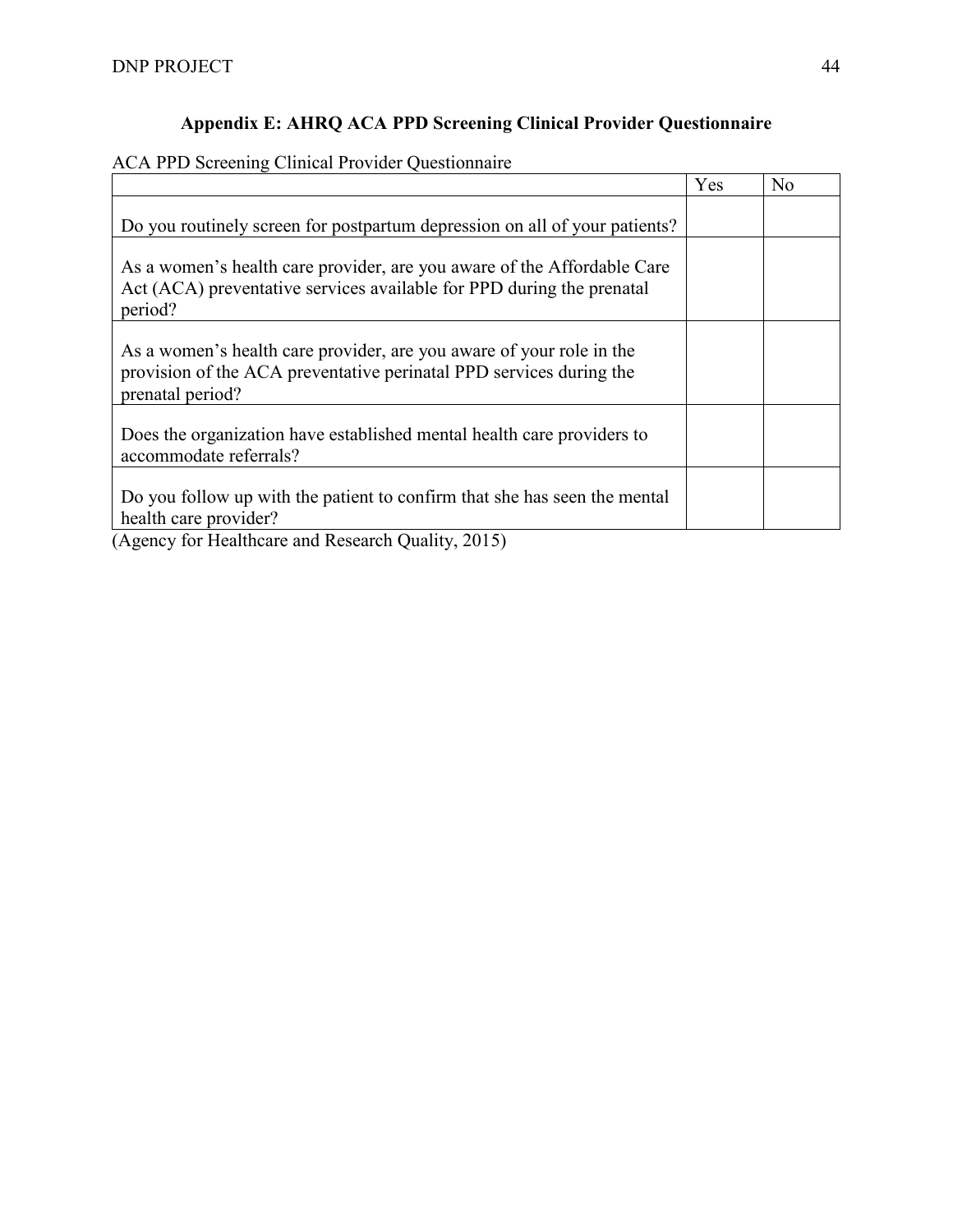## Appendix E: AHRQ ACA PPD Screening Clinical Provider Questionnaire

ACA PPD Screening Clinical Provider Questionnaire

| | Yes | No |
|---|---|---|
| Do you routinely screen for postpartum depression on all of your patients? | | |
| As a women's health care provider, are you aware of the Affordable Care Act (ACA) preventative services available for PPD during the prenatal period? | | |
| As a women's health care provider, are you aware of your role in the provision of the ACA preventative perinatal PPD services during the prenatal period? | | |
| Does the organization have established mental health care providers to accommodate referrals? | | |
| Do you follow up with the patient to confirm that she has seen the mental health care provider? | | |

(Agency for Healthcare and Research Quality, 2015)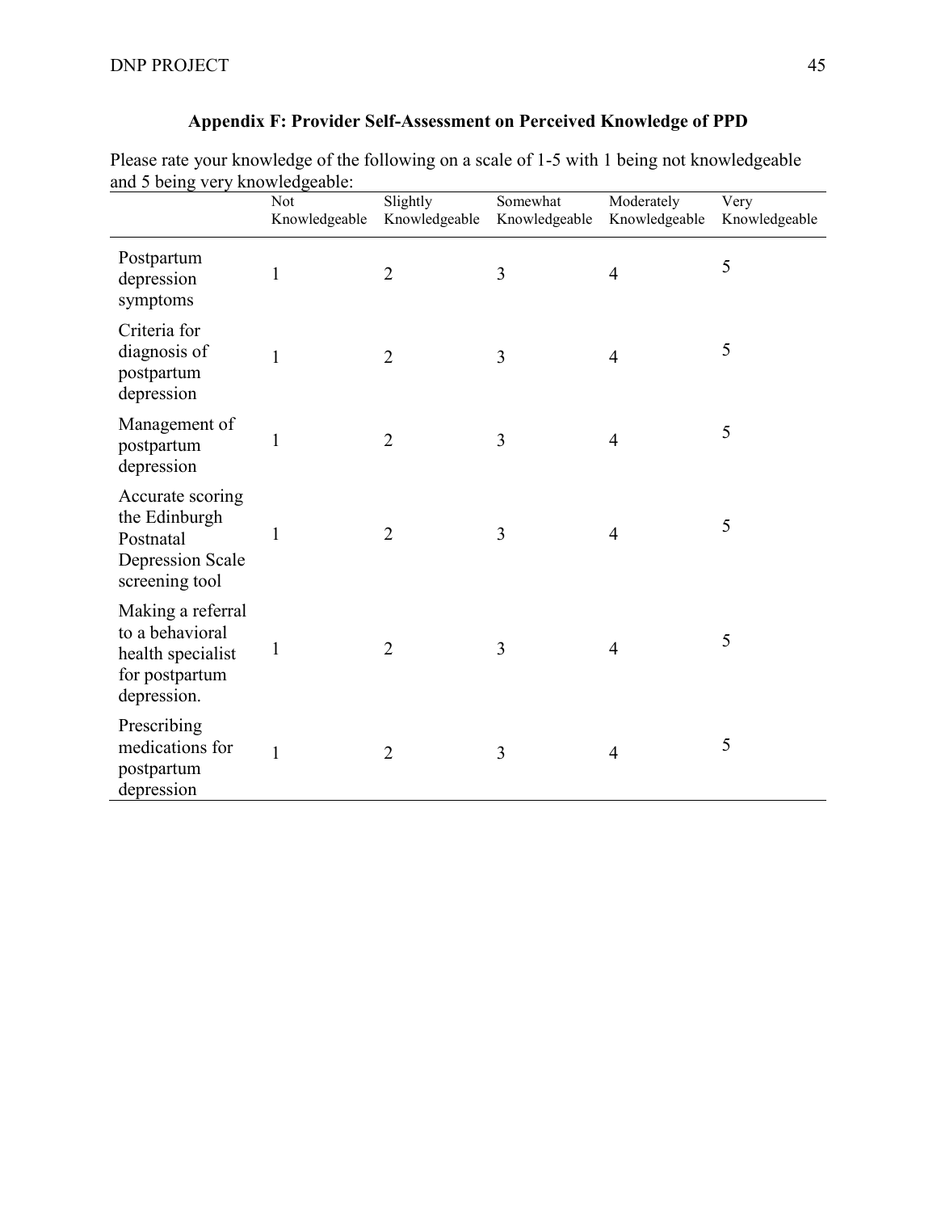## Appendix F: Provider Self-Assessment on Perceived Knowledge of PPD

Please rate your knowledge of the following on a scale of 1-5 with 1 being not knowledgeable and 5 being very knowledgeable:

| | Not Knowledgeable | Slightly Knowledgeable | Somewhat Knowledgeable | Moderately Knowledgeable | Very Knowledgeable |
|---|---|---|---|---|---|
| Postpartum depression symptoms | 1 | 2 | 3 | 4 | 5 |
| Criteria for diagnosis of postpartum depression | 1 | 2 | 3 | 4 | 5 |
| Management of postpartum depression | 1 | 2 | 3 | 4 | 5 |
| Accurate scoring the Edinburgh Postnatal Depression Scale screening tool | 1 | 2 | 3 | 4 | 5 |
| Making a referral to a behavioral health specialist for postpartum depression. | 1 | 2 | 3 | 4 | 5 |
| Prescribing medications for postpartum depression | 1 | 2 | 3 | 4 | 5 |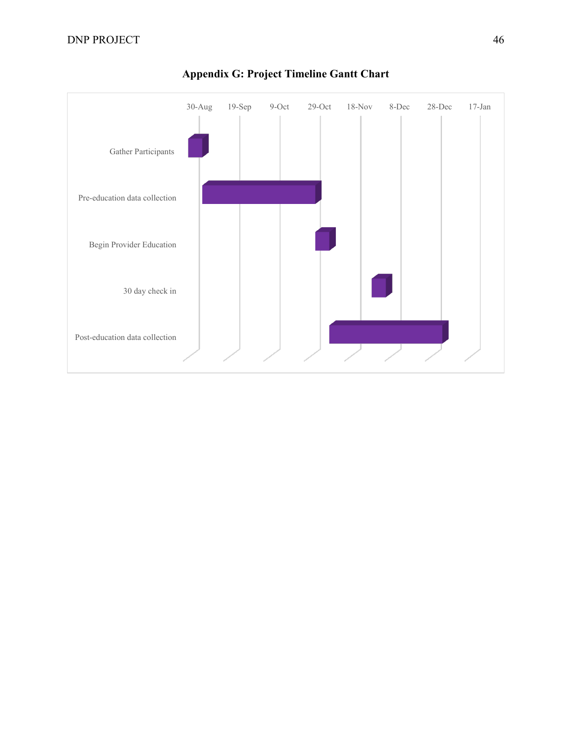# Appendix G: Project Timeline Gantt Chart

| Task | 30-Aug | 19-Sep | 9-Oct | 29-Oct | 18-Nov | 8-Dec | 28-Dec | 17-Jan |
|---|---|---|---|---|---|---|---|---|
| Gather Participants | | | | | | | | |
| Pre-education data collection | | | | | | | | |
| Begin Provider Education | | | | | | | | |
| 30 day check in | | | | | | | | |
| Post-education data collection | | | | | | | | |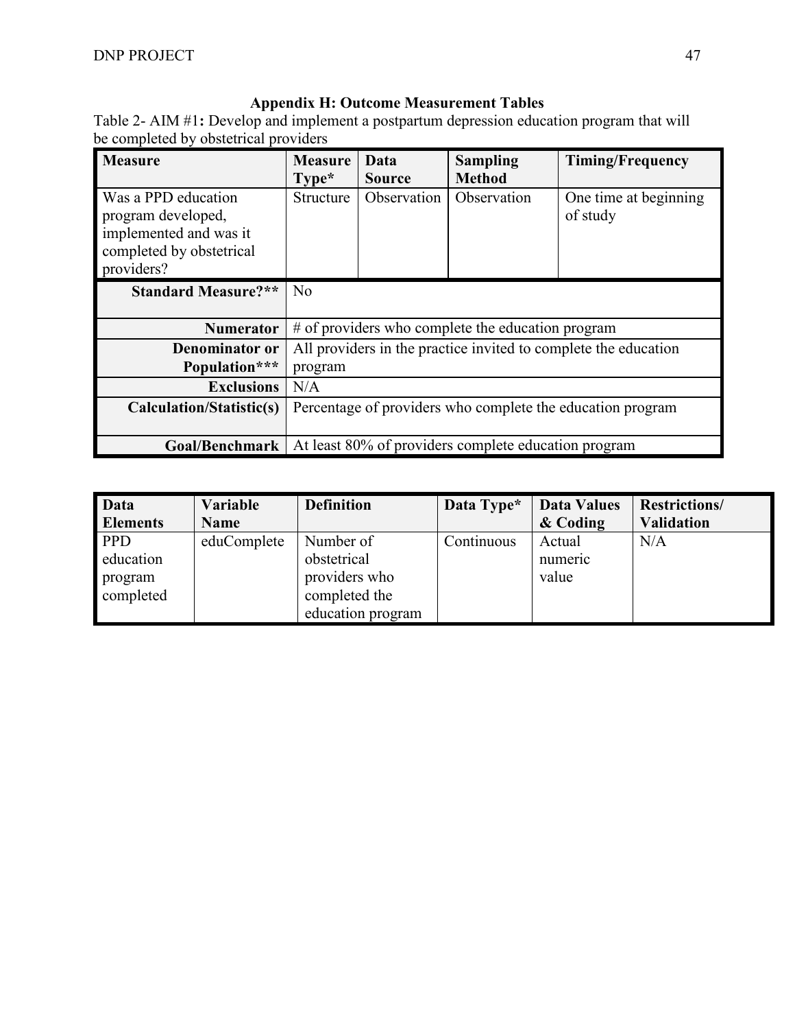## Appendix H: Outcome Measurement Tables

Table 2- AIM #1**:** Develop and implement a postpartum depression education program that will be completed by obstetrical providers

| Measure | Measure Type* | Data Source | Sampling Method | Timing/Frequency |
|---|---|---|---|---|
| Was a PPD education program developed, implemented and was it completed by obstetrical providers? | Structure | Observation | Observation | One time at beginning of study |
| **Standard Measure?**** | No | | | |
| **Numerator** | # of providers who complete the education program | | | |
| **Denominator or Population***** | All providers in the practice invited to complete the education program | | | |
| **Exclusions** | N/A | | | |
| **Calculation/Statistic(s)** | Percentage of providers who complete the education program | | | |
| **Goal/Benchmark** | At least 80% of providers complete education program | | | |

| Data Elements | Variable Name | Definition | Data Type* | Data Values & Coding | Restrictions/ Validation |
|---|---|---|---|---|---|
| PPD education program completed | eduComplete | Number of obstetrical providers who completed the education program | Continuous | Actual numeric value | N/A |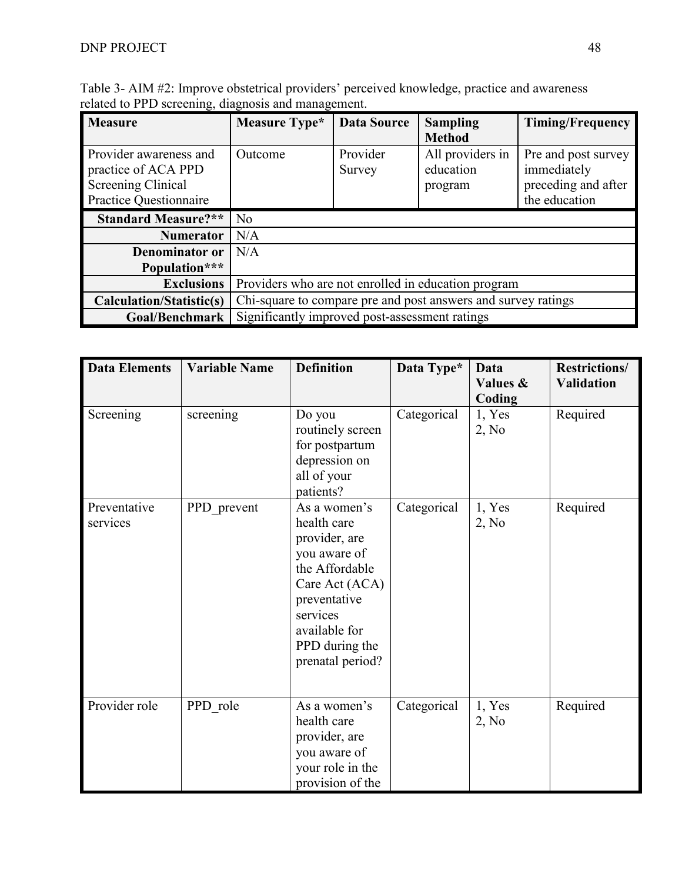Table 3- AIM #2: Improve obstetrical providers' perceived knowledge, practice and awareness related to PPD screening, diagnosis and management.

| Measure | Measure Type* | Data Source | Sampling Method | Timing/Frequency |
|---|---|---|---|---|
| Provider awareness and practice of ACA PPD Screening Clinical Practice Questionnaire | Outcome | Provider Survey | All providers in education program | Pre and post survey immediately preceding and after the education |
| **Standard Measure?**** | No | | | |
| **Numerator** | N/A | | | |
| **Denominator or Population***** | N/A | | | |
| **Exclusions** | Providers who are not enrolled in education program | | | |
| **Calculation/Statistic(s)** | Chi-square to compare pre and post answers and survey ratings | | | |
| **Goal/Benchmark** | Significantly improved post-assessment ratings | | | |

| Data Elements | Variable Name | Definition | Data Type* | Data Values & Coding | Restrictions/ Validation |
|---|---|---|---|---|---|
| Screening | screening | Do you routinely screen for postpartum depression on all of your patients? | Categorical | 1, Yes<br>2, No | Required |
| Preventative services | PPD_prevent | As a women's health care provider, are you aware of the Affordable Care Act (ACA) preventative services available for PPD during the prenatal period? | Categorical | 1, Yes<br>2, No | Required |
| Provider role | PPD_role | As a women's health care provider, are you aware of your role in the provision of the | Categorical | 1, Yes<br>2, No | Required |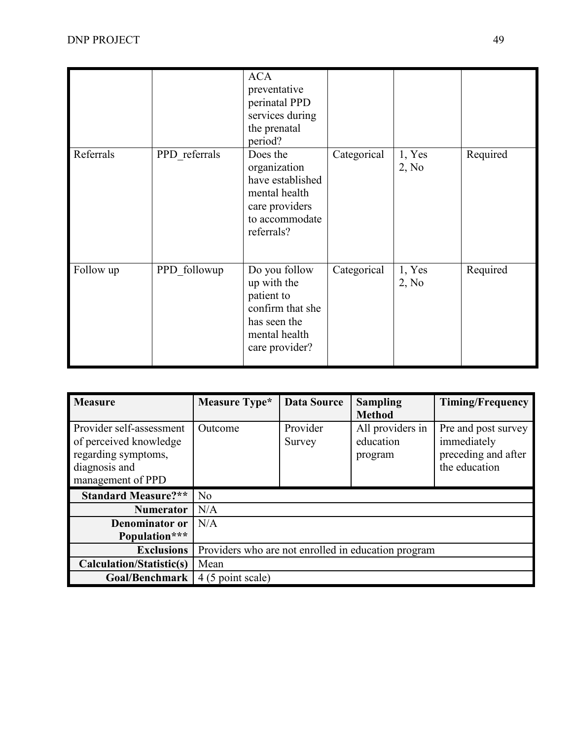| | | ACA preventative perinatal PPD services during the prenatal period? | | | |
|---|---|---|---|---|---|
| Referrals | PPD_referrals | Does the organization have established mental health care providers to accommodate referrals? | Categorical | 1, Yes<br>2, No | Required |
| Follow up | PPD_followup | Do you follow up with the patient to confirm that she has seen the mental health care provider? | Categorical | 1, Yes<br>2, No | Required |

| **Measure** | **Measure Type*** | **Data Source** | **Sampling Method** | **Timing/Frequency** |
|---|---|---|---|---|
| Provider self-assessment of perceived knowledge regarding symptoms, diagnosis and management of PPD | Outcome | Provider Survey | All providers in education program | Pre and post survey immediately preceding and after the education |
| **Standard Measure?**** | No | | | |
| **Numerator** | N/A | | | |
| **Denominator or Population***** | N/A | | | |
| **Exclusions** | Providers who are not enrolled in education program | | | |
| **Calculation/Statistic(s)** | Mean | | | |
| **Goal/Benchmark** | 4 (5 point scale) | | | |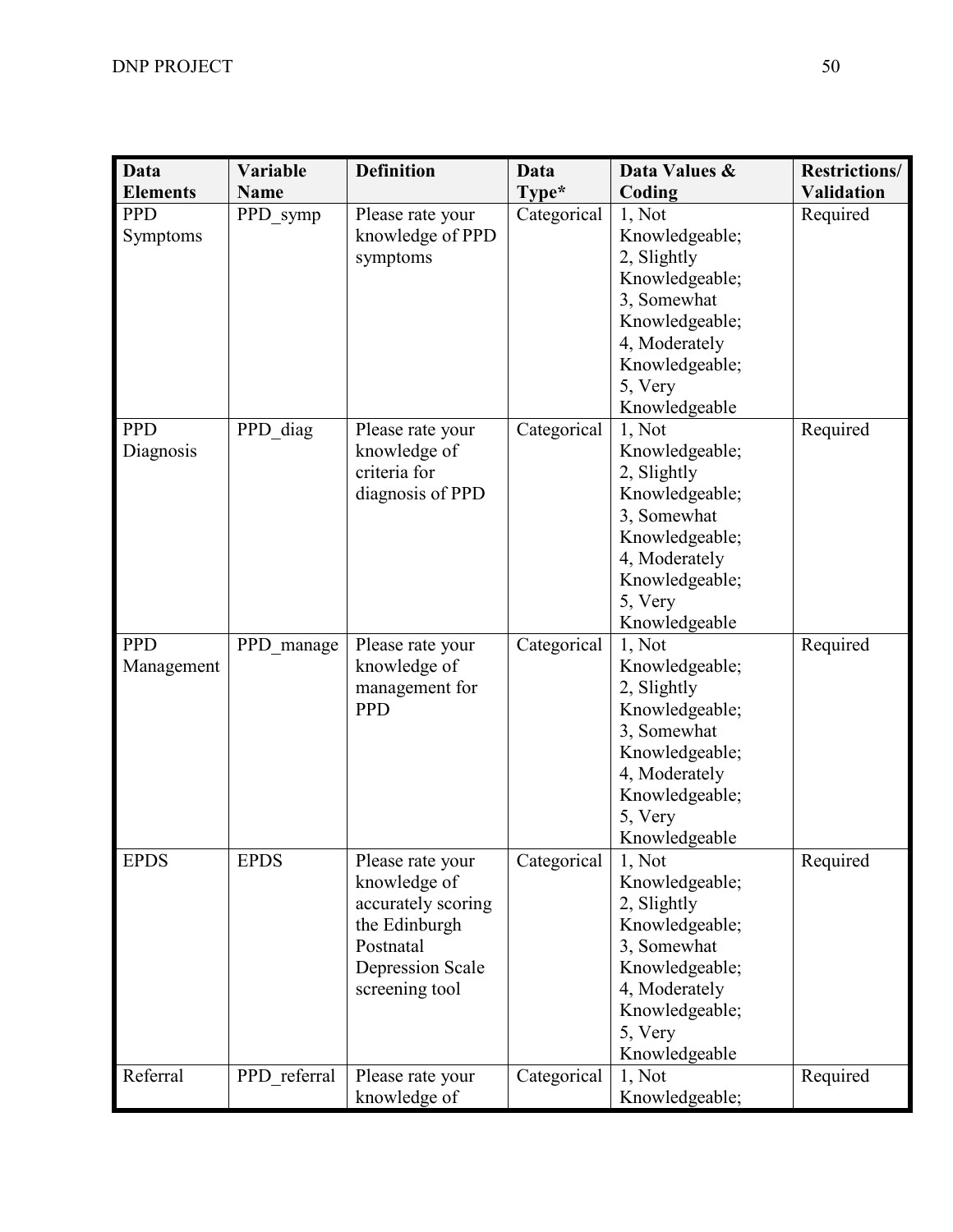| Data Elements | Variable Name | Definition | Data Type* | Data Values & Coding | Restrictions/ Validation |
|---|---|---|---|---|---|
| PPD Symptoms | PPD_symp | Please rate your knowledge of PPD symptoms | Categorical | 1, Not Knowledgeable; 2, Slightly Knowledgeable; 3, Somewhat Knowledgeable; 4, Moderately Knowledgeable; 5, Very Knowledgeable | Required |
| PPD Diagnosis | PPD_diag | Please rate your knowledge of criteria for diagnosis of PPD | Categorical | 1, Not Knowledgeable; 2, Slightly Knowledgeable; 3, Somewhat Knowledgeable; 4, Moderately Knowledgeable; 5, Very Knowledgeable | Required |
| PPD Management | PPD_manage | Please rate your knowledge of management for PPD | Categorical | 1, Not Knowledgeable; 2, Slightly Knowledgeable; 3, Somewhat Knowledgeable; 4, Moderately Knowledgeable; 5, Very Knowledgeable | Required |
| EPDS | EPDS | Please rate your knowledge of accurately scoring the Edinburgh Postnatal Depression Scale screening tool | Categorical | 1, Not Knowledgeable; 2, Slightly Knowledgeable; 3, Somewhat Knowledgeable; 4, Moderately Knowledgeable; 5, Very Knowledgeable | Required |
| Referral | PPD_referral | Please rate your knowledge of | Categorical | 1, Not Knowledgeable; | Required |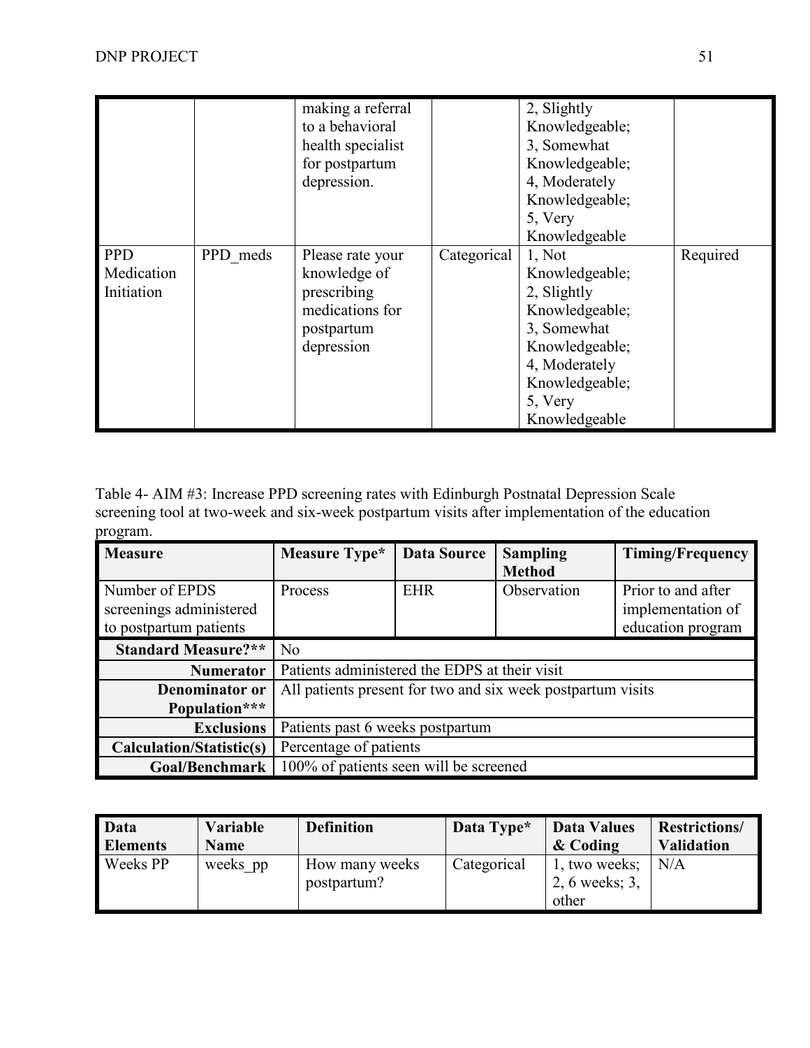|  |  | making a referral to a behavioral health specialist for postpartum depression. |  | 2, Slightly Knowledgeable; 3, Somewhat Knowledgeable; 4, Moderately Knowledgeable; 5, Very Knowledgeable |  |
|---|---|---|---|---|---|
| PPD Medication Initiation | PPD_meds | Please rate your knowledge of prescribing medications for postpartum depression | Categorical | 1, Not Knowledgeable; 2, Slightly Knowledgeable; 3, Somewhat Knowledgeable; 4, Moderately Knowledgeable; 5, Very Knowledgeable | Required |

Table 4- AIM #3: Increase PPD screening rates with Edinburgh Postnatal Depression Scale screening tool at two-week and six-week postpartum visits after implementation of the education program.

| Measure | Measure Type* | Data Source | Sampling Method | Timing/Frequency |
|---|---|---|---|---|
| Number of EPDS screenings administered to postpartum patients | Process | EHR | Observation | Prior to and after implementation of education program |
| **Standard Measure?\*\*** | No | | | |
| **Numerator** | Patients administered the EDPS at their visit | | | |
| **Denominator or Population\*\*\*** | All patients present for two and six week postpartum visits | | | |
| **Exclusions** | Patients past 6 weeks postpartum | | | |
| **Calculation/Statistic(s)** | Percentage of patients | | | |
| **Goal/Benchmark** | 100% of patients seen will be screened | | | |

| Data Elements | Variable Name | Definition | Data Type* | Data Values & Coding | Restrictions/ Validation |
|---|---|---|---|---|---|
| Weeks PP | weeks_pp | How many weeks postpartum? | Categorical | 1, two weeks; 2, 6 weeks; 3, other | N/A |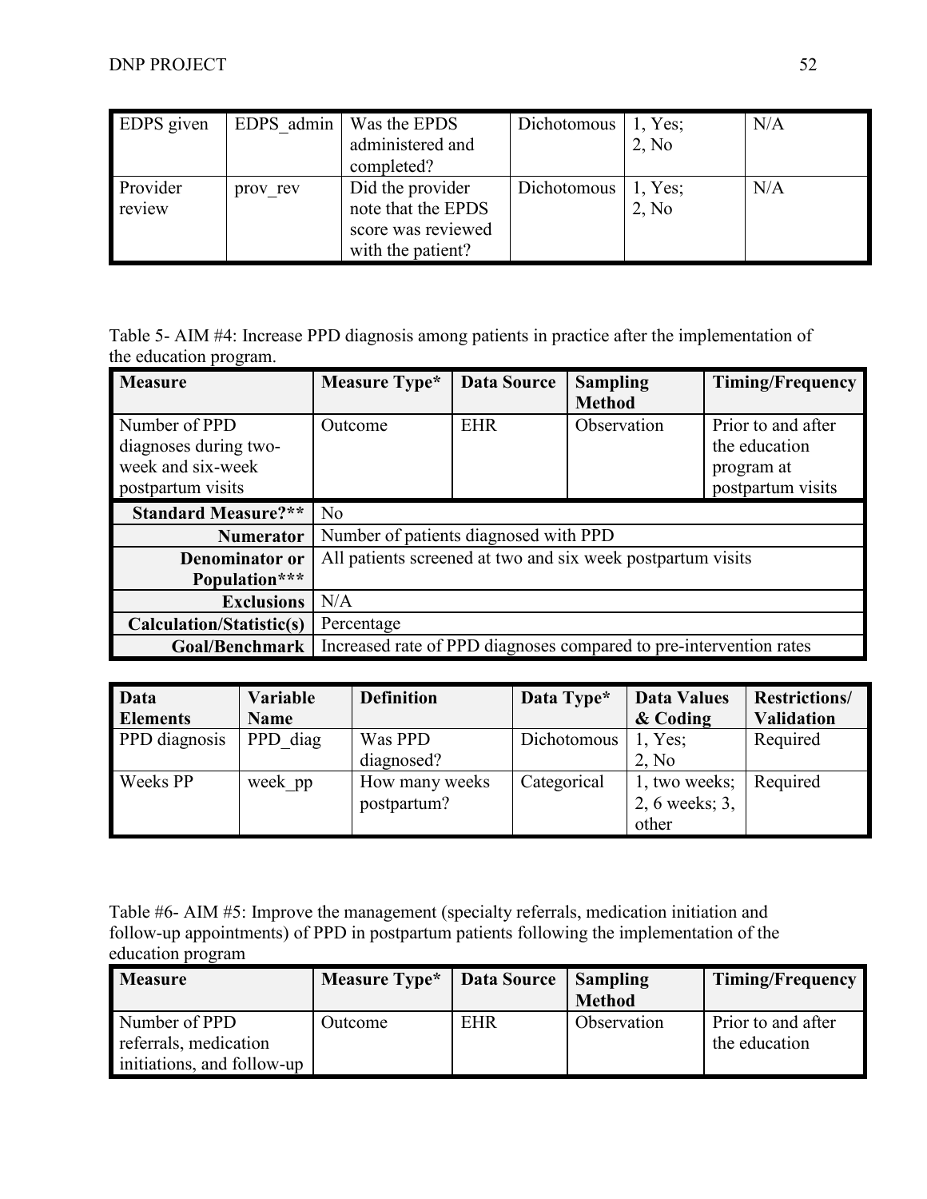| EDPS given | EDPS_admin | Was the EPDS administered and completed? | Dichotomous | 1, Yes; 2, No | N/A |
|---|---|---|---|---|---|
| Provider review | prov_rev | Did the provider note that the EPDS score was reviewed with the patient? | Dichotomous | 1, Yes; 2, No | N/A |

Table 5- AIM #4: Increase PPD diagnosis among patients in practice after the implementation of the education program.

| Measure | Measure Type* | Data Source | Sampling Method | Timing/Frequency |
|---|---|---|---|---|
| Number of PPD diagnoses during two-week and six-week postpartum visits | Outcome | EHR | Observation | Prior to and after the education program at postpartum visits |
| **Standard Measure?\*\*** | No | | | |
| **Numerator** | Number of patients diagnosed with PPD | | | |
| **Denominator or Population\*\*\*** | All patients screened at two and six week postpartum visits | | | |
| **Exclusions** | N/A | | | |
| **Calculation/Statistic(s)** | Percentage | | | |
| **Goal/Benchmark** | Increased rate of PPD diagnoses compared to pre-intervention rates | | | |

| Data Elements | Variable Name | Definition | Data Type* | Data Values & Coding | Restrictions/ Validation |
|---|---|---|---|---|---|
| PPD diagnosis | PPD_diag | Was PPD diagnosed? | Dichotomous | 1, Yes; 2, No | Required |
| Weeks PP | week_pp | How many weeks postpartum? | Categorical | 1, two weeks; 2, 6 weeks; 3, other | Required |

Table #6- AIM #5: Improve the management (specialty referrals, medication initiation and follow-up appointments) of PPD in postpartum patients following the implementation of the education program

| Measure | Measure Type* | Data Source | Sampling Method | Timing/Frequency |
|---|---|---|---|---|
| Number of PPD referrals, medication initiations, and follow-up | Outcome | EHR | Observation | Prior to and after the education |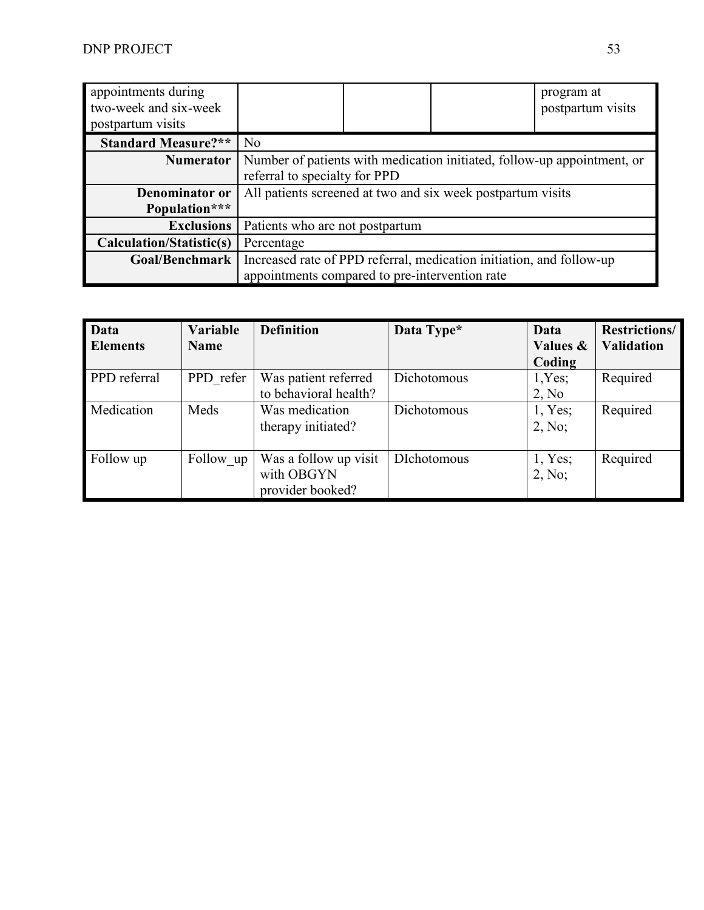| appointments during two-week and six-week postpartum visits | | | | program at postpartum visits |
|---|---|---|---|---|
| **Standard Measure?**** | No | | | |
| **Numerator** | Number of patients with medication initiated, follow-up appointment, or referral to specialty for PPD | | | |
| **Denominator or Population***** | All patients screened at two and six week postpartum visits | | | |
| **Exclusions** | Patients who are not postpartum | | | |
| **Calculation/Statistic(s)** | Percentage | | | |
| **Goal/Benchmark** | Increased rate of PPD referral, medication initiation, and follow-up appointments compared to pre-intervention rate | | | |

| Data Elements | Variable Name | Definition | Data Type* | Data Values & Coding | Restrictions/ Validation |
|---|---|---|---|---|---|
| PPD referral | PPD_refer | Was patient referred to behavioral health? | Dichotomous | 1,Yes; 2, No | Required |
| Medication | Meds | Was medication therapy initiated? | Dichotomous | 1, Yes; 2, No; | Required |
| Follow up | Follow_up | Was a follow up visit with OBGYN provider booked? | DIchotomous | 1, Yes; 2, No; | Required |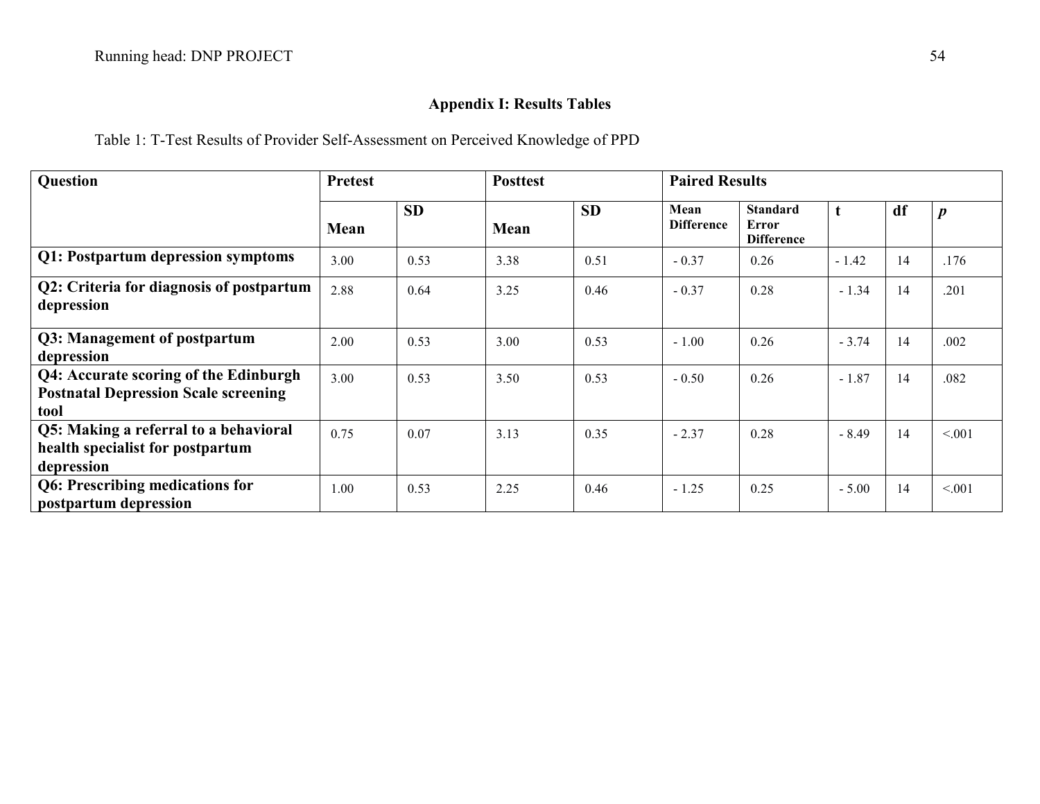## Appendix I: Results Tables

Table 1: T-Test Results of Provider Self-Assessment on Perceived Knowledge of PPD

| **Question** | **Pretest** | | **Posttest** | | **Paired Results** | | | | |
|---|---|---|---|---|---|---|---|---|---|
| | **Mean** | **SD** | **Mean** | **SD** | **Mean Difference** | **Standard Error Difference** | **t** | **df** | ***p*** |
| **Q1: Postpartum depression symptoms** | 3.00 | 0.53 | 3.38 | 0.51 | - 0.37 | 0.26 | - 1.42 | 14 | .176 |
| **Q2: Criteria for diagnosis of postpartum depression** | 2.88 | 0.64 | 3.25 | 0.46 | - 0.37 | 0.28 | - 1.34 | 14 | .201 |
| **Q3: Management of postpartum depression** | 2.00 | 0.53 | 3.00 | 0.53 | - 1.00 | 0.26 | - 3.74 | 14 | .002 |
| **Q4: Accurate scoring of the Edinburgh Postnatal Depression Scale screening tool** | 3.00 | 0.53 | 3.50 | 0.53 | - 0.50 | 0.26 | - 1.87 | 14 | .082 |
| **Q5: Making a referral to a behavioral health specialist for postpartum depression** | 0.75 | 0.07 | 3.13 | 0.35 | - 2.37 | 0.28 | - 8.49 | 14 | <.001 |
| **Q6: Prescribing medications for postpartum depression** | 1.00 | 0.53 | 2.25 | 0.46 | - 1.25 | 0.25 | - 5.00 | 14 | <.001 |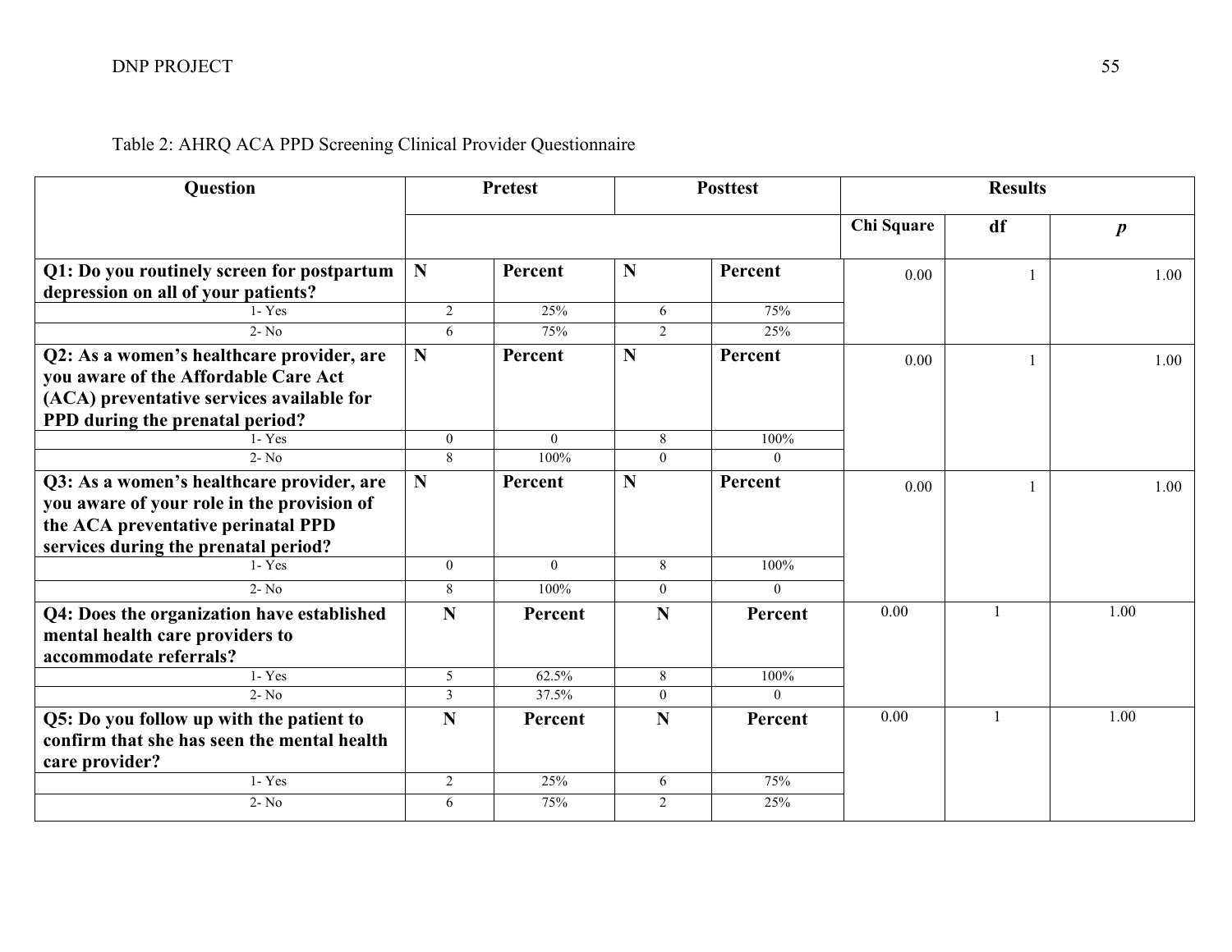Table 2: AHRQ ACA PPD Screening Clinical Provider Questionnaire

| Question | Pretest | | Posttest | | Results | | |
|---|---|---|---|---|---|---|---|
| | | | | | Chi Square | df | *p* |
| **Q1: Do you routinely screen for postpartum depression on all of your patients?** | **N** | **Percent** | **N** | **Percent** | 0.00 | 1 | 1.00 |
| 1- Yes | 2 | 25% | 6 | 75% | | | |
| 2- No | 6 | 75% | 2 | 25% | | | |
| **Q2: As a women's healthcare provider, are you aware of the Affordable Care Act (ACA) preventative services available for PPD during the prenatal period?** | **N** | **Percent** | **N** | **Percent** | 0.00 | 1 | 1.00 |
| 1- Yes | 0 | 0 | 8 | 100% | | | |
| 2- No | 8 | 100% | 0 | 0 | | | |
| **Q3: As a women's healthcare provider, are you aware of your role in the provision of the ACA preventative perinatal PPD services during the prenatal period?** | **N** | **Percent** | **N** | **Percent** | 0.00 | 1 | 1.00 |
| 1- Yes | 0 | 0 | 8 | 100% | | | |
| 2- No | 8 | 100% | 0 | 0 | | | |
| **Q4: Does the organization have established mental health care providers to accommodate referrals?** | **N** | **Percent** | **N** | **Percent** | 0.00 | 1 | 1.00 |
| 1- Yes | 5 | 62.5% | 8 | 100% | | | |
| 2- No | 3 | 37.5% | 0 | 0 | | | |
| **Q5: Do you follow up with the patient to confirm that she has seen the mental health care provider?** | **N** | **Percent** | **N** | **Percent** | 0.00 | 1 | 1.00 |
| 1- Yes | 2 | 25% | 6 | 75% | | | |
| 2- No | 6 | 75% | 2 | 25% | | | |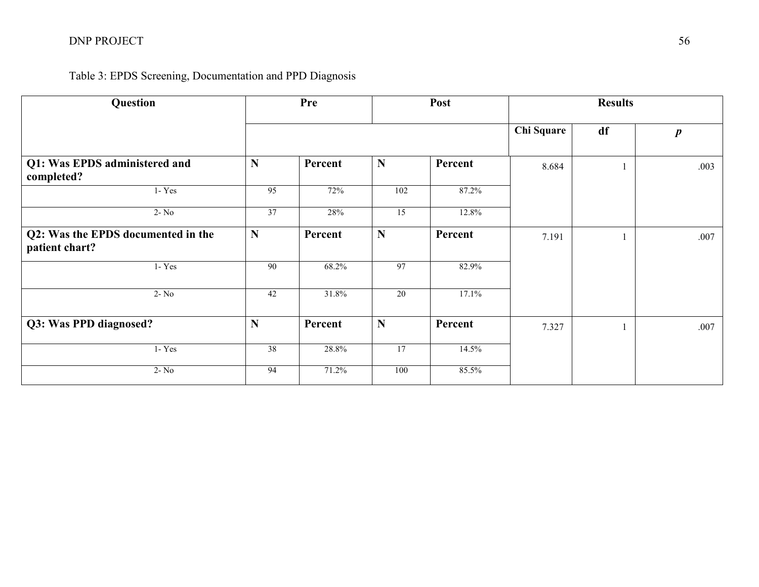Table 3: EPDS Screening, Documentation and PPD Diagnosis

| Question | Pre | | Post | | Results | | |
|---|---|---|---|---|---|---|---|
| | | | | | Chi Square | df | *p* |
| **Q1: Was EPDS administered and completed?** | **N** | **Percent** | **N** | **Percent** | 8.684 | 1 | .003 |
| 1- Yes | 95 | 72% | 102 | 87.2% | | | |
| 2- No | 37 | 28% | 15 | 12.8% | | | |
| **Q2: Was the EPDS documented in the patient chart?** | **N** | **Percent** | **N** | **Percent** | 7.191 | 1 | .007 |
| 1- Yes | 90 | 68.2% | 97 | 82.9% | | | |
| 2- No | 42 | 31.8% | 20 | 17.1% | | | |
| **Q3: Was PPD diagnosed?** | **N** | **Percent** | **N** | **Percent** | 7.327 | 1 | .007 |
| 1- Yes | 38 | 28.8% | 17 | 14.5% | | | |
| 2- No | 94 | 71.2% | 100 | 85.5% | | | |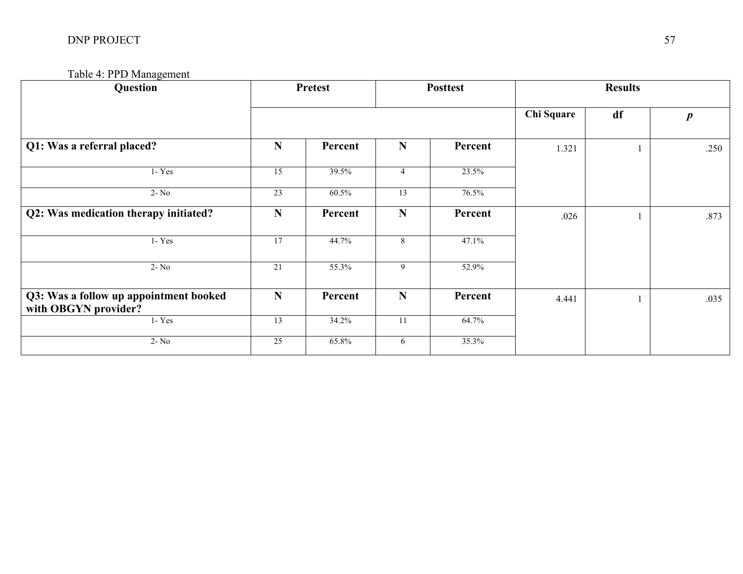Table 4: PPD Management

| Question | Pretest | | Posttest | | Results | | |
|---|---|---|---|---|---|---|---|
| | | | | | Chi Square | df | *p* |
| **Q1: Was a referral placed?** | **N** | **Percent** | **N** | **Percent** | 1.321 | 1 | .250 |
| 1- Yes | 15 | 39.5% | 4 | 23.5% | | | |
| 2- No | 23 | 60.5% | 13 | 76.5% | | | |
| **Q2: Was medication therapy initiated?** | **N** | **Percent** | **N** | **Percent** | .026 | 1 | .873 |
| 1- Yes | 17 | 44.7% | 8 | 47.1% | | | |
| 2- No | 21 | 55.3% | 9 | 52.9% | | | |
| **Q3: Was a follow up appointment booked with OBGYN provider?** | **N** | **Percent** | **N** | **Percent** | 4.441 | 1 | .035 |
| 1- Yes | 13 | 34.2% | 11 | 64.7% | | | |
| 2- No | 25 | 65.8% | 6 | 35.3% | | | |